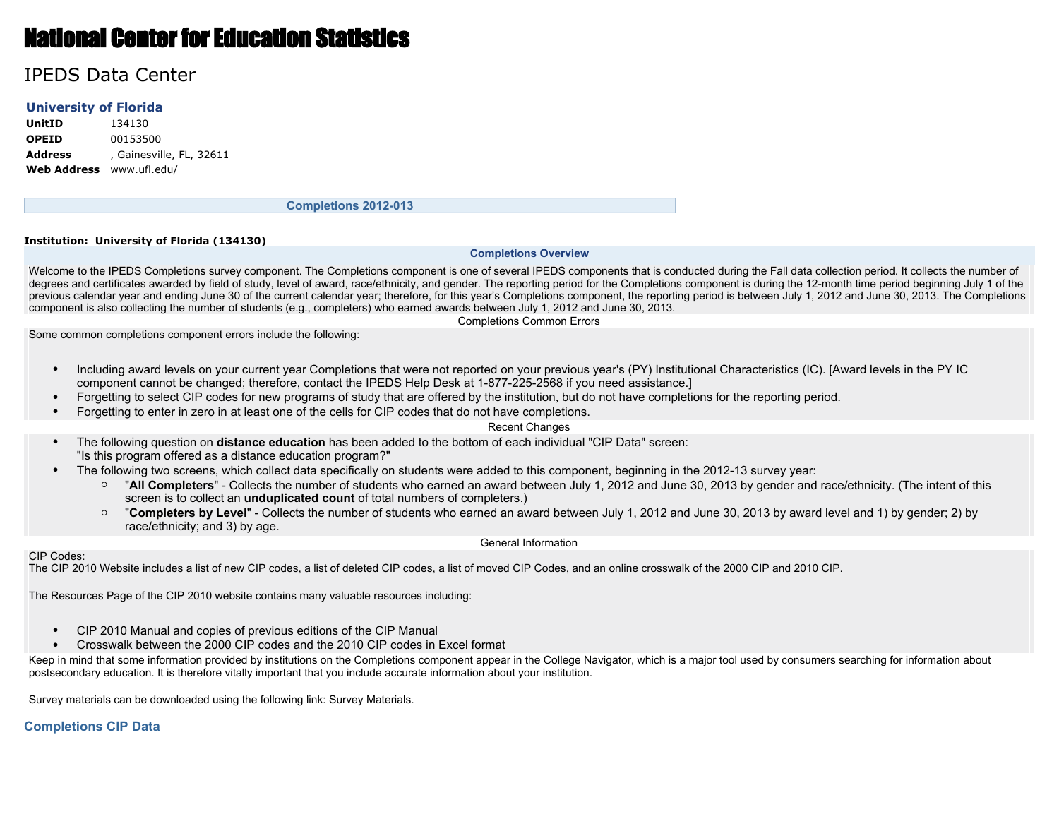# National Center for Education Statistics

## IPEDS Data Center

### University of Florida

| | |
|---|---|
| **UnitID** | 134130 |
| **OPEID** | 00153500 |
| **Address** | , Gainesville, FL, 32611 |
| **Web Address** | www.ufl.edu/ |

## Completions 2012-013

**Institution: University of Florida (134130)**

### Completions Overview

Welcome to the IPEDS Completions survey component. The Completions component is one of several IPEDS components that is conducted during the Fall data collection period. It collects the number of degrees and certificates awarded by field of study, level of award, race/ethnicity, and gender. The reporting period for the Completions component is during the 12-month time period beginning July 1 of the previous calendar year and ending June 30 of the current calendar year; therefore, for this year's Completions component, the reporting period is between July 1, 2012 and June 30, 2013. The Completions component is also collecting the number of students (e.g., completers) who earned awards between July 1, 2012 and June 30, 2013.

Completions Common Errors

Some common completions component errors include the following:

- Including award levels on your current year Completions that were not reported on your previous year's (PY) Institutional Characteristics (IC). [Award levels in the PY IC component cannot be changed; therefore, contact the IPEDS Help Desk at 1-877-225-2568 if you need assistance.]
- Forgetting to select CIP codes for new programs of study that are offered by the institution, but do not have completions for the reporting period.
- Forgetting to enter in zero in at least one of the cells for CIP codes that do not have completions.

Recent Changes

- The following question on **distance education** has been added to the bottom of each individual "CIP Data" screen: "Is this program offered as a distance education program?"
- The following two screens, which collect data specifically on students were added to this component, beginning in the 2012-13 survey year:
  - "**All Completers**" - Collects the number of students who earned an award between July 1, 2012 and June 30, 2013 by gender and race/ethnicity. (The intent of this screen is to collect an **unduplicated count** of total numbers of completers.)
  - "**Completers by Level**" - Collects the number of students who earned an award between July 1, 2012 and June 30, 2013 by award level and 1) by gender; 2) by race/ethnicity; and 3) by age.

General Information

CIP Codes:
The CIP 2010 Website includes a list of new CIP codes, a list of deleted CIP codes, a list of moved CIP Codes, and an online crosswalk of the 2000 CIP and 2010 CIP.

The Resources Page of the CIP 2010 website contains many valuable resources including:

- CIP 2010 Manual and copies of previous editions of the CIP Manual
- Crosswalk between the 2000 CIP codes and the 2010 CIP codes in Excel format

Keep in mind that some information provided by institutions on the Completions component appear in the College Navigator, which is a major tool used by consumers searching for information about postsecondary education. It is therefore vitally important that you include accurate information about your institution.

Survey materials can be downloaded using the following link: Survey Materials.

### Completions CIP Data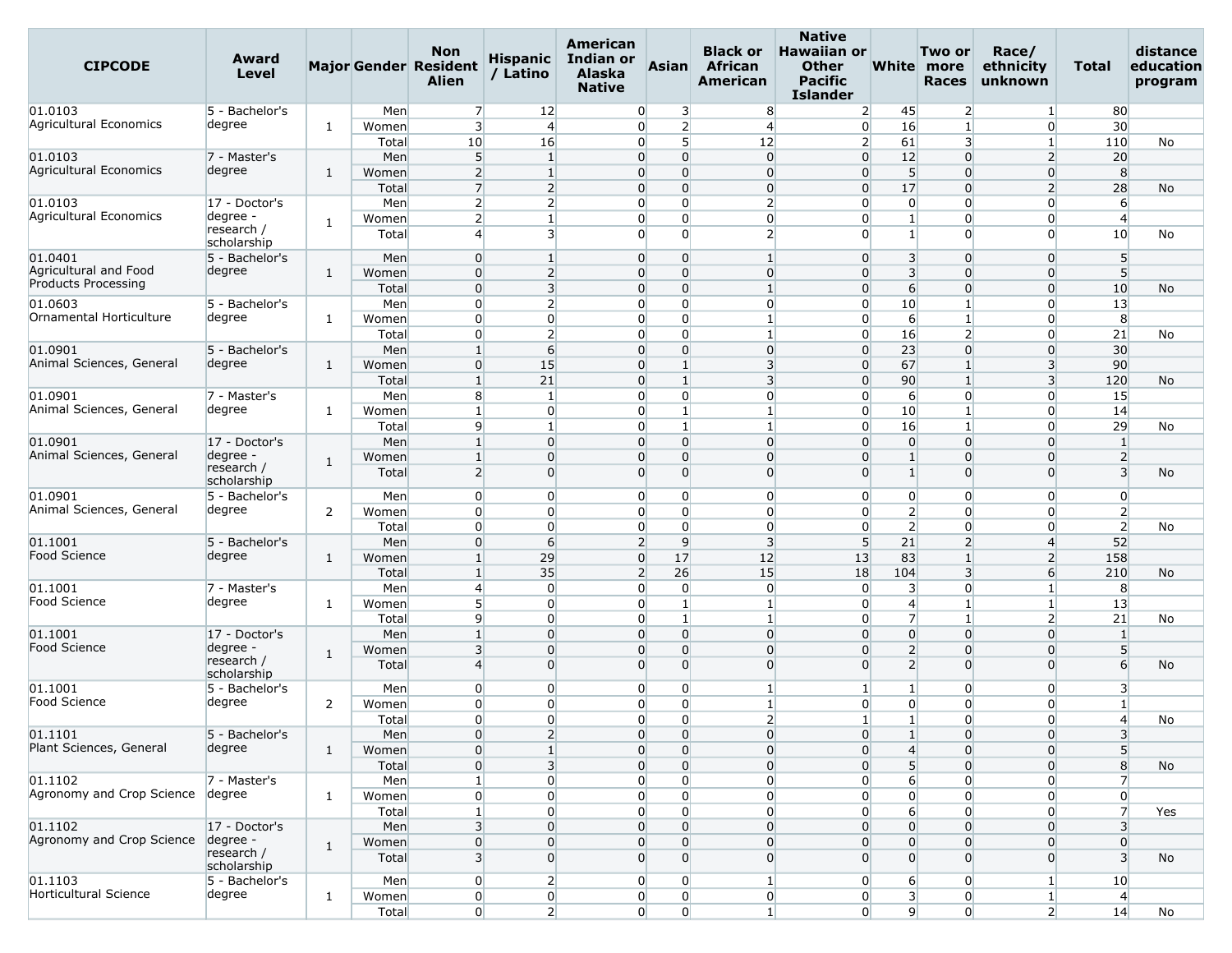| CIPCODE | Award Level | Major | Gender | Non Resident Alien | Hispanic / Latino | American Indian or Alaska Native | Asian | Black or African American | Native Hawaiian or Other Pacific Islander | White | Two or more Races | Race/ ethnicity unknown | Total | distance education program |
|---|---|---|---|---|---|---|---|---|---|---|---|---|---|---|
| 01.0103 Agricultural Economics | 5 - Bachelor's degree | 1 | Men | 7 | 12 | 0 | 3 | 8 | 2 | 45 | 2 | 1 | 80 | |
| | | | Women | 3 | 4 | 0 | 2 | 4 | 0 | 16 | 1 | 0 | 30 | |
| | | | Total | 10 | 16 | 0 | 5 | 12 | 2 | 61 | 3 | 1 | 110 | No |
| 01.0103 Agricultural Economics | 7 - Master's degree | 1 | Men | 5 | 1 | 0 | 0 | 0 | 0 | 12 | 0 | 2 | 20 | |
| | | | Women | 2 | 1 | 0 | 0 | 0 | 0 | 5 | 0 | 0 | 8 | |
| | | | Total | 7 | 2 | 0 | 0 | 0 | 0 | 17 | 0 | 2 | 28 | No |
| 01.0103 Agricultural Economics | 17 - Doctor's degree - research / scholarship | 1 | Men | 2 | 2 | 0 | 0 | 2 | 0 | 0 | 0 | 0 | 6 | |
| | | | Women | 2 | 1 | 0 | 0 | 0 | 0 | 1 | 0 | 0 | 4 | |
| | | | Total | 4 | 3 | 0 | 0 | 2 | 0 | 1 | 0 | 0 | 10 | No |
| 01.0401 Agricultural and Food Products Processing | 5 - Bachelor's degree | 1 | Men | 0 | 1 | 0 | 0 | 1 | 0 | 3 | 0 | 0 | 5 | |
| | | | Women | 0 | 2 | 0 | 0 | 0 | 0 | 3 | 0 | 0 | 5 | |
| | | | Total | 0 | 3 | 0 | 0 | 1 | 0 | 6 | 0 | 0 | 10 | No |
| 01.0603 Ornamental Horticulture | 5 - Bachelor's degree | 1 | Men | 0 | 2 | 0 | 0 | 0 | 0 | 10 | 1 | 0 | 13 | |
| | | | Women | 0 | 0 | 0 | 0 | 1 | 0 | 6 | 1 | 0 | 8 | |
| | | | Total | 0 | 2 | 0 | 0 | 1 | 0 | 16 | 2 | 0 | 21 | No |
| 01.0901 Animal Sciences, General | 5 - Bachelor's degree | 1 | Men | 1 | 6 | 0 | 0 | 0 | 0 | 23 | 0 | 0 | 30 | |
| | | | Women | 0 | 15 | 0 | 1 | 3 | 0 | 67 | 1 | 3 | 90 | |
| | | | Total | 1 | 21 | 0 | 1 | 3 | 0 | 90 | 1 | 3 | 120 | No |
| 01.0901 Animal Sciences, General | 7 - Master's degree | 1 | Men | 8 | 1 | 0 | 0 | 0 | 0 | 6 | 0 | 0 | 15 | |
| | | | Women | 1 | 0 | 0 | 1 | 1 | 0 | 10 | 1 | 0 | 14 | |
| | | | Total | 9 | 1 | 0 | 1 | 1 | 0 | 16 | 1 | 0 | 29 | No |
| 01.0901 Animal Sciences, General | 17 - Doctor's degree - research / scholarship | 1 | Men | 1 | 0 | 0 | 0 | 0 | 0 | 0 | 0 | 0 | 1 | |
| | | | Women | 1 | 0 | 0 | 0 | 0 | 0 | 1 | 0 | 0 | 2 | |
| | | | Total | 2 | 0 | 0 | 0 | 0 | 0 | 1 | 0 | 0 | 3 | No |
| 01.0901 Animal Sciences, General | 5 - Bachelor's degree | 2 | Men | 0 | 0 | 0 | 0 | 0 | 0 | 0 | 0 | 0 | 0 | |
| | | | Women | 0 | 0 | 0 | 0 | 0 | 0 | 2 | 0 | 0 | 2 | |
| | | | Total | 0 | 0 | 0 | 0 | 0 | 0 | 2 | 0 | 0 | 2 | No |
| 01.1001 Food Science | 5 - Bachelor's degree | 1 | Men | 0 | 6 | 2 | 9 | 3 | 5 | 21 | 2 | 4 | 52 | |
| | | | Women | 1 | 29 | 0 | 17 | 12 | 13 | 83 | 1 | 2 | 158 | |
| | | | Total | 1 | 35 | 2 | 26 | 15 | 18 | 104 | 3 | 6 | 210 | No |
| 01.1001 Food Science | 7 - Master's degree | 1 | Men | 4 | 0 | 0 | 0 | 0 | 0 | 3 | 0 | 1 | 8 | |
| | | | Women | 5 | 0 | 0 | 1 | 1 | 0 | 4 | 1 | 1 | 13 | |
| | | | Total | 9 | 0 | 0 | 1 | 1 | 0 | 7 | 1 | 2 | 21 | No |
| 01.1001 Food Science | 17 - Doctor's degree - research / scholarship | 1 | Men | 1 | 0 | 0 | 0 | 0 | 0 | 0 | 0 | 0 | 1 | |
| | | | Women | 3 | 0 | 0 | 0 | 0 | 0 | 2 | 0 | 0 | 5 | |
| | | | Total | 4 | 0 | 0 | 0 | 0 | 0 | 2 | 0 | 0 | 6 | No |
| 01.1001 Food Science | 5 - Bachelor's degree | 2 | Men | 0 | 0 | 0 | 0 | 1 | 1 | 1 | 0 | 0 | 3 | |
| | | | Women | 0 | 0 | 0 | 0 | 1 | 0 | 0 | 0 | 0 | 1 | |
| | | | Total | 0 | 0 | 0 | 0 | 2 | 1 | 1 | 0 | 0 | 4 | No |
| 01.1101 Plant Sciences, General | 5 - Bachelor's degree | 1 | Men | 0 | 2 | 0 | 0 | 0 | 0 | 1 | 0 | 0 | 3 | |
| | | | Women | 0 | 1 | 0 | 0 | 0 | 0 | 4 | 0 | 0 | 5 | |
| | | | Total | 0 | 3 | 0 | 0 | 0 | 0 | 5 | 0 | 0 | 8 | No |
| 01.1102 Agronomy and Crop Science | 7 - Master's degree | 1 | Men | 1 | 0 | 0 | 0 | 0 | 0 | 6 | 0 | 0 | 7 | |
| | | | Women | 0 | 0 | 0 | 0 | 0 | 0 | 0 | 0 | 0 | 0 | |
| | | | Total | 1 | 0 | 0 | 0 | 0 | 0 | 6 | 0 | 0 | 7 | Yes |
| 01.1102 Agronomy and Crop Science | 17 - Doctor's degree - research / scholarship | 1 | Men | 3 | 0 | 0 | 0 | 0 | 0 | 0 | 0 | 0 | 3 | |
| | | | Women | 0 | 0 | 0 | 0 | 0 | 0 | 0 | 0 | 0 | 0 | |
| | | | Total | 3 | 0 | 0 | 0 | 0 | 0 | 0 | 0 | 0 | 3 | No |
| 01.1103 Horticultural Science | 5 - Bachelor's degree | 1 | Men | 0 | 2 | 0 | 0 | 1 | 0 | 6 | 0 | 1 | 10 | |
| | | | Women | 0 | 0 | 0 | 0 | 0 | 0 | 3 | 0 | 1 | 4 | |
| | | | Total | 0 | 2 | 0 | 0 | 1 | 0 | 9 | 0 | 2 | 14 | No |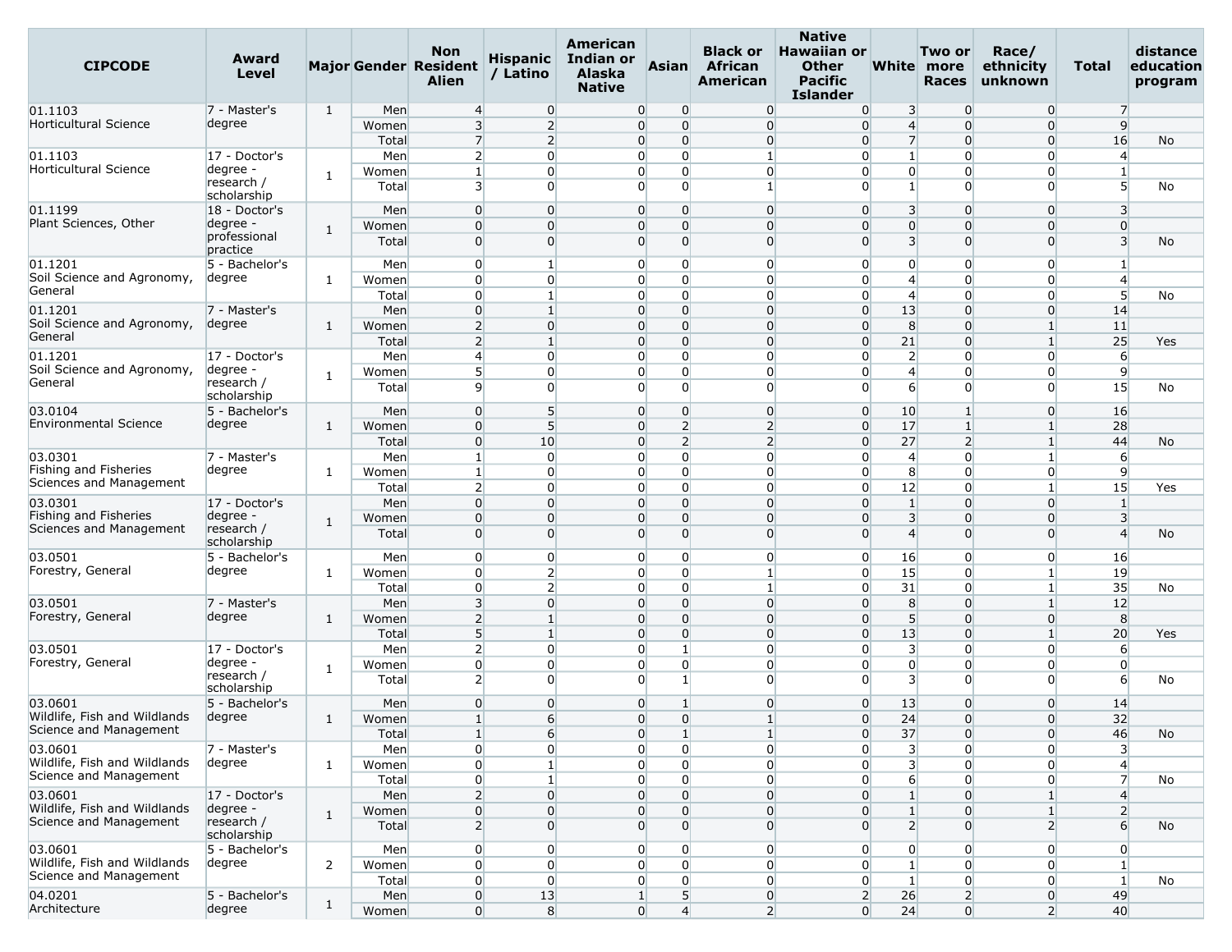| CIPCODE | Award Level | Major | Gender | Non Resident Alien | Hispanic / Latino | American Indian or Alaska Native | Asian | Black or African American | Native Hawaiian or Other Pacific Islander | White | Two or more Races | Race/ ethnicity unknown | Total | distance education program |
|---|---|---|---|---|---|---|---|---|---|---|---|---|---|---|
| 01.1103 Horticultural Science | 7 - Master's degree | 1 | Men | 4 | 0 | 0 | 0 | 0 | 0 | 3 | 0 | 0 | 7 | |
| | | | Women | 3 | 2 | 0 | 0 | 0 | 0 | 4 | 0 | 0 | 9 | |
| | | | Total | 7 | 2 | 0 | 0 | 0 | 0 | 7 | 0 | 0 | 16 | No |
| 01.1103 Horticultural Science | 17 - Doctor's degree - research / scholarship | 1 | Men | 2 | 0 | 0 | 0 | 1 | 0 | 1 | 0 | 0 | 4 | |
| | | | Women | 1 | 0 | 0 | 0 | 0 | 0 | 0 | 0 | 0 | 1 | |
| | | | Total | 3 | 0 | 0 | 0 | 1 | 0 | 1 | 0 | 0 | 5 | No |
| 01.1199 Plant Sciences, Other | 18 - Doctor's degree - professional practice | 1 | Men | 0 | 0 | 0 | 0 | 0 | 0 | 3 | 0 | 0 | 3 | |
| | | | Women | 0 | 0 | 0 | 0 | 0 | 0 | 0 | 0 | 0 | 0 | |
| | | | Total | 0 | 0 | 0 | 0 | 0 | 0 | 3 | 0 | 0 | 3 | No |
| 01.1201 Soil Science and Agronomy, General | 5 - Bachelor's degree | 1 | Men | 0 | 1 | 0 | 0 | 0 | 0 | 0 | 0 | 0 | 1 | |
| | | | Women | 0 | 0 | 0 | 0 | 0 | 0 | 4 | 0 | 0 | 4 | |
| | | | Total | 0 | 1 | 0 | 0 | 0 | 0 | 4 | 0 | 0 | 5 | No |
| 01.1201 Soil Science and Agronomy, General | 7 - Master's degree | 1 | Men | 0 | 1 | 0 | 0 | 0 | 0 | 13 | 0 | 0 | 14 | |
| | | | Women | 2 | 0 | 0 | 0 | 0 | 0 | 8 | 0 | 1 | 11 | |
| | | | Total | 2 | 1 | 0 | 0 | 0 | 0 | 21 | 0 | 1 | 25 | Yes |
| 01.1201 Soil Science and Agronomy, General | 17 - Doctor's degree - research / scholarship | 1 | Men | 4 | 0 | 0 | 0 | 0 | 0 | 2 | 0 | 0 | 6 | |
| | | | Women | 5 | 0 | 0 | 0 | 0 | 0 | 4 | 0 | 0 | 9 | |
| | | | Total | 9 | 0 | 0 | 0 | 0 | 0 | 6 | 0 | 0 | 15 | No |
| 03.0104 Environmental Science | 5 - Bachelor's degree | 1 | Men | 0 | 5 | 0 | 0 | 0 | 0 | 10 | 1 | 0 | 16 | |
| | | | Women | 0 | 5 | 0 | 2 | 2 | 0 | 17 | 1 | 1 | 28 | |
| | | | Total | 0 | 10 | 0 | 2 | 2 | 0 | 27 | 2 | 1 | 44 | No |
| 03.0301 Fishing and Fisheries Sciences and Management | 7 - Master's degree | 1 | Men | 1 | 0 | 0 | 0 | 0 | 0 | 4 | 0 | 1 | 6 | |
| | | | Women | 1 | 0 | 0 | 0 | 0 | 0 | 8 | 0 | 0 | 9 | |
| | | | Total | 2 | 0 | 0 | 0 | 0 | 0 | 12 | 0 | 1 | 15 | Yes |
| 03.0301 Fishing and Fisheries Sciences and Management | 17 - Doctor's degree - research / scholarship | 1 | Men | 0 | 0 | 0 | 0 | 0 | 0 | 1 | 0 | 0 | 1 | |
| | | | Women | 0 | 0 | 0 | 0 | 0 | 0 | 3 | 0 | 0 | 3 | |
| | | | Total | 0 | 0 | 0 | 0 | 0 | 0 | 4 | 0 | 0 | 4 | No |
| 03.0501 Forestry, General | 5 - Bachelor's degree | 1 | Men | 0 | 0 | 0 | 0 | 0 | 0 | 16 | 0 | 0 | 16 | |
| | | | Women | 0 | 2 | 0 | 0 | 1 | 0 | 15 | 0 | 1 | 19 | |
| | | | Total | 0 | 2 | 0 | 0 | 1 | 0 | 31 | 0 | 1 | 35 | No |
| 03.0501 Forestry, General | 7 - Master's degree | 1 | Men | 3 | 0 | 0 | 0 | 0 | 0 | 8 | 0 | 1 | 12 | |
| | | | Women | 2 | 1 | 0 | 0 | 0 | 0 | 5 | 0 | 0 | 8 | |
| | | | Total | 5 | 1 | 0 | 0 | 0 | 0 | 13 | 0 | 1 | 20 | Yes |
| 03.0501 Forestry, General | 17 - Doctor's degree - research / scholarship | 1 | Men | 2 | 0 | 0 | 1 | 0 | 0 | 3 | 0 | 0 | 6 | |
| | | | Women | 0 | 0 | 0 | 0 | 0 | 0 | 0 | 0 | 0 | 0 | |
| | | | Total | 2 | 0 | 0 | 1 | 0 | 0 | 3 | 0 | 0 | 6 | No |
| 03.0601 Wildlife, Fish and Wildlands Science and Management | 5 - Bachelor's degree | 1 | Men | 0 | 0 | 0 | 1 | 0 | 0 | 13 | 0 | 0 | 14 | |
| | | | Women | 1 | 6 | 0 | 0 | 1 | 0 | 24 | 0 | 0 | 32 | |
| | | | Total | 1 | 6 | 0 | 1 | 1 | 0 | 37 | 0 | 0 | 46 | No |
| 03.0601 Wildlife, Fish and Wildlands Science and Management | 7 - Master's degree | 1 | Men | 0 | 0 | 0 | 0 | 0 | 0 | 3 | 0 | 0 | 3 | |
| | | | Women | 0 | 1 | 0 | 0 | 0 | 0 | 3 | 0 | 0 | 4 | |
| | | | Total | 0 | 1 | 0 | 0 | 0 | 0 | 6 | 0 | 0 | 7 | No |
| 03.0601 Wildlife, Fish and Wildlands Science and Management | 17 - Doctor's degree - research / scholarship | 1 | Men | 2 | 0 | 0 | 0 | 0 | 0 | 1 | 0 | 1 | 4 | |
| | | | Women | 0 | 0 | 0 | 0 | 0 | 0 | 1 | 0 | 1 | 2 | |
| | | | Total | 2 | 0 | 0 | 0 | 0 | 0 | 2 | 0 | 2 | 6 | No |
| 03.0601 Wildlife, Fish and Wildlands Science and Management | 5 - Bachelor's degree | 2 | Men | 0 | 0 | 0 | 0 | 0 | 0 | 0 | 0 | 0 | 0 | |
| | | | Women | 0 | 0 | 0 | 0 | 0 | 0 | 1 | 0 | 0 | 1 | |
| | | | Total | 0 | 0 | 0 | 0 | 0 | 0 | 1 | 0 | 0 | 1 | No |
| 04.0201 Architecture | 5 - Bachelor's degree | 1 | Men | 0 | 13 | 1 | 5 | 0 | 2 | 26 | 2 | 0 | 49 | |
| | | | Women | 0 | 8 | 0 | 4 | 2 | 0 | 24 | 0 | 2 | 40 | |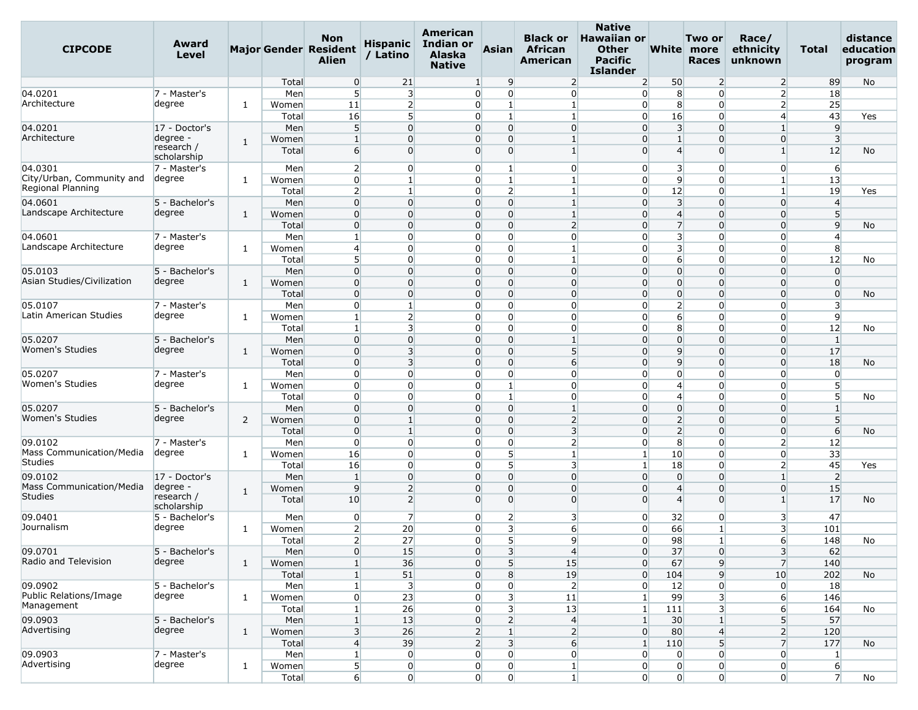| CIPCODE | Award Level | Major | Gender | Non Resident Alien | Hispanic / Latino | American Indian or Alaska Native | Asian | Black or African American | Native Hawaiian or Other Pacific Islander | White | Two or more Races | Race/ ethnicity unknown | Total | distance education program |
|---|---|---|---|---|---|---|---|---|---|---|---|---|---|---|
| | | | Total | 0 | 21 | 1 | 9 | 2 | 2 | 50 | 2 | 2 | 89 | No |
| 04.0201 Architecture | 7 - Master's degree | 1 | Men | 5 | 3 | 0 | 0 | 0 | 0 | 8 | 0 | 2 | 18 | |
| | | | Women | 11 | 2 | 0 | 1 | 1 | 0 | 8 | 0 | 2 | 25 | |
| | | | Total | 16 | 5 | 0 | 1 | 1 | 0 | 16 | 0 | 4 | 43 | Yes |
| 04.0201 Architecture | 17 - Doctor's degree - research / scholarship | 1 | Men | 5 | 0 | 0 | 0 | 0 | 0 | 3 | 0 | 1 | 9 | |
| | | | Women | 1 | 0 | 0 | 0 | 1 | 0 | 1 | 0 | 0 | 3 | |
| | | | Total | 6 | 0 | 0 | 0 | 1 | 0 | 4 | 0 | 1 | 12 | No |
| 04.0301 City/Urban, Community and Regional Planning | 7 - Master's degree | 1 | Men | 2 | 0 | 0 | 1 | 0 | 0 | 3 | 0 | 0 | 6 | |
| | | | Women | 0 | 1 | 0 | 1 | 1 | 0 | 9 | 0 | 1 | 13 | |
| | | | Total | 2 | 1 | 0 | 2 | 1 | 0 | 12 | 0 | 1 | 19 | Yes |
| 04.0601 Landscape Architecture | 5 - Bachelor's degree | 1 | Men | 0 | 0 | 0 | 0 | 1 | 0 | 3 | 0 | 0 | 4 | |
| | | | Women | 0 | 0 | 0 | 0 | 1 | 0 | 4 | 0 | 0 | 5 | |
| | | | Total | 0 | 0 | 0 | 0 | 2 | 0 | 7 | 0 | 0 | 9 | No |
| 04.0601 Landscape Architecture | 7 - Master's degree | 1 | Men | 1 | 0 | 0 | 0 | 0 | 0 | 3 | 0 | 0 | 4 | |
| | | | Women | 4 | 0 | 0 | 0 | 1 | 0 | 3 | 0 | 0 | 8 | |
| | | | Total | 5 | 0 | 0 | 0 | 1 | 0 | 6 | 0 | 0 | 12 | No |
| 05.0103 Asian Studies/Civilization | 5 - Bachelor's degree | 1 | Men | 0 | 0 | 0 | 0 | 0 | 0 | 0 | 0 | 0 | 0 | |
| | | | Women | 0 | 0 | 0 | 0 | 0 | 0 | 0 | 0 | 0 | 0 | |
| | | | Total | 0 | 0 | 0 | 0 | 0 | 0 | 0 | 0 | 0 | 0 | No |
| 05.0107 Latin American Studies | 7 - Master's degree | 1 | Men | 0 | 1 | 0 | 0 | 0 | 0 | 2 | 0 | 0 | 3 | |
| | | | Women | 1 | 2 | 0 | 0 | 0 | 0 | 6 | 0 | 0 | 9 | |
| | | | Total | 1 | 3 | 0 | 0 | 0 | 0 | 8 | 0 | 0 | 12 | No |
| 05.0207 Women's Studies | 5 - Bachelor's degree | 1 | Men | 0 | 0 | 0 | 0 | 1 | 0 | 0 | 0 | 0 | 1 | |
| | | | Women | 0 | 3 | 0 | 0 | 5 | 0 | 9 | 0 | 0 | 17 | |
| | | | Total | 0 | 3 | 0 | 0 | 6 | 0 | 9 | 0 | 0 | 18 | No |
| 05.0207 Women's Studies | 7 - Master's degree | 1 | Men | 0 | 0 | 0 | 0 | 0 | 0 | 0 | 0 | 0 | 0 | |
| | | | Women | 0 | 0 | 0 | 1 | 0 | 0 | 4 | 0 | 0 | 5 | |
| | | | Total | 0 | 0 | 0 | 1 | 0 | 0 | 4 | 0 | 0 | 5 | No |
| 05.0207 Women's Studies | 5 - Bachelor's degree | 2 | Men | 0 | 0 | 0 | 0 | 1 | 0 | 0 | 0 | 0 | 1 | |
| | | | Women | 0 | 1 | 0 | 0 | 2 | 0 | 2 | 0 | 0 | 5 | |
| | | | Total | 0 | 1 | 0 | 0 | 3 | 0 | 2 | 0 | 0 | 6 | No |
| 09.0102 Mass Communication/Media Studies | 7 - Master's degree | 1 | Men | 0 | 0 | 0 | 0 | 2 | 0 | 8 | 0 | 2 | 12 | |
| | | | Women | 16 | 0 | 0 | 5 | 1 | 1 | 10 | 0 | 0 | 33 | |
| | | | Total | 16 | 0 | 0 | 5 | 3 | 1 | 18 | 0 | 2 | 45 | Yes |
| 09.0102 Mass Communication/Media Studies | 17 - Doctor's degree - research / scholarship | 1 | Men | 1 | 0 | 0 | 0 | 0 | 0 | 0 | 0 | 1 | 2 | |
| | | | Women | 9 | 2 | 0 | 0 | 0 | 0 | 4 | 0 | 0 | 15 | |
| | | | Total | 10 | 2 | 0 | 0 | 0 | 0 | 4 | 0 | 1 | 17 | No |
| 09.0401 Journalism | 5 - Bachelor's degree | 1 | Men | 0 | 7 | 0 | 2 | 3 | 0 | 32 | 0 | 3 | 47 | |
| | | | Women | 2 | 20 | 0 | 3 | 6 | 0 | 66 | 1 | 3 | 101 | |
| | | | Total | 2 | 27 | 0 | 5 | 9 | 0 | 98 | 1 | 6 | 148 | No |
| 09.0701 Radio and Television | 5 - Bachelor's degree | 1 | Men | 0 | 15 | 0 | 3 | 4 | 0 | 37 | 0 | 3 | 62 | |
| | | | Women | 1 | 36 | 0 | 5 | 15 | 0 | 67 | 9 | 7 | 140 | |
| | | | Total | 1 | 51 | 0 | 8 | 19 | 0 | 104 | 9 | 10 | 202 | No |
| 09.0902 Public Relations/Image Management | 5 - Bachelor's degree | 1 | Men | 1 | 3 | 0 | 0 | 2 | 0 | 12 | 0 | 0 | 18 | |
| | | | Women | 0 | 23 | 0 | 3 | 11 | 1 | 99 | 3 | 6 | 146 | |
| | | | Total | 1 | 26 | 0 | 3 | 13 | 1 | 111 | 3 | 6 | 164 | No |
| 09.0903 Advertising | 5 - Bachelor's degree | 1 | Men | 1 | 13 | 0 | 2 | 4 | 1 | 30 | 1 | 5 | 57 | |
| | | | Women | 3 | 26 | 2 | 1 | 2 | 0 | 80 | 4 | 2 | 120 | |
| | | | Total | 4 | 39 | 2 | 3 | 6 | 1 | 110 | 5 | 7 | 177 | No |
| 09.0903 Advertising | 7 - Master's degree | 1 | Men | 1 | 0 | 0 | 0 | 0 | 0 | 0 | 0 | 0 | 1 | |
| | | | Women | 5 | 0 | 0 | 0 | 1 | 0 | 0 | 0 | 0 | 6 | |
| | | | Total | 6 | 0 | 0 | 0 | 1 | 0 | 0 | 0 | 0 | 7 | No |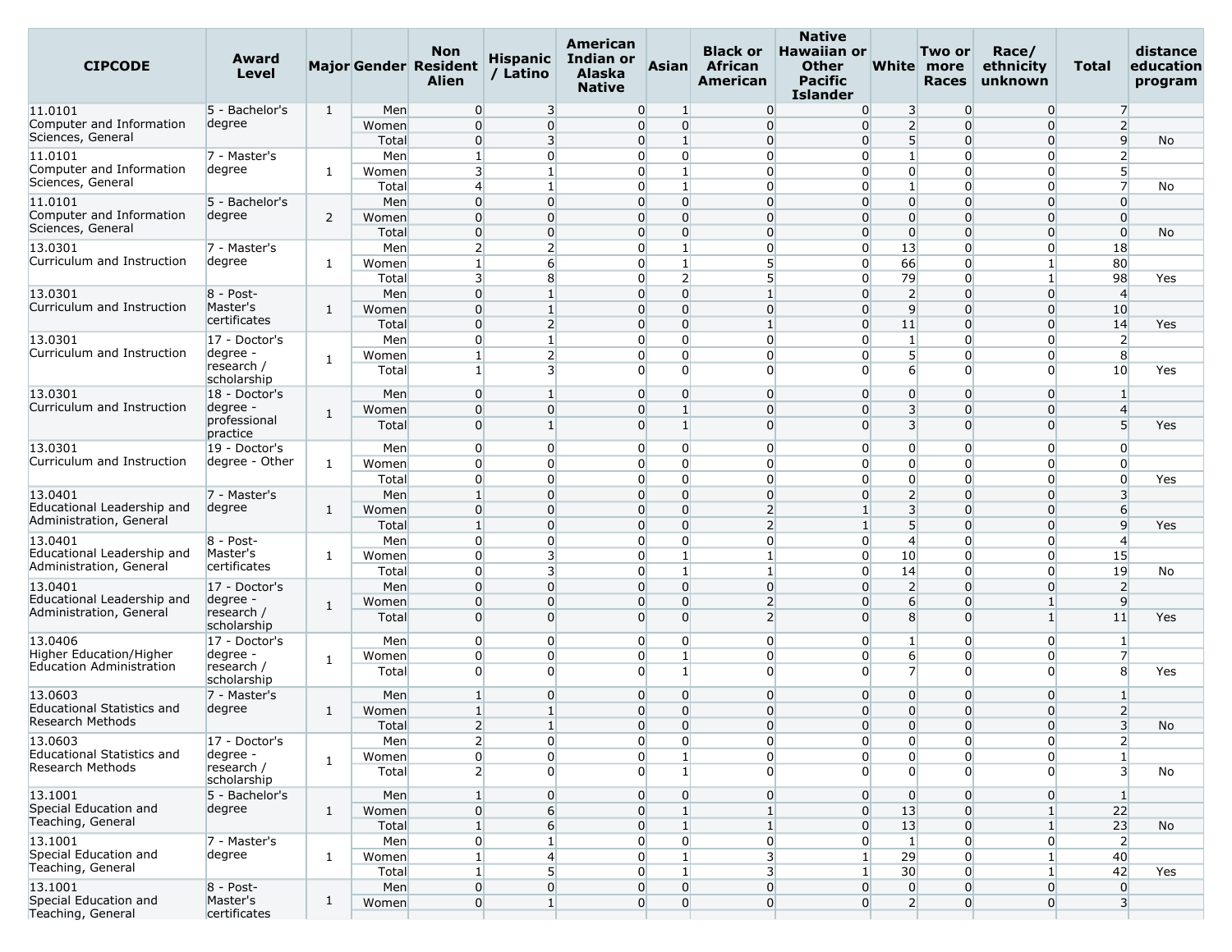| CIPCODE | Award Level | Major | Gender | Non Resident Alien | Hispanic / Latino | American Indian or Alaska Native | Asian | Black or African American | Native Hawaiian or Other Pacific Islander | White | Two or more Races | Race/ ethnicity unknown | Total | distance education program |
|---|---|---|---|---|---|---|---|---|---|---|---|---|---|---|
| 11.0101 Computer and Information Sciences, General | 5 - Bachelor's degree | 1 | Men | 0 | 3 | 0 | 1 | 0 | 0 | 3 | 0 | 0 | 7 | |
| | | | Women | 0 | 0 | 0 | 0 | 0 | 0 | 2 | 0 | 0 | 2 | |
| | | | Total | 0 | 3 | 0 | 1 | 0 | 0 | 5 | 0 | 0 | 9 | No |
| 11.0101 Computer and Information Sciences, General | 7 - Master's degree | 1 | Men | 1 | 0 | 0 | 0 | 0 | 0 | 1 | 0 | 0 | 2 | |
| | | | Women | 3 | 1 | 0 | 1 | 0 | 0 | 0 | 0 | 0 | 5 | |
| | | | Total | 4 | 1 | 0 | 1 | 0 | 0 | 1 | 0 | 0 | 7 | No |
| 11.0101 Computer and Information Sciences, General | 5 - Bachelor's degree | 2 | Men | 0 | 0 | 0 | 0 | 0 | 0 | 0 | 0 | 0 | 0 | |
| | | | Women | 0 | 0 | 0 | 0 | 0 | 0 | 0 | 0 | 0 | 0 | |
| | | | Total | 0 | 0 | 0 | 0 | 0 | 0 | 0 | 0 | 0 | 0 | No |
| 13.0301 Curriculum and Instruction | 7 - Master's degree | 1 | Men | 2 | 2 | 0 | 1 | 0 | 0 | 13 | 0 | 0 | 18 | |
| | | | Women | 1 | 6 | 0 | 1 | 5 | 0 | 66 | 0 | 1 | 80 | |
| | | | Total | 3 | 8 | 0 | 2 | 5 | 0 | 79 | 0 | 1 | 98 | Yes |
| 13.0301 Curriculum and Instruction | 8 - Post-Master's certificates | 1 | Men | 0 | 1 | 0 | 0 | 1 | 0 | 2 | 0 | 0 | 4 | |
| | | | Women | 0 | 1 | 0 | 0 | 0 | 0 | 9 | 0 | 0 | 10 | |
| | | | Total | 0 | 2 | 0 | 0 | 1 | 0 | 11 | 0 | 0 | 14 | Yes |
| 13.0301 Curriculum and Instruction | 17 - Doctor's degree - research / scholarship | 1 | Men | 0 | 1 | 0 | 0 | 0 | 0 | 1 | 0 | 0 | 2 | |
| | | | Women | 1 | 2 | 0 | 0 | 0 | 0 | 5 | 0 | 0 | 8 | |
| | | | Total | 1 | 3 | 0 | 0 | 0 | 0 | 6 | 0 | 0 | 10 | Yes |
| 13.0301 Curriculum and Instruction | 18 - Doctor's degree - professional practice | 1 | Men | 0 | 1 | 0 | 0 | 0 | 0 | 0 | 0 | 0 | 1 | |
| | | | Women | 0 | 0 | 0 | 1 | 0 | 0 | 3 | 0 | 0 | 4 | |
| | | | Total | 0 | 1 | 0 | 1 | 0 | 0 | 3 | 0 | 0 | 5 | Yes |
| 13.0301 Curriculum and Instruction | 19 - Doctor's degree - Other | 1 | Men | 0 | 0 | 0 | 0 | 0 | 0 | 0 | 0 | 0 | 0 | |
| | | | Women | 0 | 0 | 0 | 0 | 0 | 0 | 0 | 0 | 0 | 0 | |
| | | | Total | 0 | 0 | 0 | 0 | 0 | 0 | 0 | 0 | 0 | 0 | Yes |
| 13.0401 Educational Leadership and Administration, General | 7 - Master's degree | 1 | Men | 1 | 0 | 0 | 0 | 0 | 0 | 2 | 0 | 0 | 3 | |
| | | | Women | 0 | 0 | 0 | 0 | 2 | 1 | 3 | 0 | 0 | 6 | |
| | | | Total | 1 | 0 | 0 | 0 | 2 | 1 | 5 | 0 | 0 | 9 | Yes |
| 13.0401 Educational Leadership and Administration, General | 8 - Post-Master's certificates | 1 | Men | 0 | 0 | 0 | 0 | 0 | 0 | 4 | 0 | 0 | 4 | |
| | | | Women | 0 | 3 | 0 | 1 | 1 | 0 | 10 | 0 | 0 | 15 | |
| | | | Total | 0 | 3 | 0 | 1 | 1 | 0 | 14 | 0 | 0 | 19 | No |
| 13.0401 Educational Leadership and Administration, General | 17 - Doctor's degree - research / scholarship | 1 | Men | 0 | 0 | 0 | 0 | 0 | 0 | 2 | 0 | 0 | 2 | |
| | | | Women | 0 | 0 | 0 | 0 | 2 | 0 | 6 | 0 | 1 | 9 | |
| | | | Total | 0 | 0 | 0 | 0 | 2 | 0 | 8 | 0 | 1 | 11 | Yes |
| 13.0406 Higher Education/Higher Education Administration | 17 - Doctor's degree - research / scholarship | 1 | Men | 0 | 0 | 0 | 0 | 0 | 0 | 1 | 0 | 0 | 1 | |
| | | | Women | 0 | 0 | 0 | 1 | 0 | 0 | 6 | 0 | 0 | 7 | |
| | | | Total | 0 | 0 | 0 | 1 | 0 | 0 | 7 | 0 | 0 | 8 | Yes |
| 13.0603 Educational Statistics and Research Methods | 7 - Master's degree | 1 | Men | 1 | 0 | 0 | 0 | 0 | 0 | 0 | 0 | 0 | 1 | |
| | | | Women | 1 | 1 | 0 | 0 | 0 | 0 | 0 | 0 | 0 | 2 | |
| | | | Total | 2 | 1 | 0 | 0 | 0 | 0 | 0 | 0 | 0 | 3 | No |
| 13.0603 Educational Statistics and Research Methods | 17 - Doctor's degree - research / scholarship | 1 | Men | 2 | 0 | 0 | 0 | 0 | 0 | 0 | 0 | 0 | 2 | |
| | | | Women | 0 | 0 | 0 | 1 | 0 | 0 | 0 | 0 | 0 | 1 | |
| | | | Total | 2 | 0 | 0 | 1 | 0 | 0 | 0 | 0 | 0 | 3 | No |
| 13.1001 Special Education and Teaching, General | 5 - Bachelor's degree | 1 | Men | 1 | 0 | 0 | 0 | 0 | 0 | 0 | 0 | 0 | 1 | |
| | | | Women | 0 | 6 | 0 | 1 | 1 | 0 | 13 | 0 | 1 | 22 | |
| | | | Total | 1 | 6 | 0 | 1 | 1 | 0 | 13 | 0 | 1 | 23 | No |
| 13.1001 Special Education and Teaching, General | 7 - Master's degree | 1 | Men | 0 | 1 | 0 | 0 | 0 | 0 | 1 | 0 | 0 | 2 | |
| | | | Women | 1 | 4 | 0 | 1 | 3 | 1 | 29 | 0 | 1 | 40 | |
| | | | Total | 1 | 5 | 0 | 1 | 3 | 1 | 30 | 0 | 1 | 42 | Yes |
| 13.1001 Special Education and Teaching, General | 8 - Post-Master's certificates | 1 | Men | 0 | 0 | 0 | 0 | 0 | 0 | 0 | 0 | 0 | 0 | |
| | | | Women | 0 | 1 | 0 | 0 | 0 | 0 | 2 | 0 | 0 | 3 | |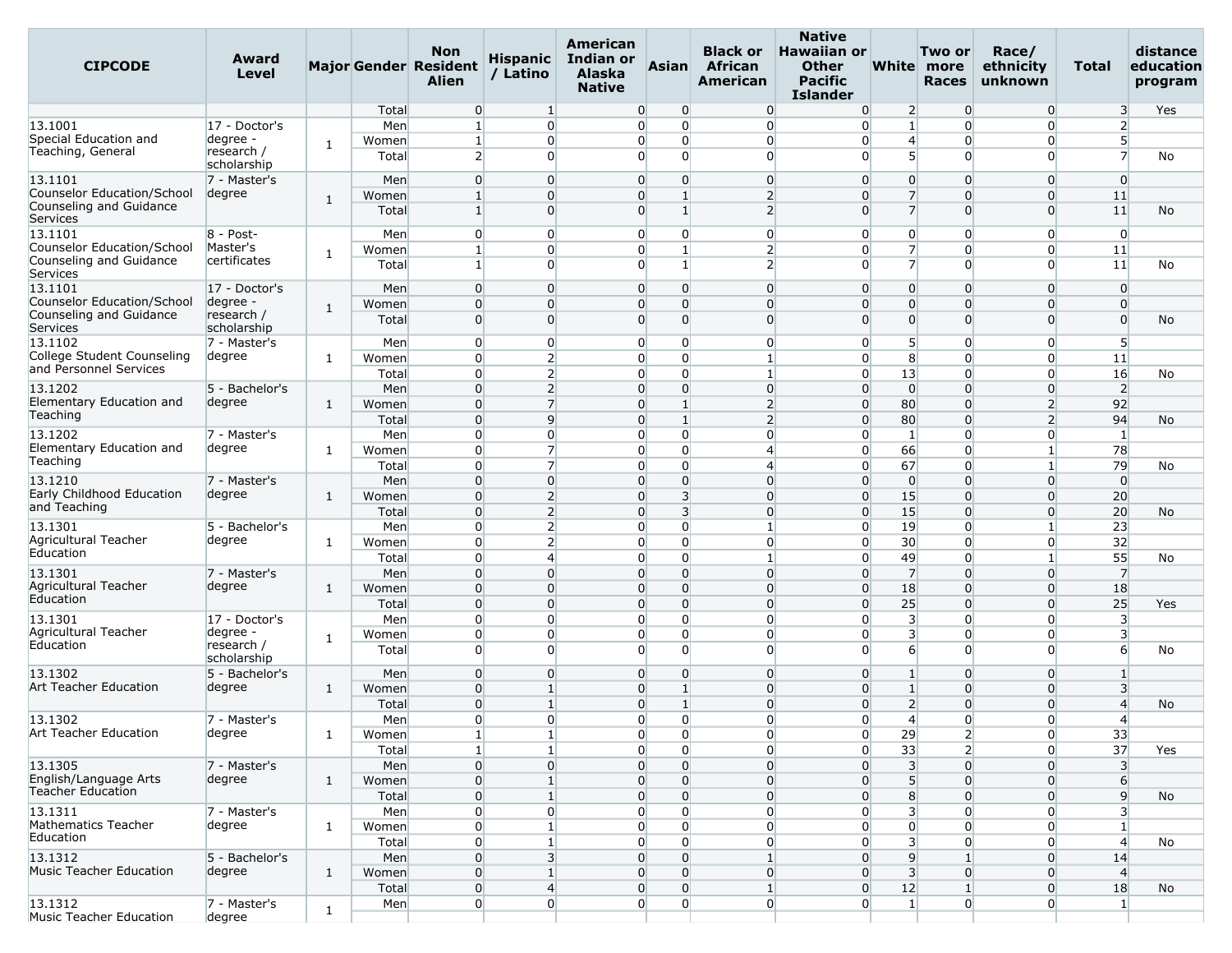| CIPCODE | Award Level | Major | Gender | Non Resident Alien | Hispanic / Latino | American Indian or Alaska Native | Asian | Black or African American | Native Hawaiian or Other Pacific Islander | White | Two or more Races | Race/ ethnicity unknown | Total | distance education program |
|---|---|---|---|---|---|---|---|---|---|---|---|---|---|---|
| | | | Total | 0 | 1 | 0 | 0 | 0 | 0 | 2 | 0 | 0 | 3 | Yes |
| 13.1001 Special Education and Teaching, General | 17 - Doctor's degree - research / scholarship | 1 | Men | 1 | 0 | 0 | 0 | 0 | 0 | 1 | 0 | 0 | 2 | |
| | | | Women | 1 | 0 | 0 | 0 | 0 | 0 | 4 | 0 | 0 | 5 | |
| | | | Total | 2 | 0 | 0 | 0 | 0 | 0 | 5 | 0 | 0 | 7 | No |
| 13.1101 Counselor Education/School Counseling and Guidance Services | 7 - Master's degree | 1 | Men | 0 | 0 | 0 | 0 | 0 | 0 | 0 | 0 | 0 | 0 | |
| | | | Women | 1 | 0 | 0 | 1 | 2 | 0 | 7 | 0 | 0 | 11 | |
| | | | Total | 1 | 0 | 0 | 1 | 2 | 0 | 7 | 0 | 0 | 11 | No |
| 13.1101 Counselor Education/School Counseling and Guidance Services | 8 - Post-Master's certificates | 1 | Men | 0 | 0 | 0 | 0 | 0 | 0 | 0 | 0 | 0 | 0 | |
| | | | Women | 1 | 0 | 0 | 1 | 2 | 0 | 7 | 0 | 0 | 11 | |
| | | | Total | 1 | 0 | 0 | 1 | 2 | 0 | 7 | 0 | 0 | 11 | No |
| 13.1101 Counselor Education/School Counseling and Guidance Services | 17 - Doctor's degree - research / scholarship | 1 | Men | 0 | 0 | 0 | 0 | 0 | 0 | 0 | 0 | 0 | 0 | |
| | | | Women | 0 | 0 | 0 | 0 | 0 | 0 | 0 | 0 | 0 | 0 | |
| | | | Total | 0 | 0 | 0 | 0 | 0 | 0 | 0 | 0 | 0 | 0 | No |
| 13.1102 College Student Counseling and Personnel Services | 7 - Master's degree | 1 | Men | 0 | 0 | 0 | 0 | 0 | 0 | 5 | 0 | 0 | 5 | |
| | | | Women | 0 | 2 | 0 | 0 | 1 | 0 | 8 | 0 | 0 | 11 | |
| | | | Total | 0 | 2 | 0 | 0 | 1 | 0 | 13 | 0 | 0 | 16 | No |
| 13.1202 Elementary Education and Teaching | 5 - Bachelor's degree | 1 | Men | 0 | 2 | 0 | 0 | 0 | 0 | 0 | 0 | 0 | 2 | |
| | | | Women | 0 | 7 | 0 | 1 | 2 | 0 | 80 | 0 | 2 | 92 | |
| | | | Total | 0 | 9 | 0 | 1 | 2 | 0 | 80 | 0 | 2 | 94 | No |
| 13.1202 Elementary Education and Teaching | 7 - Master's degree | 1 | Men | 0 | 0 | 0 | 0 | 0 | 0 | 1 | 0 | 0 | 1 | |
| | | | Women | 0 | 7 | 0 | 0 | 4 | 0 | 66 | 0 | 1 | 78 | |
| | | | Total | 0 | 7 | 0 | 0 | 4 | 0 | 67 | 0 | 1 | 79 | No |
| 13.1210 Early Childhood Education and Teaching | 7 - Master's degree | 1 | Men | 0 | 0 | 0 | 0 | 0 | 0 | 0 | 0 | 0 | 0 | |
| | | | Women | 0 | 2 | 0 | 3 | 0 | 0 | 15 | 0 | 0 | 20 | |
| | | | Total | 0 | 2 | 0 | 3 | 0 | 0 | 15 | 0 | 0 | 20 | No |
| 13.1301 Agricultural Teacher Education | 5 - Bachelor's degree | 1 | Men | 0 | 2 | 0 | 0 | 1 | 0 | 19 | 0 | 1 | 23 | |
| | | | Women | 0 | 2 | 0 | 0 | 0 | 0 | 30 | 0 | 0 | 32 | |
| | | | Total | 0 | 4 | 0 | 0 | 1 | 0 | 49 | 0 | 1 | 55 | No |
| 13.1301 Agricultural Teacher Education | 7 - Master's degree | 1 | Men | 0 | 0 | 0 | 0 | 0 | 0 | 7 | 0 | 0 | 7 | |
| | | | Women | 0 | 0 | 0 | 0 | 0 | 0 | 18 | 0 | 0 | 18 | |
| | | | Total | 0 | 0 | 0 | 0 | 0 | 0 | 25 | 0 | 0 | 25 | Yes |
| 13.1301 Agricultural Teacher Education | 17 - Doctor's degree - research / scholarship | 1 | Men | 0 | 0 | 0 | 0 | 0 | 0 | 3 | 0 | 0 | 3 | |
| | | | Women | 0 | 0 | 0 | 0 | 0 | 0 | 3 | 0 | 0 | 3 | |
| | | | Total | 0 | 0 | 0 | 0 | 0 | 0 | 6 | 0 | 0 | 6 | No |
| 13.1302 Art Teacher Education | 5 - Bachelor's degree | 1 | Men | 0 | 0 | 0 | 0 | 0 | 0 | 1 | 0 | 0 | 1 | |
| | | | Women | 0 | 1 | 0 | 1 | 0 | 0 | 1 | 0 | 0 | 3 | |
| | | | Total | 0 | 1 | 0 | 1 | 0 | 0 | 2 | 0 | 0 | 4 | No |
| 13.1302 Art Teacher Education | 7 - Master's degree | 1 | Men | 0 | 0 | 0 | 0 | 0 | 0 | 4 | 0 | 0 | 4 | |
| | | | Women | 1 | 1 | 0 | 0 | 0 | 0 | 29 | 2 | 0 | 33 | |
| | | | Total | 1 | 1 | 0 | 0 | 0 | 0 | 33 | 2 | 0 | 37 | Yes |
| 13.1305 English/Language Arts Teacher Education | 7 - Master's degree | 1 | Men | 0 | 0 | 0 | 0 | 0 | 0 | 3 | 0 | 0 | 3 | |
| | | | Women | 0 | 1 | 0 | 0 | 0 | 0 | 5 | 0 | 0 | 6 | |
| | | | Total | 0 | 1 | 0 | 0 | 0 | 0 | 8 | 0 | 0 | 9 | No |
| 13.1311 Mathematics Teacher Education | 7 - Master's degree | 1 | Men | 0 | 0 | 0 | 0 | 0 | 0 | 3 | 0 | 0 | 3 | |
| | | | Women | 0 | 1 | 0 | 0 | 0 | 0 | 0 | 0 | 0 | 1 | |
| | | | Total | 0 | 1 | 0 | 0 | 0 | 0 | 3 | 0 | 0 | 4 | No |
| 13.1312 Music Teacher Education | 5 - Bachelor's degree | 1 | Men | 0 | 3 | 0 | 0 | 1 | 0 | 9 | 1 | 0 | 14 | |
| | | | Women | 0 | 1 | 0 | 0 | 0 | 0 | 3 | 0 | 0 | 4 | |
| | | | Total | 0 | 4 | 0 | 0 | 1 | 0 | 12 | 1 | 0 | 18 | No |
| 13.1312 Music Teacher Education | 7 - Master's degree | 1 | Men | 0 | 0 | 0 | 0 | 0 | 0 | 1 | 0 | 0 | 1 | |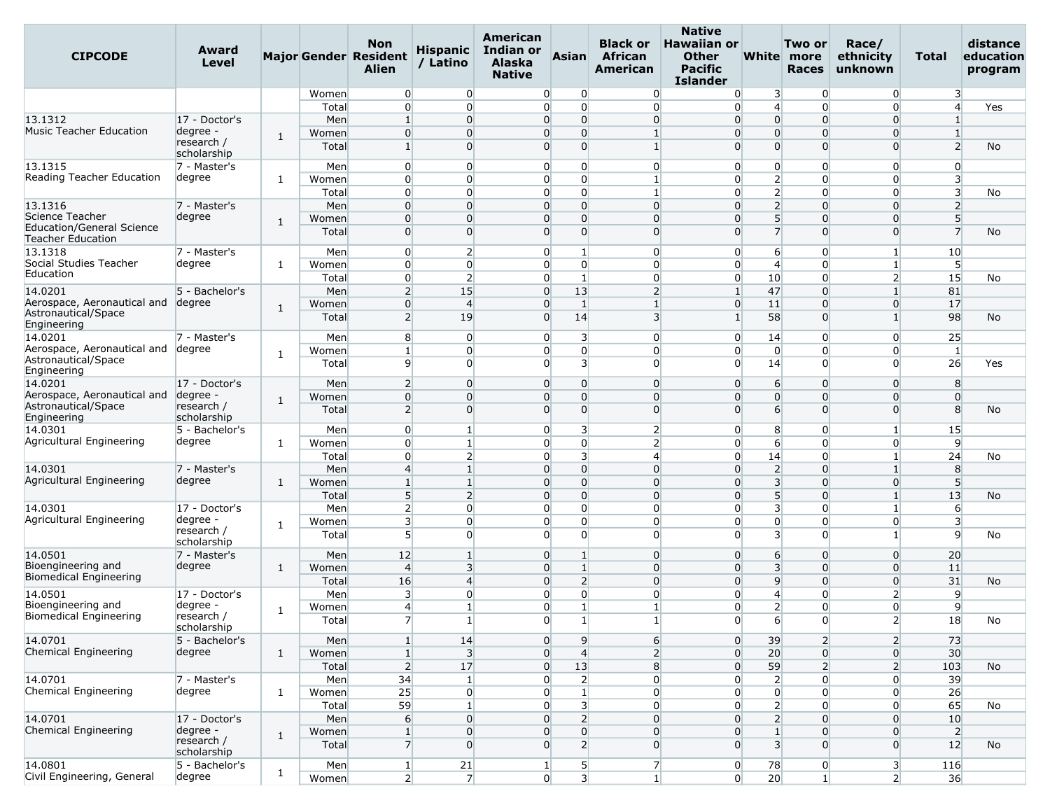| CIPCODE | Award Level | Major | Gender | Non Resident Alien | Hispanic / Latino | American Indian or Alaska Native | Asian | Black or African American | Native Hawaiian or Other Pacific Islander | White | Two or more Races | Race/ ethnicity unknown | Total | distance education program |
|---|---|---|---|---|---|---|---|---|---|---|---|---|---|---|
| | | | Women | 0 | 0 | 0 | 0 | 0 | 0 | 3 | 0 | 0 | 3 | |
| | | | Total | 0 | 0 | 0 | 0 | 0 | 0 | 4 | 0 | 0 | 4 | Yes |
| 13.1312 Music Teacher Education | 17 - Doctor's degree - research / scholarship | 1 | Men | 1 | 0 | 0 | 0 | 0 | 0 | 0 | 0 | 0 | 1 | |
| | | | Women | 0 | 0 | 0 | 0 | 1 | 0 | 0 | 0 | 0 | 1 | |
| | | | Total | 1 | 0 | 0 | 0 | 1 | 0 | 0 | 0 | 0 | 2 | No |
| 13.1315 Reading Teacher Education | 7 - Master's degree | 1 | Men | 0 | 0 | 0 | 0 | 0 | 0 | 0 | 0 | 0 | 0 | |
| | | | Women | 0 | 0 | 0 | 0 | 1 | 0 | 2 | 0 | 0 | 3 | |
| | | | Total | 0 | 0 | 0 | 0 | 1 | 0 | 2 | 0 | 0 | 3 | No |
| 13.1316 Science Teacher Education/General Science Teacher Education | 7 - Master's degree | 1 | Men | 0 | 0 | 0 | 0 | 0 | 0 | 2 | 0 | 0 | 2 | |
| | | | Women | 0 | 0 | 0 | 0 | 0 | 0 | 5 | 0 | 0 | 5 | |
| | | | Total | 0 | 0 | 0 | 0 | 0 | 0 | 7 | 0 | 0 | 7 | No |
| 13.1318 Social Studies Teacher Education | 7 - Master's degree | 1 | Men | 0 | 2 | 0 | 1 | 0 | 0 | 6 | 0 | 1 | 10 | |
| | | | Women | 0 | 0 | 0 | 0 | 0 | 0 | 4 | 0 | 1 | 5 | |
| | | | Total | 0 | 2 | 0 | 1 | 0 | 0 | 10 | 0 | 2 | 15 | No |
| 14.0201 Aerospace, Aeronautical and Astronautical/Space Engineering | 5 - Bachelor's degree | 1 | Men | 2 | 15 | 0 | 13 | 2 | 1 | 47 | 0 | 1 | 81 | |
| | | | Women | 0 | 4 | 0 | 1 | 1 | 0 | 11 | 0 | 0 | 17 | |
| | | | Total | 2 | 19 | 0 | 14 | 3 | 1 | 58 | 0 | 1 | 98 | No |
| 14.0201 Aerospace, Aeronautical and Astronautical/Space Engineering | 7 - Master's degree | 1 | Men | 8 | 0 | 0 | 3 | 0 | 0 | 14 | 0 | 0 | 25 | |
| | | | Women | 1 | 0 | 0 | 0 | 0 | 0 | 0 | 0 | 0 | 1 | |
| | | | Total | 9 | 0 | 0 | 3 | 0 | 0 | 14 | 0 | 0 | 26 | Yes |
| 14.0201 Aerospace, Aeronautical and Astronautical/Space Engineering | 17 - Doctor's degree - research / scholarship | 1 | Men | 2 | 0 | 0 | 0 | 0 | 0 | 6 | 0 | 0 | 8 | |
| | | | Women | 0 | 0 | 0 | 0 | 0 | 0 | 0 | 0 | 0 | 0 | |
| | | | Total | 2 | 0 | 0 | 0 | 0 | 0 | 6 | 0 | 0 | 8 | No |
| 14.0301 Agricultural Engineering | 5 - Bachelor's degree | 1 | Men | 0 | 1 | 0 | 3 | 2 | 0 | 8 | 0 | 1 | 15 | |
| | | | Women | 0 | 1 | 0 | 0 | 2 | 0 | 6 | 0 | 0 | 9 | |
| | | | Total | 0 | 2 | 0 | 3 | 4 | 0 | 14 | 0 | 1 | 24 | No |
| 14.0301 Agricultural Engineering | 7 - Master's degree | 1 | Men | 4 | 1 | 0 | 0 | 0 | 0 | 2 | 0 | 1 | 8 | |
| | | | Women | 1 | 1 | 0 | 0 | 0 | 0 | 3 | 0 | 0 | 5 | |
| | | | Total | 5 | 2 | 0 | 0 | 0 | 0 | 5 | 0 | 1 | 13 | No |
| 14.0301 Agricultural Engineering | 17 - Doctor's degree - research / scholarship | 1 | Men | 2 | 0 | 0 | 0 | 0 | 0 | 3 | 0 | 1 | 6 | |
| | | | Women | 3 | 0 | 0 | 0 | 0 | 0 | 0 | 0 | 0 | 3 | |
| | | | Total | 5 | 0 | 0 | 0 | 0 | 0 | 3 | 0 | 1 | 9 | No |
| 14.0501 Bioengineering and Biomedical Engineering | 7 - Master's degree | 1 | Men | 12 | 1 | 0 | 1 | 0 | 0 | 6 | 0 | 0 | 20 | |
| | | | Women | 4 | 3 | 0 | 1 | 0 | 0 | 3 | 0 | 0 | 11 | |
| | | | Total | 16 | 4 | 0 | 2 | 0 | 0 | 9 | 0 | 0 | 31 | No |
| 14.0501 Bioengineering and Biomedical Engineering | 17 - Doctor's degree - research / scholarship | 1 | Men | 3 | 0 | 0 | 0 | 0 | 0 | 4 | 0 | 2 | 9 | |
| | | | Women | 4 | 1 | 0 | 1 | 1 | 0 | 2 | 0 | 0 | 9 | |
| | | | Total | 7 | 1 | 0 | 1 | 1 | 0 | 6 | 0 | 2 | 18 | No |
| 14.0701 Chemical Engineering | 5 - Bachelor's degree | 1 | Men | 1 | 14 | 0 | 9 | 6 | 0 | 39 | 2 | 2 | 73 | |
| | | | Women | 1 | 3 | 0 | 4 | 2 | 0 | 20 | 0 | 0 | 30 | |
| | | | Total | 2 | 17 | 0 | 13 | 8 | 0 | 59 | 2 | 2 | 103 | No |
| 14.0701 Chemical Engineering | 7 - Master's degree | 1 | Men | 34 | 1 | 0 | 2 | 0 | 0 | 2 | 0 | 0 | 39 | |
| | | | Women | 25 | 0 | 0 | 1 | 0 | 0 | 0 | 0 | 0 | 26 | |
| | | | Total | 59 | 1 | 0 | 3 | 0 | 0 | 2 | 0 | 0 | 65 | No |
| 14.0701 Chemical Engineering | 17 - Doctor's degree - research / scholarship | 1 | Men | 6 | 0 | 0 | 2 | 0 | 0 | 2 | 0 | 0 | 10 | |
| | | | Women | 1 | 0 | 0 | 0 | 0 | 0 | 1 | 0 | 0 | 2 | |
| | | | Total | 7 | 0 | 0 | 2 | 0 | 0 | 3 | 0 | 0 | 12 | No |
| 14.0801 Civil Engineering, General | 5 - Bachelor's degree | 1 | Men | 1 | 21 | 1 | 5 | 7 | 0 | 78 | 0 | 3 | 116 | |
| | | | Women | 2 | 7 | 0 | 3 | 1 | 0 | 20 | 1 | 2 | 36 | |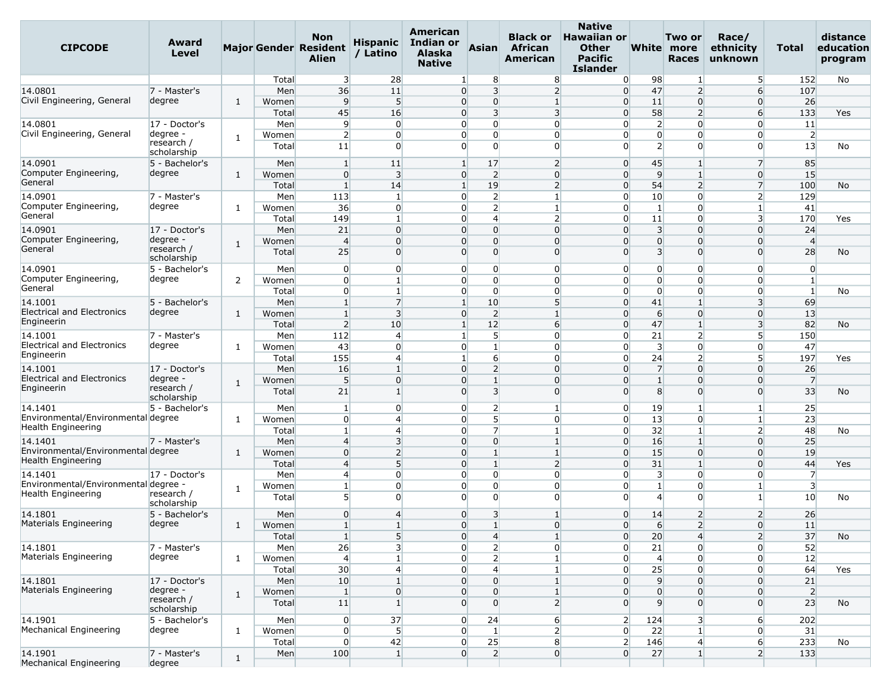| CIPCODE | Award Level | Major | Gender | Non Resident Alien | Hispanic / Latino | American Indian or Alaska Native | Asian | Black or African American | Native Hawaiian or Other Pacific Islander | White | Two or more Races | Race/ ethnicity unknown | Total | distance education program |
|---|---|---|---|---|---|---|---|---|---|---|---|---|---|---|
| | | | Total | 3 | 28 | 1 | 8 | 8 | 0 | 98 | 1 | 5 | 152 | No |
| 14.0801 Civil Engineering, General | 7 - Master's degree | 1 | Men | 36 | 11 | 0 | 3 | 2 | 0 | 47 | 2 | 6 | 107 | |
| | | | Women | 9 | 5 | 0 | 0 | 1 | 0 | 11 | 0 | 0 | 26 | |
| | | | Total | 45 | 16 | 0 | 3 | 3 | 0 | 58 | 2 | 6 | 133 | Yes |
| 14.0801 Civil Engineering, General | 17 - Doctor's degree - research / scholarship | 1 | Men | 9 | 0 | 0 | 0 | 0 | 0 | 2 | 0 | 0 | 11 | |
| | | | Women | 2 | 0 | 0 | 0 | 0 | 0 | 0 | 0 | 0 | 2 | |
| | | | Total | 11 | 0 | 0 | 0 | 0 | 0 | 2 | 0 | 0 | 13 | No |
| 14.0901 Computer Engineering, General | 5 - Bachelor's degree | 1 | Men | 1 | 11 | 1 | 17 | 2 | 0 | 45 | 1 | 7 | 85 | |
| | | | Women | 0 | 3 | 0 | 2 | 0 | 0 | 9 | 1 | 0 | 15 | |
| | | | Total | 1 | 14 | 1 | 19 | 2 | 0 | 54 | 2 | 7 | 100 | No |
| 14.0901 Computer Engineering, General | 7 - Master's degree | 1 | Men | 113 | 1 | 0 | 2 | 1 | 0 | 10 | 0 | 2 | 129 | |
| | | | Women | 36 | 0 | 0 | 2 | 1 | 0 | 1 | 0 | 1 | 41 | |
| | | | Total | 149 | 1 | 0 | 4 | 2 | 0 | 11 | 0 | 3 | 170 | Yes |
| 14.0901 Computer Engineering, General | 17 - Doctor's degree - research / scholarship | 1 | Men | 21 | 0 | 0 | 0 | 0 | 0 | 3 | 0 | 0 | 24 | |
| | | | Women | 4 | 0 | 0 | 0 | 0 | 0 | 0 | 0 | 0 | 4 | |
| | | | Total | 25 | 0 | 0 | 0 | 0 | 0 | 3 | 0 | 0 | 28 | No |
| 14.0901 Computer Engineering, General | 5 - Bachelor's degree | 2 | Men | 0 | 0 | 0 | 0 | 0 | 0 | 0 | 0 | 0 | 0 | |
| | | | Women | 0 | 1 | 0 | 0 | 0 | 0 | 0 | 0 | 0 | 1 | |
| | | | Total | 0 | 1 | 0 | 0 | 0 | 0 | 0 | 0 | 0 | 1 | No |
| 14.1001 Electrical and Electronics Engineerin | 5 - Bachelor's degree | 1 | Men | 1 | 7 | 1 | 10 | 5 | 0 | 41 | 1 | 3 | 69 | |
| | | | Women | 1 | 3 | 0 | 2 | 1 | 0 | 6 | 0 | 0 | 13 | |
| | | | Total | 2 | 10 | 1 | 12 | 6 | 0 | 47 | 1 | 3 | 82 | No |
| 14.1001 Electrical and Electronics Engineerin | 7 - Master's degree | 1 | Men | 112 | 4 | 1 | 5 | 0 | 0 | 21 | 2 | 5 | 150 | |
| | | | Women | 43 | 0 | 0 | 1 | 0 | 0 | 3 | 0 | 0 | 47 | |
| | | | Total | 155 | 4 | 1 | 6 | 0 | 0 | 24 | 2 | 5 | 197 | Yes |
| 14.1001 Electrical and Electronics Engineerin | 17 - Doctor's degree - research / scholarship | 1 | Men | 16 | 1 | 0 | 2 | 0 | 0 | 7 | 0 | 0 | 26 | |
| | | | Women | 5 | 0 | 0 | 1 | 0 | 0 | 1 | 0 | 0 | 7 | |
| | | | Total | 21 | 1 | 0 | 3 | 0 | 0 | 8 | 0 | 0 | 33 | No |
| 14.1401 Environmental/Environmental Health Engineering | 5 - Bachelor's degree | 1 | Men | 1 | 0 | 0 | 2 | 1 | 0 | 19 | 1 | 1 | 25 | |
| | | | Women | 0 | 4 | 0 | 5 | 0 | 0 | 13 | 0 | 1 | 23 | |
| | | | Total | 1 | 4 | 0 | 7 | 1 | 0 | 32 | 1 | 2 | 48 | No |
| 14.1401 Environmental/Environmental Health Engineering | 7 - Master's degree | 1 | Men | 4 | 3 | 0 | 0 | 1 | 0 | 16 | 1 | 0 | 25 | |
| | | | Women | 0 | 2 | 0 | 1 | 1 | 0 | 15 | 0 | 0 | 19 | |
| | | | Total | 4 | 5 | 0 | 1 | 2 | 0 | 31 | 1 | 0 | 44 | Yes |
| 14.1401 Environmental/Environmental Health Engineering | 17 - Doctor's degree - research / scholarship | 1 | Men | 4 | 0 | 0 | 0 | 0 | 0 | 3 | 0 | 0 | 7 | |
| | | | Women | 1 | 0 | 0 | 0 | 0 | 0 | 1 | 0 | 1 | 3 | |
| | | | Total | 5 | 0 | 0 | 0 | 0 | 0 | 4 | 0 | 1 | 10 | No |
| 14.1801 Materials Engineering | 5 - Bachelor's degree | 1 | Men | 0 | 4 | 0 | 3 | 1 | 0 | 14 | 2 | 2 | 26 | |
| | | | Women | 1 | 1 | 0 | 1 | 0 | 0 | 6 | 2 | 0 | 11 | |
| | | | Total | 1 | 5 | 0 | 4 | 1 | 0 | 20 | 4 | 2 | 37 | No |
| 14.1801 Materials Engineering | 7 - Master's degree | 1 | Men | 26 | 3 | 0 | 2 | 0 | 0 | 21 | 0 | 0 | 52 | |
| | | | Women | 4 | 1 | 0 | 2 | 1 | 0 | 4 | 0 | 0 | 12 | |
| | | | Total | 30 | 4 | 0 | 4 | 1 | 0 | 25 | 0 | 0 | 64 | Yes |
| 14.1801 Materials Engineering | 17 - Doctor's degree - research / scholarship | 1 | Men | 10 | 1 | 0 | 0 | 1 | 0 | 9 | 0 | 0 | 21 | |
| | | | Women | 1 | 0 | 0 | 0 | 1 | 0 | 0 | 0 | 0 | 2 | |
| | | | Total | 11 | 1 | 0 | 0 | 2 | 0 | 9 | 0 | 0 | 23 | No |
| 14.1901 Mechanical Engineering | 5 - Bachelor's degree | 1 | Men | 0 | 37 | 0 | 24 | 6 | 2 | 124 | 3 | 6 | 202 | |
| | | | Women | 0 | 5 | 0 | 1 | 2 | 0 | 22 | 1 | 0 | 31 | |
| | | | Total | 0 | 42 | 0 | 25 | 8 | 2 | 146 | 4 | 6 | 233 | No |
| 14.1901 Mechanical Engineering | 7 - Master's degree | 1 | Men | 100 | 1 | 0 | 2 | 0 | 0 | 27 | 1 | 2 | 133 | |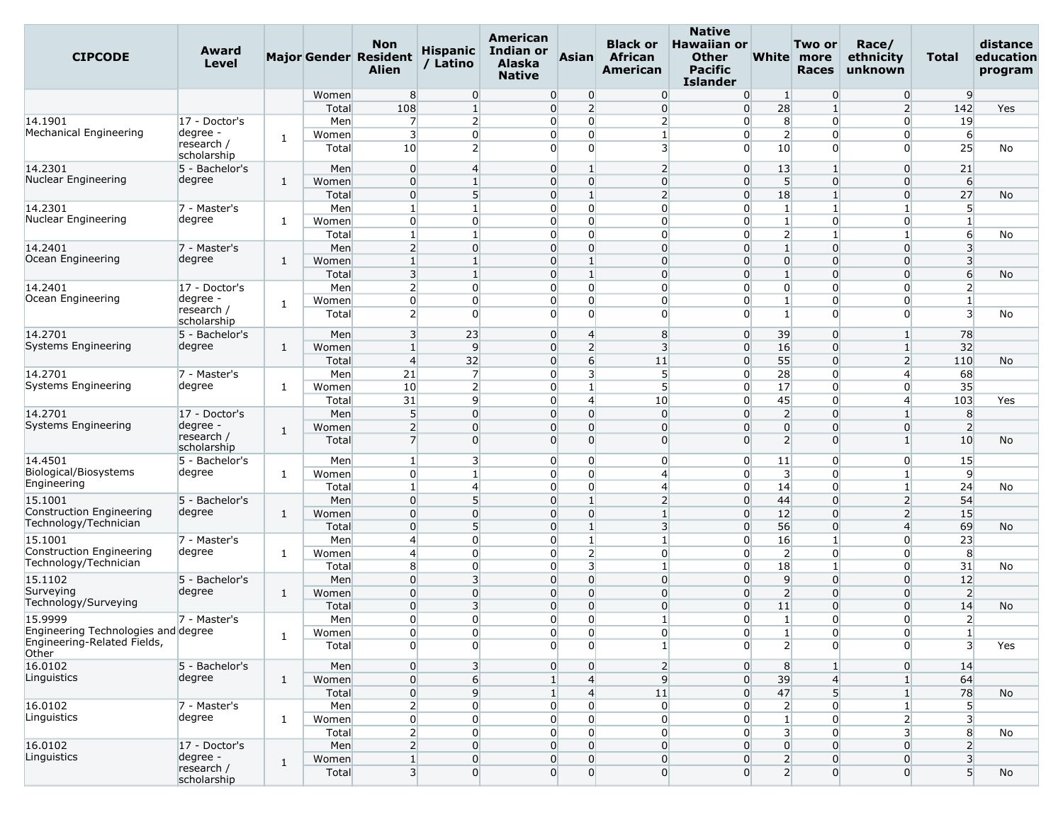| CIPCODE | Award Level | Major | Gender | Non Resident Alien | Hispanic / Latino | American Indian or Alaska Native | Asian | Black or African American | Native Hawaiian or Other Pacific Islander | White | Two or more Races | Race/ ethnicity unknown | Total | distance education program |
|---|---|---|---|---|---|---|---|---|---|---|---|---|---|---|
| | | | Women | 8 | 0 | 0 | 0 | 0 | 0 | 1 | 0 | 0 | 9 | |
| | | | Total | 108 | 1 | 0 | 2 | 0 | 0 | 28 | 1 | 2 | 142 | Yes |
| 14.1901 Mechanical Engineering | 17 - Doctor's degree - research / scholarship | 1 | Men | 7 | 2 | 0 | 0 | 2 | 0 | 8 | 0 | 0 | 19 | |
| | | | Women | 3 | 0 | 0 | 0 | 1 | 0 | 2 | 0 | 0 | 6 | |
| | | | Total | 10 | 2 | 0 | 0 | 3 | 0 | 10 | 0 | 0 | 25 | No |
| 14.2301 Nuclear Engineering | 5 - Bachelor's degree | 1 | Men | 0 | 4 | 0 | 1 | 2 | 0 | 13 | 1 | 0 | 21 | |
| | | | Women | 0 | 1 | 0 | 0 | 0 | 0 | 5 | 0 | 0 | 6 | |
| | | | Total | 0 | 5 | 0 | 1 | 2 | 0 | 18 | 1 | 0 | 27 | No |
| 14.2301 Nuclear Engineering | 7 - Master's degree | 1 | Men | 1 | 1 | 0 | 0 | 0 | 0 | 1 | 1 | 1 | 5 | |
| | | | Women | 0 | 0 | 0 | 0 | 0 | 0 | 1 | 0 | 0 | 1 | |
| | | | Total | 1 | 1 | 0 | 0 | 0 | 0 | 2 | 1 | 1 | 6 | No |
| 14.2401 Ocean Engineering | 7 - Master's degree | 1 | Men | 2 | 0 | 0 | 0 | 0 | 0 | 1 | 0 | 0 | 3 | |
| | | | Women | 1 | 1 | 0 | 1 | 0 | 0 | 0 | 0 | 0 | 3 | |
| | | | Total | 3 | 1 | 0 | 1 | 0 | 0 | 1 | 0 | 0 | 6 | No |
| 14.2401 Ocean Engineering | 17 - Doctor's degree - research / scholarship | 1 | Men | 2 | 0 | 0 | 0 | 0 | 0 | 0 | 0 | 0 | 2 | |
| | | | Women | 0 | 0 | 0 | 0 | 0 | 0 | 1 | 0 | 0 | 1 | |
| | | | Total | 2 | 0 | 0 | 0 | 0 | 0 | 1 | 0 | 0 | 3 | No |
| 14.2701 Systems Engineering | 5 - Bachelor's degree | 1 | Men | 3 | 23 | 0 | 4 | 8 | 0 | 39 | 0 | 1 | 78 | |
| | | | Women | 1 | 9 | 0 | 2 | 3 | 0 | 16 | 0 | 1 | 32 | |
| | | | Total | 4 | 32 | 0 | 6 | 11 | 0 | 55 | 0 | 2 | 110 | No |
| 14.2701 Systems Engineering | 7 - Master's degree | 1 | Men | 21 | 7 | 0 | 3 | 5 | 0 | 28 | 0 | 4 | 68 | |
| | | | Women | 10 | 2 | 0 | 1 | 5 | 0 | 17 | 0 | 0 | 35 | |
| | | | Total | 31 | 9 | 0 | 4 | 10 | 0 | 45 | 0 | 4 | 103 | Yes |
| 14.2701 Systems Engineering | 17 - Doctor's degree - research / scholarship | 1 | Men | 5 | 0 | 0 | 0 | 0 | 0 | 2 | 0 | 1 | 8 | |
| | | | Women | 2 | 0 | 0 | 0 | 0 | 0 | 0 | 0 | 0 | 2 | |
| | | | Total | 7 | 0 | 0 | 0 | 0 | 0 | 2 | 0 | 1 | 10 | No |
| 14.4501 Biological/Biosystems Engineering | 5 - Bachelor's degree | 1 | Men | 1 | 3 | 0 | 0 | 0 | 0 | 11 | 0 | 0 | 15 | |
| | | | Women | 0 | 1 | 0 | 0 | 4 | 0 | 3 | 0 | 1 | 9 | |
| | | | Total | 1 | 4 | 0 | 0 | 4 | 0 | 14 | 0 | 1 | 24 | No |
| 15.1001 Construction Engineering Technology/Technician | 5 - Bachelor's degree | 1 | Men | 0 | 5 | 0 | 1 | 2 | 0 | 44 | 0 | 2 | 54 | |
| | | | Women | 0 | 0 | 0 | 0 | 1 | 0 | 12 | 0 | 2 | 15 | |
| | | | Total | 0 | 5 | 0 | 1 | 3 | 0 | 56 | 0 | 4 | 69 | No |
| 15.1001 Construction Engineering Technology/Technician | 7 - Master's degree | 1 | Men | 4 | 0 | 0 | 1 | 1 | 0 | 16 | 1 | 0 | 23 | |
| | | | Women | 4 | 0 | 0 | 2 | 0 | 0 | 2 | 0 | 0 | 8 | |
| | | | Total | 8 | 0 | 0 | 3 | 1 | 0 | 18 | 1 | 0 | 31 | No |
| 15.1102 Surveying Technology/Surveying | 5 - Bachelor's degree | 1 | Men | 0 | 3 | 0 | 0 | 0 | 0 | 9 | 0 | 0 | 12 | |
| | | | Women | 0 | 0 | 0 | 0 | 0 | 0 | 2 | 0 | 0 | 2 | |
| | | | Total | 0 | 3 | 0 | 0 | 0 | 0 | 11 | 0 | 0 | 14 | No |
| 15.9999 Engineering Technologies and Engineering-Related Fields, Other | 7 - Master's degree | 1 | Men | 0 | 0 | 0 | 0 | 1 | 0 | 1 | 0 | 0 | 2 | |
| | | | Women | 0 | 0 | 0 | 0 | 0 | 0 | 1 | 0 | 0 | 1 | |
| | | | Total | 0 | 0 | 0 | 0 | 1 | 0 | 2 | 0 | 0 | 3 | Yes |
| 16.0102 Linguistics | 5 - Bachelor's degree | 1 | Men | 0 | 3 | 0 | 0 | 2 | 0 | 8 | 1 | 0 | 14 | |
| | | | Women | 0 | 6 | 1 | 4 | 9 | 0 | 39 | 4 | 1 | 64 | |
| | | | Total | 0 | 9 | 1 | 4 | 11 | 0 | 47 | 5 | 1 | 78 | No |
| 16.0102 Linguistics | 7 - Master's degree | 1 | Men | 2 | 0 | 0 | 0 | 0 | 0 | 2 | 0 | 1 | 5 | |
| | | | Women | 0 | 0 | 0 | 0 | 0 | 0 | 1 | 0 | 2 | 3 | |
| | | | Total | 2 | 0 | 0 | 0 | 0 | 0 | 3 | 0 | 3 | 8 | No |
| 16.0102 Linguistics | 17 - Doctor's degree - research / scholarship | 1 | Men | 2 | 0 | 0 | 0 | 0 | 0 | 0 | 0 | 0 | 2 | |
| | | | Women | 1 | 0 | 0 | 0 | 0 | 0 | 2 | 0 | 0 | 3 | |
| | | | Total | 3 | 0 | 0 | 0 | 0 | 0 | 2 | 0 | 0 | 5 | No |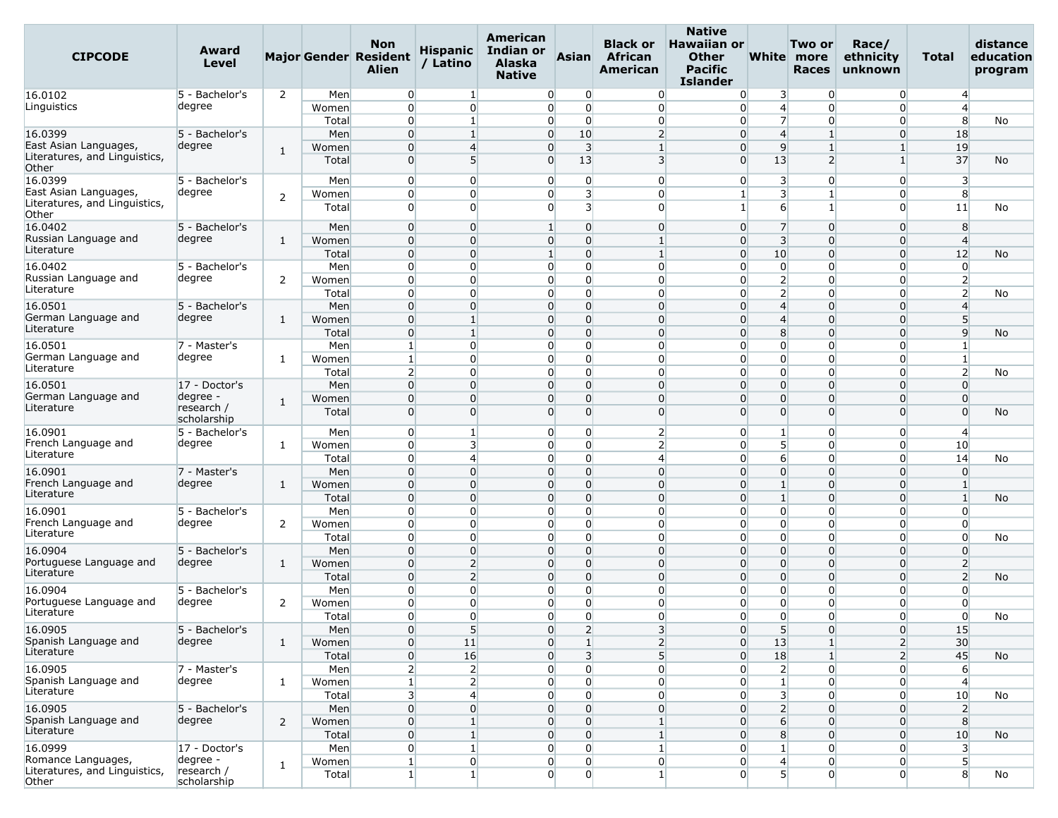| CIPCODE | Award Level | Major | Gender | Non Resident Alien | Hispanic / Latino | American Indian or Alaska Native | Asian | Black or African American | Native Hawaiian or Other Pacific Islander | White | Two or more Races | Race/ ethnicity unknown | Total | distance education program |
|---|---|---|---|---|---|---|---|---|---|---|---|---|---|---|
| 16.0102 Linguistics | 5 - Bachelor's degree | 2 | Men | 0 | 1 | 0 | 0 | 0 | 0 | 3 | 0 | 0 | 4 | |
| | | | Women | 0 | 0 | 0 | 0 | 0 | 0 | 4 | 0 | 0 | 4 | |
| | | | Total | 0 | 1 | 0 | 0 | 0 | 0 | 7 | 0 | 0 | 8 | No |
| 16.0399 East Asian Languages, Literatures, and Linguistics, Other | 5 - Bachelor's degree | 1 | Men | 0 | 1 | 0 | 10 | 2 | 0 | 4 | 1 | 0 | 18 | |
| | | | Women | 0 | 4 | 0 | 3 | 1 | 0 | 9 | 1 | 1 | 19 | |
| | | | Total | 0 | 5 | 0 | 13 | 3 | 0 | 13 | 2 | 1 | 37 | No |
| 16.0399 East Asian Languages, Literatures, and Linguistics, Other | 5 - Bachelor's degree | 2 | Men | 0 | 0 | 0 | 0 | 0 | 0 | 3 | 0 | 0 | 3 | |
| | | | Women | 0 | 0 | 0 | 3 | 0 | 1 | 3 | 1 | 0 | 8 | |
| | | | Total | 0 | 0 | 0 | 3 | 0 | 1 | 6 | 1 | 0 | 11 | No |
| 16.0402 Russian Language and Literature | 5 - Bachelor's degree | 1 | Men | 0 | 0 | 1 | 0 | 0 | 0 | 7 | 0 | 0 | 8 | |
| | | | Women | 0 | 0 | 0 | 0 | 1 | 0 | 3 | 0 | 0 | 4 | |
| | | | Total | 0 | 0 | 1 | 0 | 1 | 0 | 10 | 0 | 0 | 12 | No |
| 16.0402 Russian Language and Literature | 5 - Bachelor's degree | 2 | Men | 0 | 0 | 0 | 0 | 0 | 0 | 0 | 0 | 0 | 0 | |
| | | | Women | 0 | 0 | 0 | 0 | 0 | 0 | 2 | 0 | 0 | 2 | |
| | | | Total | 0 | 0 | 0 | 0 | 0 | 0 | 2 | 0 | 0 | 2 | No |
| 16.0501 German Language and Literature | 5 - Bachelor's degree | 1 | Men | 0 | 0 | 0 | 0 | 0 | 0 | 4 | 0 | 0 | 4 | |
| | | | Women | 0 | 1 | 0 | 0 | 0 | 0 | 4 | 0 | 0 | 5 | |
| | | | Total | 0 | 1 | 0 | 0 | 0 | 0 | 8 | 0 | 0 | 9 | No |
| 16.0501 German Language and Literature | 7 - Master's degree | 1 | Men | 1 | 0 | 0 | 0 | 0 | 0 | 0 | 0 | 0 | 1 | |
| | | | Women | 1 | 0 | 0 | 0 | 0 | 0 | 0 | 0 | 0 | 1 | |
| | | | Total | 2 | 0 | 0 | 0 | 0 | 0 | 0 | 0 | 0 | 2 | No |
| 16.0501 German Language and Literature | 17 - Doctor's degree - research / scholarship | 1 | Men | 0 | 0 | 0 | 0 | 0 | 0 | 0 | 0 | 0 | 0 | |
| | | | Women | 0 | 0 | 0 | 0 | 0 | 0 | 0 | 0 | 0 | 0 | |
| | | | Total | 0 | 0 | 0 | 0 | 0 | 0 | 0 | 0 | 0 | 0 | No |
| 16.0901 French Language and Literature | 5 - Bachelor's degree | 1 | Men | 0 | 1 | 0 | 0 | 2 | 0 | 1 | 0 | 0 | 4 | |
| | | | Women | 0 | 3 | 0 | 0 | 2 | 0 | 5 | 0 | 0 | 10 | |
| | | | Total | 0 | 4 | 0 | 0 | 4 | 0 | 6 | 0 | 0 | 14 | No |
| 16.0901 French Language and Literature | 7 - Master's degree | 1 | Men | 0 | 0 | 0 | 0 | 0 | 0 | 0 | 0 | 0 | 0 | |
| | | | Women | 0 | 0 | 0 | 0 | 0 | 0 | 1 | 0 | 0 | 1 | |
| | | | Total | 0 | 0 | 0 | 0 | 0 | 0 | 1 | 0 | 0 | 1 | No |
| 16.0901 French Language and Literature | 5 - Bachelor's degree | 2 | Men | 0 | 0 | 0 | 0 | 0 | 0 | 0 | 0 | 0 | 0 | |
| | | | Women | 0 | 0 | 0 | 0 | 0 | 0 | 0 | 0 | 0 | 0 | |
| | | | Total | 0 | 0 | 0 | 0 | 0 | 0 | 0 | 0 | 0 | 0 | No |
| 16.0904 Portuguese Language and Literature | 5 - Bachelor's degree | 1 | Men | 0 | 0 | 0 | 0 | 0 | 0 | 0 | 0 | 0 | 0 | |
| | | | Women | 0 | 2 | 0 | 0 | 0 | 0 | 0 | 0 | 0 | 2 | |
| | | | Total | 0 | 2 | 0 | 0 | 0 | 0 | 0 | 0 | 0 | 2 | No |
| 16.0904 Portuguese Language and Literature | 5 - Bachelor's degree | 2 | Men | 0 | 0 | 0 | 0 | 0 | 0 | 0 | 0 | 0 | 0 | |
| | | | Women | 0 | 0 | 0 | 0 | 0 | 0 | 0 | 0 | 0 | 0 | |
| | | | Total | 0 | 0 | 0 | 0 | 0 | 0 | 0 | 0 | 0 | 0 | No |
| 16.0905 Spanish Language and Literature | 5 - Bachelor's degree | 1 | Men | 0 | 5 | 0 | 2 | 3 | 0 | 5 | 0 | 0 | 15 | |
| | | | Women | 0 | 11 | 0 | 1 | 2 | 0 | 13 | 1 | 2 | 30 | |
| | | | Total | 0 | 16 | 0 | 3 | 5 | 0 | 18 | 1 | 2 | 45 | No |
| 16.0905 Spanish Language and Literature | 7 - Master's degree | 1 | Men | 2 | 2 | 0 | 0 | 0 | 0 | 2 | 0 | 0 | 6 | |
| | | | Women | 1 | 2 | 0 | 0 | 0 | 0 | 1 | 0 | 0 | 4 | |
| | | | Total | 3 | 4 | 0 | 0 | 0 | 0 | 3 | 0 | 0 | 10 | No |
| 16.0905 Spanish Language and Literature | 5 - Bachelor's degree | 2 | Men | 0 | 0 | 0 | 0 | 0 | 0 | 2 | 0 | 0 | 2 | |
| | | | Women | 0 | 1 | 0 | 0 | 1 | 0 | 6 | 0 | 0 | 8 | |
| | | | Total | 0 | 1 | 0 | 0 | 1 | 0 | 8 | 0 | 0 | 10 | No |
| 16.0999 Romance Languages, Literatures, and Linguistics, Other | 17 - Doctor's degree - research / scholarship | 1 | Men | 0 | 1 | 0 | 0 | 1 | 0 | 1 | 0 | 0 | 3 | |
| | | | Women | 1 | 0 | 0 | 0 | 0 | 0 | 4 | 0 | 0 | 5 | |
| | | | Total | 1 | 1 | 0 | 0 | 1 | 0 | 5 | 0 | 0 | 8 | No |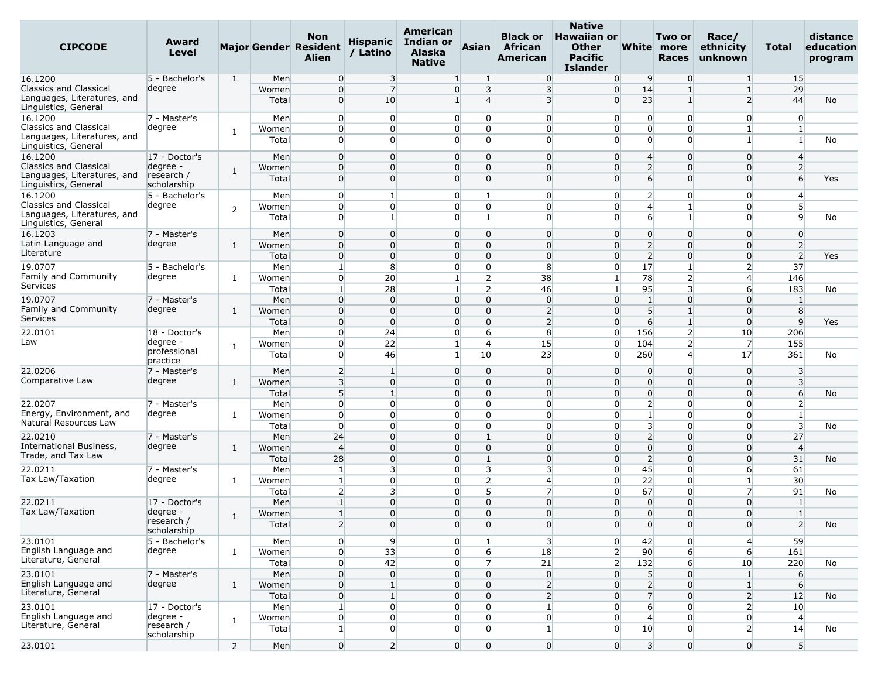| CIPCODE | Award Level | Major | Gender | Non Resident Alien | Hispanic / Latino | American Indian or Alaska Native | Asian | Black or African American | Native Hawaiian or Other Pacific Islander | White | Two or more Races | Race/ ethnicity unknown | Total | distance education program |
|---|---|---|---|---|---|---|---|---|---|---|---|---|---|---|
| 16.1200 Classics and Classical Languages, Literatures, and Linguistics, General | 5 - Bachelor's degree | 1 | Men | 0 | 3 | 1 | 1 | 0 | 0 | 9 | 0 | 1 | 15 | |
| | | | Women | 0 | 7 | 0 | 3 | 3 | 0 | 14 | 1 | 1 | 29 | |
| | | | Total | 0 | 10 | 1 | 4 | 3 | 0 | 23 | 1 | 2 | 44 | No |
| 16.1200 Classics and Classical Languages, Literatures, and Linguistics, General | 7 - Master's degree | 1 | Men | 0 | 0 | 0 | 0 | 0 | 0 | 0 | 0 | 0 | 0 | |
| | | | Women | 0 | 0 | 0 | 0 | 0 | 0 | 0 | 0 | 1 | 1 | |
| | | | Total | 0 | 0 | 0 | 0 | 0 | 0 | 0 | 0 | 1 | 1 | No |
| 16.1200 Classics and Classical Languages, Literatures, and Linguistics, General | 17 - Doctor's degree - research / scholarship | 1 | Men | 0 | 0 | 0 | 0 | 0 | 0 | 4 | 0 | 0 | 4 | |
| | | | Women | 0 | 0 | 0 | 0 | 0 | 0 | 2 | 0 | 0 | 2 | |
| | | | Total | 0 | 0 | 0 | 0 | 0 | 0 | 6 | 0 | 0 | 6 | Yes |
| 16.1200 Classics and Classical Languages, Literatures, and Linguistics, General | 5 - Bachelor's degree | 2 | Men | 0 | 1 | 0 | 1 | 0 | 0 | 2 | 0 | 0 | 4 | |
| | | | Women | 0 | 0 | 0 | 0 | 0 | 0 | 4 | 1 | 0 | 5 | |
| | | | Total | 0 | 1 | 0 | 1 | 0 | 0 | 6 | 1 | 0 | 9 | No |
| 16.1203 Latin Language and Literature | 7 - Master's degree | 1 | Men | 0 | 0 | 0 | 0 | 0 | 0 | 0 | 0 | 0 | 0 | |
| | | | Women | 0 | 0 | 0 | 0 | 0 | 0 | 2 | 0 | 0 | 2 | |
| | | | Total | 0 | 0 | 0 | 0 | 0 | 0 | 2 | 0 | 0 | 2 | Yes |
| 19.0707 Family and Community Services | 5 - Bachelor's degree | 1 | Men | 1 | 8 | 0 | 0 | 8 | 0 | 17 | 1 | 2 | 37 | |
| | | | Women | 0 | 20 | 1 | 2 | 38 | 1 | 78 | 2 | 4 | 146 | |
| | | | Total | 1 | 28 | 1 | 2 | 46 | 1 | 95 | 3 | 6 | 183 | No |
| 19.0707 Family and Community Services | 7 - Master's degree | 1 | Men | 0 | 0 | 0 | 0 | 0 | 0 | 1 | 0 | 0 | 1 | |
| | | | Women | 0 | 0 | 0 | 0 | 2 | 0 | 5 | 1 | 0 | 8 | |
| | | | Total | 0 | 0 | 0 | 0 | 2 | 0 | 6 | 1 | 0 | 9 | Yes |
| 22.0101 Law | 18 - Doctor's degree - professional practice | 1 | Men | 0 | 24 | 0 | 6 | 8 | 0 | 156 | 2 | 10 | 206 | |
| | | | Women | 0 | 22 | 1 | 4 | 15 | 0 | 104 | 2 | 7 | 155 | |
| | | | Total | 0 | 46 | 1 | 10 | 23 | 0 | 260 | 4 | 17 | 361 | No |
| 22.0206 Comparative Law | 7 - Master's degree | 1 | Men | 2 | 1 | 0 | 0 | 0 | 0 | 0 | 0 | 0 | 3 | |
| | | | Women | 3 | 0 | 0 | 0 | 0 | 0 | 0 | 0 | 0 | 3 | |
| | | | Total | 5 | 1 | 0 | 0 | 0 | 0 | 0 | 0 | 0 | 6 | No |
| 22.0207 Energy, Environment, and Natural Resources Law | 7 - Master's degree | 1 | Men | 0 | 0 | 0 | 0 | 0 | 0 | 2 | 0 | 0 | 2 | |
| | | | Women | 0 | 0 | 0 | 0 | 0 | 0 | 1 | 0 | 0 | 1 | |
| | | | Total | 0 | 0 | 0 | 0 | 0 | 0 | 3 | 0 | 0 | 3 | No |
| 22.0210 International Business, Trade, and Tax Law | 7 - Master's degree | 1 | Men | 24 | 0 | 0 | 1 | 0 | 0 | 2 | 0 | 0 | 27 | |
| | | | Women | 4 | 0 | 0 | 0 | 0 | 0 | 0 | 0 | 0 | 4 | |
| | | | Total | 28 | 0 | 0 | 1 | 0 | 0 | 2 | 0 | 0 | 31 | No |
| 22.0211 Tax Law/Taxation | 7 - Master's degree | 1 | Men | 1 | 3 | 0 | 3 | 3 | 0 | 45 | 0 | 6 | 61 | |
| | | | Women | 1 | 0 | 0 | 2 | 4 | 0 | 22 | 0 | 1 | 30 | |
| | | | Total | 2 | 3 | 0 | 5 | 7 | 0 | 67 | 0 | 7 | 91 | No |
| 22.0211 Tax Law/Taxation | 17 - Doctor's degree - research / scholarship | 1 | Men | 1 | 0 | 0 | 0 | 0 | 0 | 0 | 0 | 0 | 1 | |
| | | | Women | 1 | 0 | 0 | 0 | 0 | 0 | 0 | 0 | 0 | 1 | |
| | | | Total | 2 | 0 | 0 | 0 | 0 | 0 | 0 | 0 | 0 | 2 | No |
| 23.0101 English Language and Literature, General | 5 - Bachelor's degree | 1 | Men | 0 | 9 | 0 | 1 | 3 | 0 | 42 | 0 | 4 | 59 | |
| | | | Women | 0 | 33 | 0 | 6 | 18 | 2 | 90 | 6 | 6 | 161 | |
| | | | Total | 0 | 42 | 0 | 7 | 21 | 2 | 132 | 6 | 10 | 220 | No |
| 23.0101 English Language and Literature, General | 7 - Master's degree | 1 | Men | 0 | 0 | 0 | 0 | 0 | 0 | 5 | 0 | 1 | 6 | |
| | | | Women | 0 | 1 | 0 | 0 | 2 | 0 | 2 | 0 | 1 | 6 | |
| | | | Total | 0 | 1 | 0 | 0 | 2 | 0 | 7 | 0 | 2 | 12 | No |
| 23.0101 English Language and Literature, General | 17 - Doctor's degree - research / scholarship | 1 | Men | 1 | 0 | 0 | 0 | 1 | 0 | 6 | 0 | 2 | 10 | |
| | | | Women | 0 | 0 | 0 | 0 | 0 | 0 | 4 | 0 | 0 | 4 | |
| | | | Total | 1 | 0 | 0 | 0 | 1 | 0 | 10 | 0 | 2 | 14 | No |
| 23.0101 | | 2 | Men | 0 | 2 | 0 | 0 | 0 | 0 | 3 | 0 | 0 | 5 | |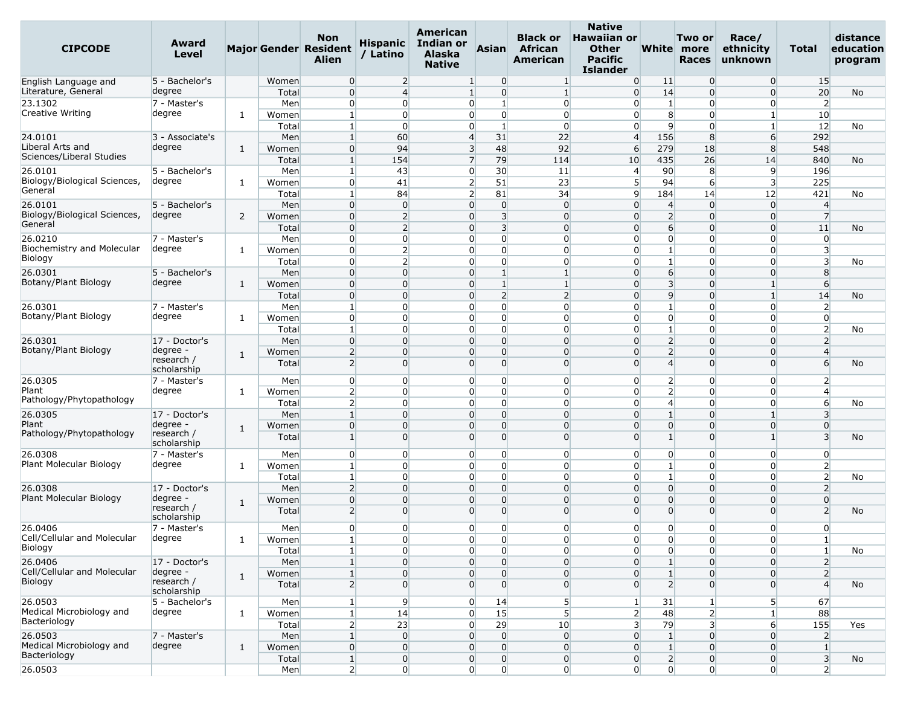| CIPCODE | Award Level | Major | Gender | Non Resident Alien | Hispanic / Latino | American Indian or Alaska Native | Asian | Black or African American | Native Hawaiian or Other Pacific Islander | White | Two or more Races | Race/ ethnicity unknown | Total | distance education program |
|---|---|---|---|---|---|---|---|---|---|---|---|---|---|---|
| English Language and Literature, General | 5 - Bachelor's degree | | Women | 0 | 2 | 1 | 0 | 1 | 0 | 11 | 0 | 0 | 15 | |
| | | | Total | 0 | 4 | 1 | 0 | 1 | 0 | 14 | 0 | 0 | 20 | No |
| 23.1302 Creative Writing | 7 - Master's degree | 1 | Men | 0 | 0 | 0 | 1 | 0 | 0 | 1 | 0 | 0 | 2 | |
| | | | Women | 1 | 0 | 0 | 0 | 0 | 0 | 8 | 0 | 1 | 10 | |
| | | | Total | 1 | 0 | 0 | 1 | 0 | 0 | 9 | 0 | 1 | 12 | No |
| 24.0101 Liberal Arts and Sciences/Liberal Studies | 3 - Associate's degree | 1 | Men | 1 | 60 | 4 | 31 | 22 | 4 | 156 | 8 | 6 | 292 | |
| | | | Women | 0 | 94 | 3 | 48 | 92 | 6 | 279 | 18 | 8 | 548 | |
| | | | Total | 1 | 154 | 7 | 79 | 114 | 10 | 435 | 26 | 14 | 840 | No |
| 26.0101 Biology/Biological Sciences, General | 5 - Bachelor's degree | 1 | Men | 1 | 43 | 0 | 30 | 11 | 4 | 90 | 8 | 9 | 196 | |
| | | | Women | 0 | 41 | 2 | 51 | 23 | 5 | 94 | 6 | 3 | 225 | |
| | | | Total | 1 | 84 | 2 | 81 | 34 | 9 | 184 | 14 | 12 | 421 | No |
| 26.0101 Biology/Biological Sciences, General | 5 - Bachelor's degree | 2 | Men | 0 | 0 | 0 | 0 | 0 | 0 | 4 | 0 | 0 | 4 | |
| | | | Women | 0 | 2 | 0 | 3 | 0 | 0 | 2 | 0 | 0 | 7 | |
| | | | Total | 0 | 2 | 0 | 3 | 0 | 0 | 6 | 0 | 0 | 11 | No |
| 26.0210 Biochemistry and Molecular Biology | 7 - Master's degree | 1 | Men | 0 | 0 | 0 | 0 | 0 | 0 | 0 | 0 | 0 | 0 | |
| | | | Women | 0 | 2 | 0 | 0 | 0 | 0 | 1 | 0 | 0 | 3 | |
| | | | Total | 0 | 2 | 0 | 0 | 0 | 0 | 1 | 0 | 0 | 3 | No |
| 26.0301 Botany/Plant Biology | 5 - Bachelor's degree | 1 | Men | 0 | 0 | 0 | 1 | 1 | 0 | 6 | 0 | 0 | 8 | |
| | | | Women | 0 | 0 | 0 | 1 | 1 | 0 | 3 | 0 | 1 | 6 | |
| | | | Total | 0 | 0 | 0 | 2 | 2 | 0 | 9 | 0 | 1 | 14 | No |
| 26.0301 Botany/Plant Biology | 7 - Master's degree | 1 | Men | 1 | 0 | 0 | 0 | 0 | 0 | 1 | 0 | 0 | 2 | |
| | | | Women | 0 | 0 | 0 | 0 | 0 | 0 | 0 | 0 | 0 | 0 | |
| | | | Total | 1 | 0 | 0 | 0 | 0 | 0 | 1 | 0 | 0 | 2 | No |
| 26.0301 Botany/Plant Biology | 17 - Doctor's degree - research / scholarship | 1 | Men | 0 | 0 | 0 | 0 | 0 | 0 | 2 | 0 | 0 | 2 | |
| | | | Women | 2 | 0 | 0 | 0 | 0 | 0 | 2 | 0 | 0 | 4 | |
| | | | Total | 2 | 0 | 0 | 0 | 0 | 0 | 4 | 0 | 0 | 6 | No |
| 26.0305 Plant Pathology/Phytopathology | 7 - Master's degree | 1 | Men | 0 | 0 | 0 | 0 | 0 | 0 | 2 | 0 | 0 | 2 | |
| | | | Women | 2 | 0 | 0 | 0 | 0 | 0 | 2 | 0 | 0 | 4 | |
| | | | Total | 2 | 0 | 0 | 0 | 0 | 0 | 4 | 0 | 0 | 6 | No |
| 26.0305 Plant Pathology/Phytopathology | 17 - Doctor's degree - research / scholarship | 1 | Men | 1 | 0 | 0 | 0 | 0 | 0 | 1 | 0 | 1 | 3 | |
| | | | Women | 0 | 0 | 0 | 0 | 0 | 0 | 0 | 0 | 0 | 0 | |
| | | | Total | 1 | 0 | 0 | 0 | 0 | 0 | 1 | 0 | 1 | 3 | No |
| 26.0308 Plant Molecular Biology | 7 - Master's degree | 1 | Men | 0 | 0 | 0 | 0 | 0 | 0 | 0 | 0 | 0 | 0 | |
| | | | Women | 1 | 0 | 0 | 0 | 0 | 0 | 1 | 0 | 0 | 2 | |
| | | | Total | 1 | 0 | 0 | 0 | 0 | 0 | 1 | 0 | 0 | 2 | No |
| 26.0308 Plant Molecular Biology | 17 - Doctor's degree - research / scholarship | 1 | Men | 2 | 0 | 0 | 0 | 0 | 0 | 0 | 0 | 0 | 2 | |
| | | | Women | 0 | 0 | 0 | 0 | 0 | 0 | 0 | 0 | 0 | 0 | |
| | | | Total | 2 | 0 | 0 | 0 | 0 | 0 | 0 | 0 | 0 | 2 | No |
| 26.0406 Cell/Cellular and Molecular Biology | 7 - Master's degree | 1 | Men | 0 | 0 | 0 | 0 | 0 | 0 | 0 | 0 | 0 | 0 | |
| | | | Women | 1 | 0 | 0 | 0 | 0 | 0 | 0 | 0 | 0 | 1 | |
| | | | Total | 1 | 0 | 0 | 0 | 0 | 0 | 0 | 0 | 0 | 1 | No |
| 26.0406 Cell/Cellular and Molecular Biology | 17 - Doctor's degree - research / scholarship | 1 | Men | 1 | 0 | 0 | 0 | 0 | 0 | 1 | 0 | 0 | 2 | |
| | | | Women | 1 | 0 | 0 | 0 | 0 | 0 | 1 | 0 | 0 | 2 | |
| | | | Total | 2 | 0 | 0 | 0 | 0 | 0 | 2 | 0 | 0 | 4 | No |
| 26.0503 Medical Microbiology and Bacteriology | 5 - Bachelor's degree | 1 | Men | 1 | 9 | 0 | 14 | 5 | 1 | 31 | 1 | 5 | 67 | |
| | | | Women | 1 | 14 | 0 | 15 | 5 | 2 | 48 | 2 | 1 | 88 | |
| | | | Total | 2 | 23 | 0 | 29 | 10 | 3 | 79 | 3 | 6 | 155 | Yes |
| 26.0503 Medical Microbiology and Bacteriology | 7 - Master's degree | 1 | Men | 1 | 0 | 0 | 0 | 0 | 0 | 1 | 0 | 0 | 2 | |
| | | | Women | 0 | 0 | 0 | 0 | 0 | 0 | 1 | 0 | 0 | 1 | |
| | | | Total | 1 | 0 | 0 | 0 | 0 | 0 | 2 | 0 | 0 | 3 | No |
| 26.0503 | | | Men | 2 | 0 | 0 | 0 | 0 | 0 | 0 | 0 | 0 | 2 | |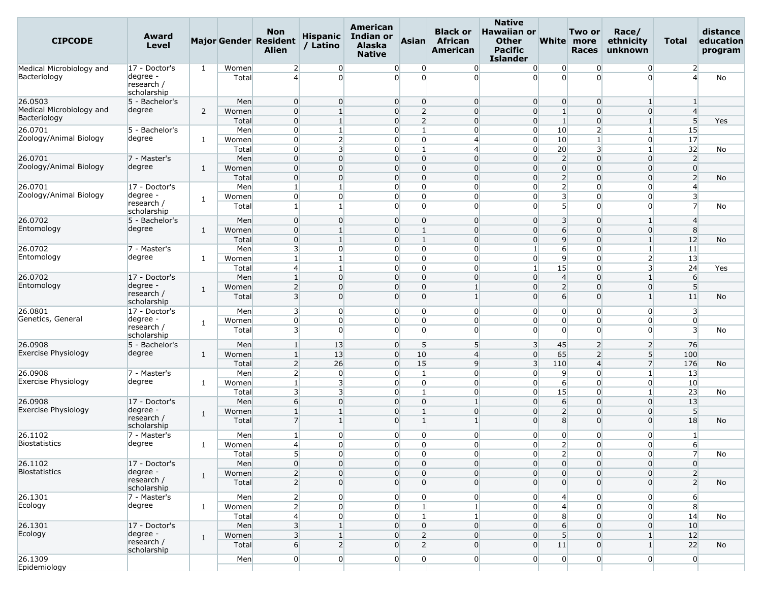| CIPCODE | Award Level | Major | Gender | Non Resident Alien | Hispanic / Latino | American Indian or Alaska Native | Asian | Black or African American | Native Hawaiian or Other Pacific Islander | White | Two or more Races | Race/ ethnicity unknown | Total | distance education program |
|---|---|---|---|---|---|---|---|---|---|---|---|---|---|---|
| Medical Microbiology and Bacteriology | 17 - Doctor's degree - research / scholarship | 1 | Women | 2 | 0 | 0 | 0 | 0 | 0 | 0 | 0 | 0 | 2 | |
| | | | Total | 4 | 0 | 0 | 0 | 0 | 0 | 0 | 0 | 0 | 4 | No |
| 26.0503 Medical Microbiology and Bacteriology | 5 - Bachelor's degree | 2 | Men | 0 | 0 | 0 | 0 | 0 | 0 | 0 | 0 | 1 | 1 | |
| | | | Women | 0 | 1 | 0 | 2 | 0 | 0 | 1 | 0 | 0 | 4 | |
| | | | Total | 0 | 1 | 0 | 2 | 0 | 0 | 1 | 0 | 1 | 5 | Yes |
| 26.0701 Zoology/Animal Biology | 5 - Bachelor's degree | 1 | Men | 0 | 1 | 0 | 1 | 0 | 0 | 10 | 2 | 1 | 15 | |
| | | | Women | 0 | 2 | 0 | 0 | 4 | 0 | 10 | 1 | 0 | 17 | |
| | | | Total | 0 | 3 | 0 | 1 | 4 | 0 | 20 | 3 | 1 | 32 | No |
| 26.0701 Zoology/Animal Biology | 7 - Master's degree | 1 | Men | 0 | 0 | 0 | 0 | 0 | 0 | 2 | 0 | 0 | 2 | |
| | | | Women | 0 | 0 | 0 | 0 | 0 | 0 | 0 | 0 | 0 | 0 | |
| | | | Total | 0 | 0 | 0 | 0 | 0 | 0 | 2 | 0 | 0 | 2 | No |
| 26.0701 Zoology/Animal Biology | 17 - Doctor's degree - research / scholarship | 1 | Men | 1 | 1 | 0 | 0 | 0 | 0 | 2 | 0 | 0 | 4 | |
| | | | Women | 0 | 0 | 0 | 0 | 0 | 0 | 3 | 0 | 0 | 3 | |
| | | | Total | 1 | 1 | 0 | 0 | 0 | 0 | 5 | 0 | 0 | 7 | No |
| 26.0702 Entomology | 5 - Bachelor's degree | 1 | Men | 0 | 0 | 0 | 0 | 0 | 0 | 3 | 0 | 1 | 4 | |
| | | | Women | 0 | 1 | 0 | 1 | 0 | 0 | 6 | 0 | 0 | 8 | |
| | | | Total | 0 | 1 | 0 | 1 | 0 | 0 | 9 | 0 | 1 | 12 | No |
| 26.0702 Entomology | 7 - Master's degree | 1 | Men | 3 | 0 | 0 | 0 | 0 | 1 | 6 | 0 | 1 | 11 | |
| | | | Women | 1 | 1 | 0 | 0 | 0 | 0 | 9 | 0 | 2 | 13 | |
| | | | Total | 4 | 1 | 0 | 0 | 0 | 1 | 15 | 0 | 3 | 24 | Yes |
| 26.0702 Entomology | 17 - Doctor's degree - research / scholarship | 1 | Men | 1 | 0 | 0 | 0 | 0 | 0 | 4 | 0 | 1 | 6 | |
| | | | Women | 2 | 0 | 0 | 0 | 1 | 0 | 2 | 0 | 0 | 5 | |
| | | | Total | 3 | 0 | 0 | 0 | 1 | 0 | 6 | 0 | 1 | 11 | No |
| 26.0801 Genetics, General | 17 - Doctor's degree - research / scholarship | 1 | Men | 3 | 0 | 0 | 0 | 0 | 0 | 0 | 0 | 0 | 3 | |
| | | | Women | 0 | 0 | 0 | 0 | 0 | 0 | 0 | 0 | 0 | 0 | |
| | | | Total | 3 | 0 | 0 | 0 | 0 | 0 | 0 | 0 | 0 | 3 | No |
| 26.0908 Exercise Physiology | 5 - Bachelor's degree | 1 | Men | 1 | 13 | 0 | 5 | 5 | 3 | 45 | 2 | 2 | 76 | |
| | | | Women | 1 | 13 | 0 | 10 | 4 | 0 | 65 | 2 | 5 | 100 | |
| | | | Total | 2 | 26 | 0 | 15 | 9 | 3 | 110 | 4 | 7 | 176 | No |
| 26.0908 Exercise Physiology | 7 - Master's degree | 1 | Men | 2 | 0 | 0 | 1 | 0 | 0 | 9 | 0 | 1 | 13 | |
| | | | Women | 1 | 3 | 0 | 0 | 0 | 0 | 6 | 0 | 0 | 10 | |
| | | | Total | 3 | 3 | 0 | 1 | 0 | 0 | 15 | 0 | 1 | 23 | No |
| 26.0908 Exercise Physiology | 17 - Doctor's degree - research / scholarship | 1 | Men | 6 | 0 | 0 | 0 | 1 | 0 | 6 | 0 | 0 | 13 | |
| | | | Women | 1 | 1 | 0 | 1 | 0 | 0 | 2 | 0 | 0 | 5 | |
| | | | Total | 7 | 1 | 0 | 1 | 1 | 0 | 8 | 0 | 0 | 18 | No |
| 26.1102 Biostatistics | 7 - Master's degree | 1 | Men | 1 | 0 | 0 | 0 | 0 | 0 | 0 | 0 | 0 | 1 | |
| | | | Women | 4 | 0 | 0 | 0 | 0 | 0 | 2 | 0 | 0 | 6 | |
| | | | Total | 5 | 0 | 0 | 0 | 0 | 0 | 2 | 0 | 0 | 7 | No |
| 26.1102 Biostatistics | 17 - Doctor's degree - research / scholarship | 1 | Men | 0 | 0 | 0 | 0 | 0 | 0 | 0 | 0 | 0 | 0 | |
| | | | Women | 2 | 0 | 0 | 0 | 0 | 0 | 0 | 0 | 0 | 2 | |
| | | | Total | 2 | 0 | 0 | 0 | 0 | 0 | 0 | 0 | 0 | 2 | No |
| 26.1301 Ecology | 7 - Master's degree | 1 | Men | 2 | 0 | 0 | 0 | 0 | 0 | 4 | 0 | 0 | 6 | |
| | | | Women | 2 | 0 | 0 | 1 | 1 | 0 | 4 | 0 | 0 | 8 | |
| | | | Total | 4 | 0 | 0 | 1 | 1 | 0 | 8 | 0 | 0 | 14 | No |
| 26.1301 Ecology | 17 - Doctor's degree - research / scholarship | 1 | Men | 3 | 1 | 0 | 0 | 0 | 0 | 6 | 0 | 0 | 10 | |
| | | | Women | 3 | 1 | 0 | 2 | 0 | 0 | 5 | 0 | 1 | 12 | |
| | | | Total | 6 | 2 | 0 | 2 | 0 | 0 | 11 | 0 | 1 | 22 | No |
| 26.1309 Epidemiology | | | Men | 0 | 0 | 0 | 0 | 0 | 0 | 0 | 0 | 0 | 0 | |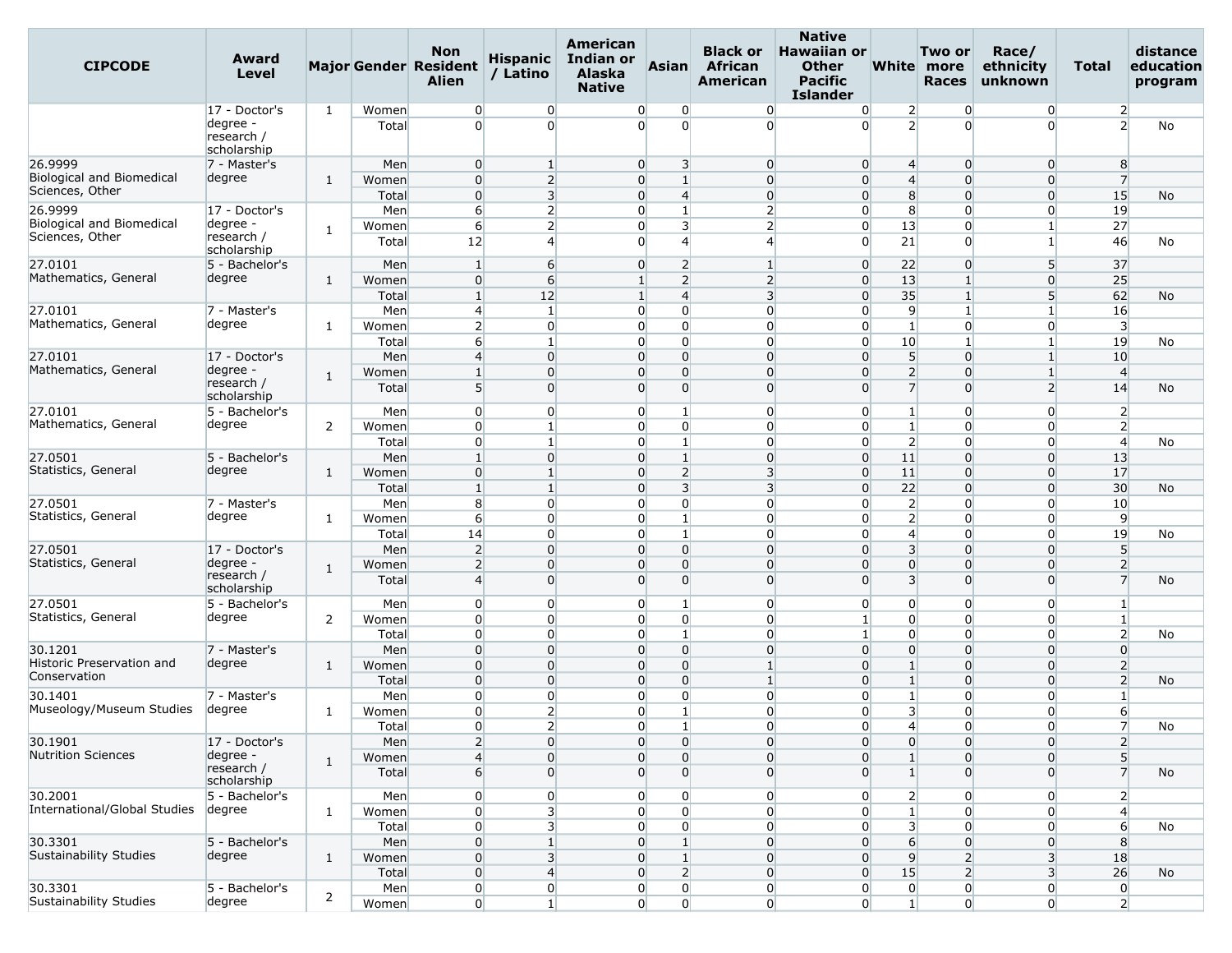| CIPCODE | Award Level | Major | Gender | Non Resident Alien | Hispanic / Latino | American Indian or Alaska Native | Asian | Black or African American | Native Hawaiian or Other Pacific Islander | White | Two or more Races | Race/ ethnicity unknown | Total | distance education program |
|---|---|---|---|---|---|---|---|---|---|---|---|---|---|---|
| | 17 - Doctor's degree - research / scholarship | 1 | Women | 0 | 0 | 0 | 0 | 0 | 0 | 2 | 0 | 0 | 2 | |
| | | | Total | 0 | 0 | 0 | 0 | 0 | 0 | 2 | 0 | 0 | 2 | No |
| 26.9999 Biological and Biomedical Sciences, Other | 7 - Master's degree | 1 | Men | 0 | 1 | 0 | 3 | 0 | 0 | 4 | 0 | 0 | 8 | |
| | | | Women | 0 | 2 | 0 | 1 | 0 | 0 | 4 | 0 | 0 | 7 | |
| | | | Total | 0 | 3 | 0 | 4 | 0 | 0 | 8 | 0 | 0 | 15 | No |
| 26.9999 Biological and Biomedical Sciences, Other | 17 - Doctor's degree - research / scholarship | 1 | Men | 6 | 2 | 0 | 1 | 2 | 0 | 8 | 0 | 0 | 19 | |
| | | | Women | 6 | 2 | 0 | 3 | 2 | 0 | 13 | 0 | 1 | 27 | |
| | | | Total | 12 | 4 | 0 | 4 | 4 | 0 | 21 | 0 | 1 | 46 | No |
| 27.0101 Mathematics, General | 5 - Bachelor's degree | 1 | Men | 1 | 6 | 0 | 2 | 1 | 0 | 22 | 0 | 5 | 37 | |
| | | | Women | 0 | 6 | 1 | 2 | 2 | 0 | 13 | 1 | 0 | 25 | |
| | | | Total | 1 | 12 | 1 | 4 | 3 | 0 | 35 | 1 | 5 | 62 | No |
| 27.0101 Mathematics, General | 7 - Master's degree | 1 | Men | 4 | 1 | 0 | 0 | 0 | 0 | 9 | 1 | 1 | 16 | |
| | | | Women | 2 | 0 | 0 | 0 | 0 | 0 | 1 | 0 | 0 | 3 | |
| | | | Total | 6 | 1 | 0 | 0 | 0 | 0 | 10 | 1 | 1 | 19 | No |
| 27.0101 Mathematics, General | 17 - Doctor's degree - research / scholarship | 1 | Men | 4 | 0 | 0 | 0 | 0 | 0 | 5 | 0 | 1 | 10 | |
| | | | Women | 1 | 0 | 0 | 0 | 0 | 0 | 2 | 0 | 1 | 4 | |
| | | | Total | 5 | 0 | 0 | 0 | 0 | 0 | 7 | 0 | 2 | 14 | No |
| 27.0101 Mathematics, General | 5 - Bachelor's degree | 2 | Men | 0 | 0 | 0 | 1 | 0 | 0 | 1 | 0 | 0 | 2 | |
| | | | Women | 0 | 1 | 0 | 0 | 0 | 0 | 1 | 0 | 0 | 2 | |
| | | | Total | 0 | 1 | 0 | 1 | 0 | 0 | 2 | 0 | 0 | 4 | No |
| 27.0501 Statistics, General | 5 - Bachelor's degree | 1 | Men | 1 | 0 | 0 | 1 | 0 | 0 | 11 | 0 | 0 | 13 | |
| | | | Women | 0 | 1 | 0 | 2 | 3 | 0 | 11 | 0 | 0 | 17 | |
| | | | Total | 1 | 1 | 0 | 3 | 3 | 0 | 22 | 0 | 0 | 30 | No |
| 27.0501 Statistics, General | 7 - Master's degree | 1 | Men | 8 | 0 | 0 | 0 | 0 | 0 | 2 | 0 | 0 | 10 | |
| | | | Women | 6 | 0 | 0 | 1 | 0 | 0 | 2 | 0 | 0 | 9 | |
| | | | Total | 14 | 0 | 0 | 1 | 0 | 0 | 4 | 0 | 0 | 19 | No |
| 27.0501 Statistics, General | 17 - Doctor's degree - research / scholarship | 1 | Men | 2 | 0 | 0 | 0 | 0 | 0 | 3 | 0 | 0 | 5 | |
| | | | Women | 2 | 0 | 0 | 0 | 0 | 0 | 0 | 0 | 0 | 2 | |
| | | | Total | 4 | 0 | 0 | 0 | 0 | 0 | 3 | 0 | 0 | 7 | No |
| 27.0501 Statistics, General | 5 - Bachelor's degree | 2 | Men | 0 | 0 | 0 | 1 | 0 | 0 | 0 | 0 | 0 | 1 | |
| | | | Women | 0 | 0 | 0 | 0 | 0 | 1 | 0 | 0 | 0 | 1 | |
| | | | Total | 0 | 0 | 0 | 1 | 0 | 1 | 0 | 0 | 0 | 2 | No |
| 30.1201 Historic Preservation and Conservation | 7 - Master's degree | 1 | Men | 0 | 0 | 0 | 0 | 0 | 0 | 0 | 0 | 0 | 0 | |
| | | | Women | 0 | 0 | 0 | 0 | 1 | 0 | 1 | 0 | 0 | 2 | |
| | | | Total | 0 | 0 | 0 | 0 | 1 | 0 | 1 | 0 | 0 | 2 | No |
| 30.1401 Museology/Museum Studies | 7 - Master's degree | 1 | Men | 0 | 0 | 0 | 0 | 0 | 0 | 1 | 0 | 0 | 1 | |
| | | | Women | 0 | 2 | 0 | 1 | 0 | 0 | 3 | 0 | 0 | 6 | |
| | | | Total | 0 | 2 | 0 | 1 | 0 | 0 | 4 | 0 | 0 | 7 | No |
| 30.1901 Nutrition Sciences | 17 - Doctor's degree - research / scholarship | 1 | Men | 2 | 0 | 0 | 0 | 0 | 0 | 0 | 0 | 0 | 2 | |
| | | | Women | 4 | 0 | 0 | 0 | 0 | 0 | 1 | 0 | 0 | 5 | |
| | | | Total | 6 | 0 | 0 | 0 | 0 | 0 | 1 | 0 | 0 | 7 | No |
| 30.2001 International/Global Studies | 5 - Bachelor's degree | 1 | Men | 0 | 0 | 0 | 0 | 0 | 0 | 2 | 0 | 0 | 2 | |
| | | | Women | 0 | 3 | 0 | 0 | 0 | 0 | 1 | 0 | 0 | 4 | |
| | | | Total | 0 | 3 | 0 | 0 | 0 | 0 | 3 | 0 | 0 | 6 | No |
| 30.3301 Sustainability Studies | 5 - Bachelor's degree | 1 | Men | 0 | 1 | 0 | 1 | 0 | 0 | 6 | 0 | 0 | 8 | |
| | | | Women | 0 | 3 | 0 | 1 | 0 | 0 | 9 | 2 | 3 | 18 | |
| | | | Total | 0 | 4 | 0 | 2 | 0 | 0 | 15 | 2 | 3 | 26 | No |
| 30.3301 Sustainability Studies | 5 - Bachelor's degree | 2 | Men | 0 | 0 | 0 | 0 | 0 | 0 | 0 | 0 | 0 | 0 | |
| | | | Women | 0 | 1 | 0 | 0 | 0 | 0 | 1 | 0 | 0 | 2 | |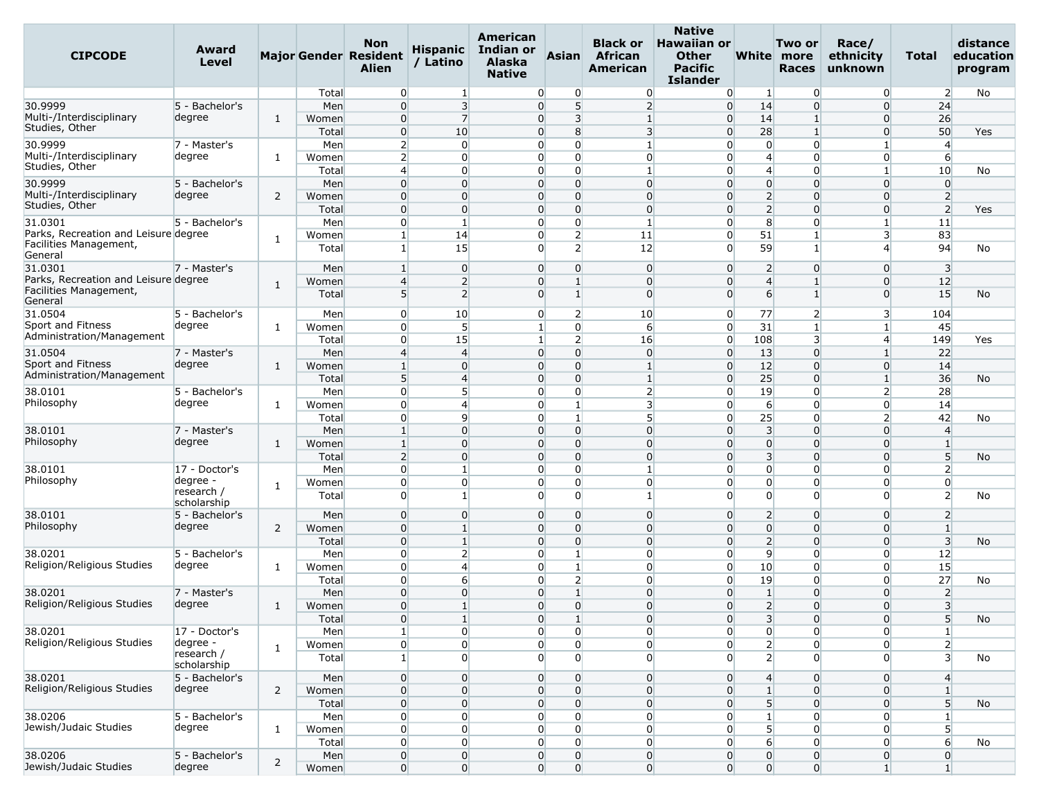| CIPCODE | Award Level | Major | Gender | Non Resident Alien | Hispanic / Latino | American Indian or Alaska Native | Asian | Black or African American | Native Hawaiian or Other Pacific Islander | White | Two or more Races | Race/ ethnicity unknown | Total | distance education program |
|---|---|---|---|---|---|---|---|---|---|---|---|---|---|---|
| | | | Total | 0 | 1 | 0 | 0 | 0 | 0 | 1 | 0 | 0 | 2 | No |
| 30.9999 Multi-/Interdisciplinary Studies, Other | 5 - Bachelor's degree | 1 | Men | 0 | 3 | 0 | 5 | 2 | 0 | 14 | 0 | 0 | 24 | |
| | | | Women | 0 | 7 | 0 | 3 | 1 | 0 | 14 | 1 | 0 | 26 | |
| | | | Total | 0 | 10 | 0 | 8 | 3 | 0 | 28 | 1 | 0 | 50 | Yes |
| 30.9999 Multi-/Interdisciplinary Studies, Other | 7 - Master's degree | 1 | Men | 2 | 0 | 0 | 0 | 1 | 0 | 0 | 0 | 1 | 4 | |
| | | | Women | 2 | 0 | 0 | 0 | 0 | 0 | 4 | 0 | 0 | 6 | |
| | | | Total | 4 | 0 | 0 | 0 | 1 | 0 | 4 | 0 | 1 | 10 | No |
| 30.9999 Multi-/Interdisciplinary Studies, Other | 5 - Bachelor's degree | 2 | Men | 0 | 0 | 0 | 0 | 0 | 0 | 0 | 0 | 0 | 0 | |
| | | | Women | 0 | 0 | 0 | 0 | 0 | 0 | 2 | 0 | 0 | 2 | |
| | | | Total | 0 | 0 | 0 | 0 | 0 | 0 | 2 | 0 | 0 | 2 | Yes |
| 31.0301 Parks, Recreation and Leisure Facilities Management, General | 5 - Bachelor's degree | 1 | Men | 0 | 1 | 0 | 0 | 1 | 0 | 8 | 0 | 1 | 11 | |
| | | | Women | 1 | 14 | 0 | 2 | 11 | 0 | 51 | 1 | 3 | 83 | |
| | | | Total | 1 | 15 | 0 | 2 | 12 | 0 | 59 | 1 | 4 | 94 | No |
| 31.0301 Parks, Recreation and Leisure Facilities Management, General | 7 - Master's degree | 1 | Men | 1 | 0 | 0 | 0 | 0 | 0 | 2 | 0 | 0 | 3 | |
| | | | Women | 4 | 2 | 0 | 1 | 0 | 0 | 4 | 1 | 0 | 12 | |
| | | | Total | 5 | 2 | 0 | 1 | 0 | 0 | 6 | 1 | 0 | 15 | No |
| 31.0504 Sport and Fitness Administration/Management | 5 - Bachelor's degree | 1 | Men | 0 | 10 | 0 | 2 | 10 | 0 | 77 | 2 | 3 | 104 | |
| | | | Women | 0 | 5 | 1 | 0 | 6 | 0 | 31 | 1 | 1 | 45 | |
| | | | Total | 0 | 15 | 1 | 2 | 16 | 0 | 108 | 3 | 4 | 149 | Yes |
| 31.0504 Sport and Fitness Administration/Management | 7 - Master's degree | 1 | Men | 4 | 4 | 0 | 0 | 0 | 0 | 13 | 0 | 1 | 22 | |
| | | | Women | 1 | 0 | 0 | 0 | 1 | 0 | 12 | 0 | 0 | 14 | |
| | | | Total | 5 | 4 | 0 | 0 | 1 | 0 | 25 | 0 | 1 | 36 | No |
| 38.0101 Philosophy | 5 - Bachelor's degree | 1 | Men | 0 | 5 | 0 | 0 | 2 | 0 | 19 | 0 | 2 | 28 | |
| | | | Women | 0 | 4 | 0 | 1 | 3 | 0 | 6 | 0 | 0 | 14 | |
| | | | Total | 0 | 9 | 0 | 1 | 5 | 0 | 25 | 0 | 2 | 42 | No |
| 38.0101 Philosophy | 7 - Master's degree | 1 | Men | 1 | 0 | 0 | 0 | 0 | 0 | 3 | 0 | 0 | 4 | |
| | | | Women | 1 | 0 | 0 | 0 | 0 | 0 | 0 | 0 | 0 | 1 | |
| | | | Total | 2 | 0 | 0 | 0 | 0 | 0 | 3 | 0 | 0 | 5 | No |
| 38.0101 Philosophy | 17 - Doctor's degree - research / scholarship | 1 | Men | 0 | 1 | 0 | 0 | 1 | 0 | 0 | 0 | 0 | 2 | |
| | | | Women | 0 | 0 | 0 | 0 | 0 | 0 | 0 | 0 | 0 | 0 | |
| | | | Total | 0 | 1 | 0 | 0 | 1 | 0 | 0 | 0 | 0 | 2 | No |
| 38.0101 Philosophy | 5 - Bachelor's degree | 2 | Men | 0 | 0 | 0 | 0 | 0 | 0 | 2 | 0 | 0 | 2 | |
| | | | Women | 0 | 1 | 0 | 0 | 0 | 0 | 0 | 0 | 0 | 1 | |
| | | | Total | 0 | 1 | 0 | 0 | 0 | 0 | 2 | 0 | 0 | 3 | No |
| 38.0201 Religion/Religious Studies | 5 - Bachelor's degree | 1 | Men | 0 | 2 | 0 | 1 | 0 | 0 | 9 | 0 | 0 | 12 | |
| | | | Women | 0 | 4 | 0 | 1 | 0 | 0 | 10 | 0 | 0 | 15 | |
| | | | Total | 0 | 6 | 0 | 2 | 0 | 0 | 19 | 0 | 0 | 27 | No |
| 38.0201 Religion/Religious Studies | 7 - Master's degree | 1 | Men | 0 | 0 | 0 | 1 | 0 | 0 | 1 | 0 | 0 | 2 | |
| | | | Women | 0 | 1 | 0 | 0 | 0 | 0 | 2 | 0 | 0 | 3 | |
| | | | Total | 0 | 1 | 0 | 1 | 0 | 0 | 3 | 0 | 0 | 5 | No |
| 38.0201 Religion/Religious Studies | 17 - Doctor's degree - research / scholarship | 1 | Men | 1 | 0 | 0 | 0 | 0 | 0 | 0 | 0 | 0 | 1 | |
| | | | Women | 0 | 0 | 0 | 0 | 0 | 0 | 2 | 0 | 0 | 2 | |
| | | | Total | 1 | 0 | 0 | 0 | 0 | 0 | 2 | 0 | 0 | 3 | No |
| 38.0201 Religion/Religious Studies | 5 - Bachelor's degree | 2 | Men | 0 | 0 | 0 | 0 | 0 | 0 | 4 | 0 | 0 | 4 | |
| | | | Women | 0 | 0 | 0 | 0 | 0 | 0 | 1 | 0 | 0 | 1 | |
| | | | Total | 0 | 0 | 0 | 0 | 0 | 0 | 5 | 0 | 0 | 5 | No |
| 38.0206 Jewish/Judaic Studies | 5 - Bachelor's degree | 1 | Men | 0 | 0 | 0 | 0 | 0 | 0 | 1 | 0 | 0 | 1 | |
| | | | Women | 0 | 0 | 0 | 0 | 0 | 0 | 5 | 0 | 0 | 5 | |
| | | | Total | 0 | 0 | 0 | 0 | 0 | 0 | 6 | 0 | 0 | 6 | No |
| 38.0206 Jewish/Judaic Studies | 5 - Bachelor's degree | 2 | Men | 0 | 0 | 0 | 0 | 0 | 0 | 0 | 0 | 0 | 0 | |
| | | | Women | 0 | 0 | 0 | 0 | 0 | 0 | 0 | 0 | 1 | 1 | |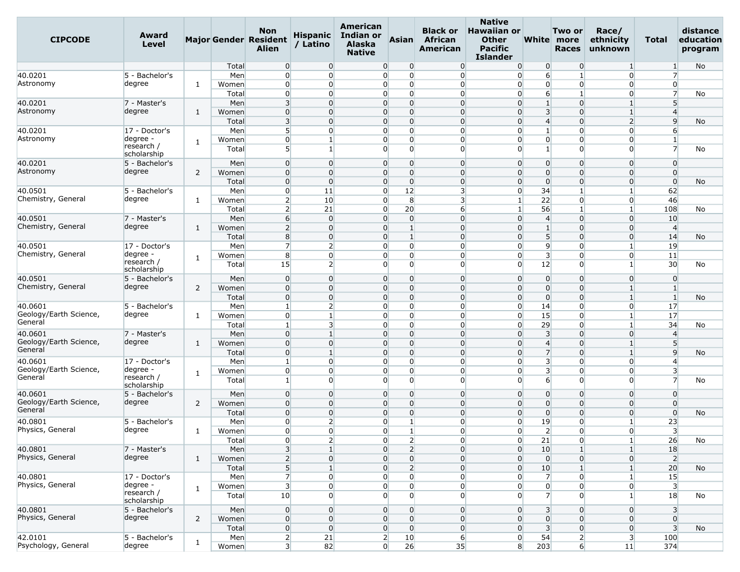| CIPCODE | Award Level | Major | Gender | Non Resident Alien | Hispanic / Latino | American Indian or Alaska Native | Asian | Black or African American | Native Hawaiian or Other Pacific Islander | White | Two or more Races | Race/ ethnicity unknown | Total | distance education program |
|---|---|---|---|---|---|---|---|---|---|---|---|---|---|---|
| | | | Total | 0 | 0 | 0 | 0 | 0 | 0 | 0 | 0 | 1 | 1 | No |
| 40.0201 Astronomy | 5 - Bachelor's degree | 1 | Men | 0 | 0 | 0 | 0 | 0 | 0 | 6 | 1 | 0 | 7 | |
| | | | Women | 0 | 0 | 0 | 0 | 0 | 0 | 0 | 0 | 0 | 0 | |
| | | | Total | 0 | 0 | 0 | 0 | 0 | 0 | 6 | 1 | 0 | 7 | No |
| 40.0201 Astronomy | 7 - Master's degree | 1 | Men | 3 | 0 | 0 | 0 | 0 | 0 | 1 | 0 | 1 | 5 | |
| | | | Women | 0 | 0 | 0 | 0 | 0 | 0 | 3 | 0 | 1 | 4 | |
| | | | Total | 3 | 0 | 0 | 0 | 0 | 0 | 4 | 0 | 2 | 9 | No |
| 40.0201 Astronomy | 17 - Doctor's degree - research / scholarship | 1 | Men | 5 | 0 | 0 | 0 | 0 | 0 | 1 | 0 | 0 | 6 | |
| | | | Women | 0 | 1 | 0 | 0 | 0 | 0 | 0 | 0 | 0 | 1 | |
| | | | Total | 5 | 1 | 0 | 0 | 0 | 0 | 1 | 0 | 0 | 7 | No |
| 40.0201 Astronomy | 5 - Bachelor's degree | 2 | Men | 0 | 0 | 0 | 0 | 0 | 0 | 0 | 0 | 0 | 0 | |
| | | | Women | 0 | 0 | 0 | 0 | 0 | 0 | 0 | 0 | 0 | 0 | |
| | | | Total | 0 | 0 | 0 | 0 | 0 | 0 | 0 | 0 | 0 | 0 | No |
| 40.0501 Chemistry, General | 5 - Bachelor's degree | 1 | Men | 0 | 11 | 0 | 12 | 3 | 0 | 34 | 1 | 1 | 62 | |
| | | | Women | 2 | 10 | 0 | 8 | 3 | 1 | 22 | 0 | 0 | 46 | |
| | | | Total | 2 | 21 | 0 | 20 | 6 | 1 | 56 | 1 | 1 | 108 | No |
| 40.0501 Chemistry, General | 7 - Master's degree | 1 | Men | 6 | 0 | 0 | 0 | 0 | 0 | 4 | 0 | 0 | 10 | |
| | | | Women | 2 | 0 | 0 | 1 | 0 | 0 | 1 | 0 | 0 | 4 | |
| | | | Total | 8 | 0 | 0 | 1 | 0 | 0 | 5 | 0 | 0 | 14 | No |
| 40.0501 Chemistry, General | 17 - Doctor's degree - research / scholarship | 1 | Men | 7 | 2 | 0 | 0 | 0 | 0 | 9 | 0 | 1 | 19 | |
| | | | Women | 8 | 0 | 0 | 0 | 0 | 0 | 3 | 0 | 0 | 11 | |
| | | | Total | 15 | 2 | 0 | 0 | 0 | 0 | 12 | 0 | 1 | 30 | No |
| 40.0501 Chemistry, General | 5 - Bachelor's degree | 2 | Men | 0 | 0 | 0 | 0 | 0 | 0 | 0 | 0 | 0 | 0 | |
| | | | Women | 0 | 0 | 0 | 0 | 0 | 0 | 0 | 0 | 1 | 1 | |
| | | | Total | 0 | 0 | 0 | 0 | 0 | 0 | 0 | 0 | 1 | 1 | No |
| 40.0601 Geology/Earth Science, General | 5 - Bachelor's degree | 1 | Men | 1 | 2 | 0 | 0 | 0 | 0 | 14 | 0 | 0 | 17 | |
| | | | Women | 0 | 1 | 0 | 0 | 0 | 0 | 15 | 0 | 1 | 17 | |
| | | | Total | 1 | 3 | 0 | 0 | 0 | 0 | 29 | 0 | 1 | 34 | No |
| 40.0601 Geology/Earth Science, General | 7 - Master's degree | 1 | Men | 0 | 1 | 0 | 0 | 0 | 0 | 3 | 0 | 0 | 4 | |
| | | | Women | 0 | 0 | 0 | 0 | 0 | 0 | 4 | 0 | 1 | 5 | |
| | | | Total | 0 | 1 | 0 | 0 | 0 | 0 | 7 | 0 | 1 | 9 | No |
| 40.0601 Geology/Earth Science, General | 17 - Doctor's degree - research / scholarship | 1 | Men | 1 | 0 | 0 | 0 | 0 | 0 | 3 | 0 | 0 | 4 | |
| | | | Women | 0 | 0 | 0 | 0 | 0 | 0 | 3 | 0 | 0 | 3 | |
| | | | Total | 1 | 0 | 0 | 0 | 0 | 0 | 6 | 0 | 0 | 7 | No |
| 40.0601 Geology/Earth Science, General | 5 - Bachelor's degree | 2 | Men | 0 | 0 | 0 | 0 | 0 | 0 | 0 | 0 | 0 | 0 | |
| | | | Women | 0 | 0 | 0 | 0 | 0 | 0 | 0 | 0 | 0 | 0 | |
| | | | Total | 0 | 0 | 0 | 0 | 0 | 0 | 0 | 0 | 0 | 0 | No |
| 40.0801 Physics, General | 5 - Bachelor's degree | 1 | Men | 0 | 2 | 0 | 1 | 0 | 0 | 19 | 0 | 1 | 23 | |
| | | | Women | 0 | 0 | 0 | 1 | 0 | 0 | 2 | 0 | 0 | 3 | |
| | | | Total | 0 | 2 | 0 | 2 | 0 | 0 | 21 | 0 | 1 | 26 | No |
| 40.0801 Physics, General | 7 - Master's degree | 1 | Men | 3 | 1 | 0 | 2 | 0 | 0 | 10 | 1 | 1 | 18 | |
| | | | Women | 2 | 0 | 0 | 0 | 0 | 0 | 0 | 0 | 0 | 2 | |
| | | | Total | 5 | 1 | 0 | 2 | 0 | 0 | 10 | 1 | 1 | 20 | No |
| 40.0801 Physics, General | 17 - Doctor's degree - research / scholarship | 1 | Men | 7 | 0 | 0 | 0 | 0 | 0 | 7 | 0 | 1 | 15 | |
| | | | Women | 3 | 0 | 0 | 0 | 0 | 0 | 0 | 0 | 0 | 3 | |
| | | | Total | 10 | 0 | 0 | 0 | 0 | 0 | 7 | 0 | 1 | 18 | No |
| 40.0801 Physics, General | 5 - Bachelor's degree | 2 | Men | 0 | 0 | 0 | 0 | 0 | 0 | 3 | 0 | 0 | 3 | |
| | | | Women | 0 | 0 | 0 | 0 | 0 | 0 | 0 | 0 | 0 | 0 | |
| | | | Total | 0 | 0 | 0 | 0 | 0 | 0 | 3 | 0 | 0 | 3 | No |
| 42.0101 Psychology, General | 5 - Bachelor's degree | 1 | Men | 2 | 21 | 2 | 10 | 6 | 0 | 54 | 2 | 3 | 100 | |
| | | | Women | 3 | 82 | 0 | 26 | 35 | 8 | 203 | 6 | 11 | 374 | |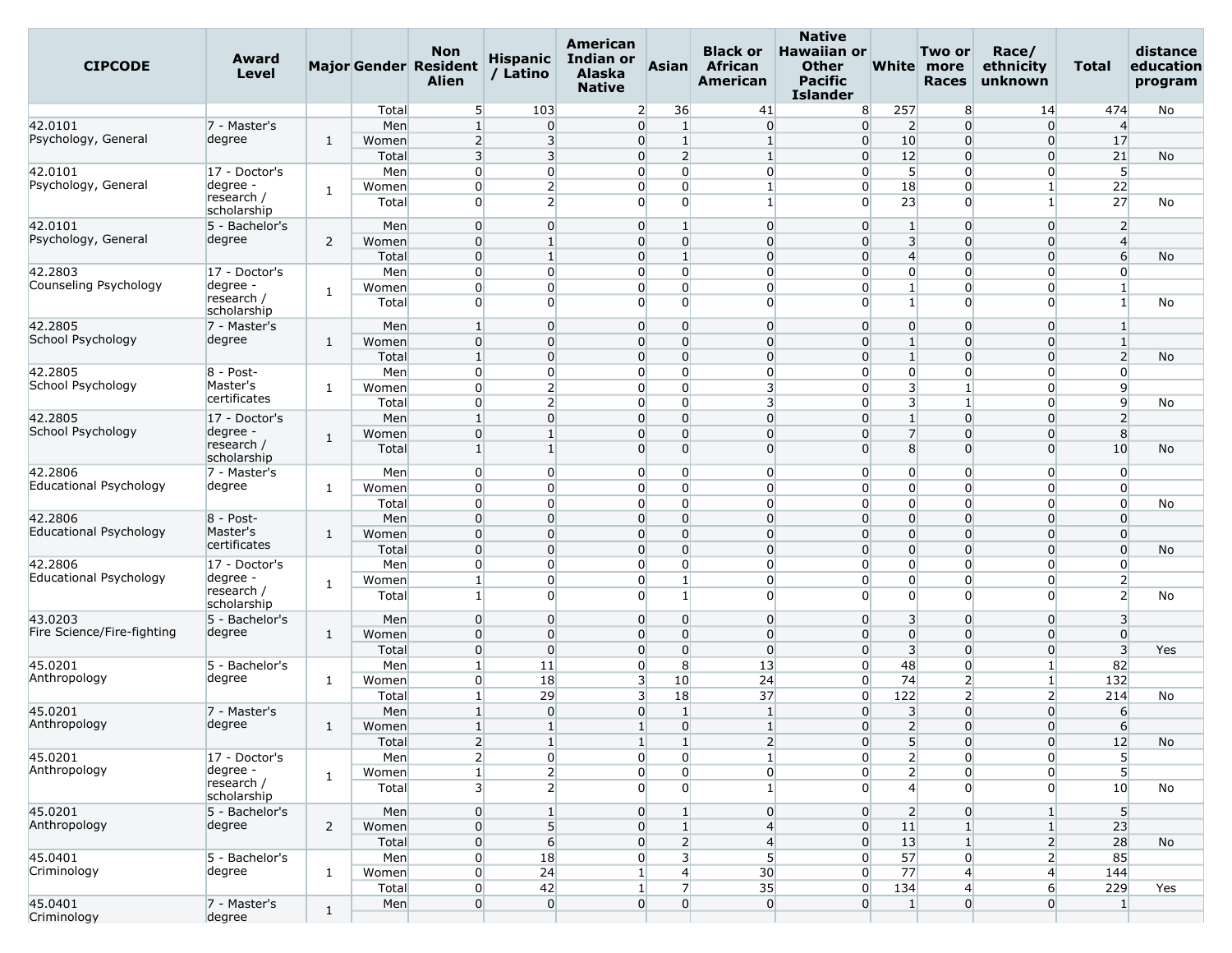| CIPCODE | Award Level | Major | Gender | Non Resident Alien | Hispanic / Latino | American Indian or Alaska Native | Asian | Black or African American | Native Hawaiian or Other Pacific Islander | White | Two or more Races | Race/ ethnicity unknown | Total | distance education program |
|---|---|---|---|---|---|---|---|---|---|---|---|---|---|---|
| | | | Total | 5 | 103 | 2 | 36 | 41 | 8 | 257 | 8 | 14 | 474 | No |
| 42.0101 Psychology, General | 7 - Master's degree | 1 | Men | 1 | 0 | 0 | 1 | 0 | 0 | 2 | 0 | 0 | 4 | |
| | | | Women | 2 | 3 | 0 | 1 | 1 | 0 | 10 | 0 | 0 | 17 | |
| | | | Total | 3 | 3 | 0 | 2 | 1 | 0 | 12 | 0 | 0 | 21 | No |
| 42.0101 Psychology, General | 17 - Doctor's degree - research / scholarship | 1 | Men | 0 | 0 | 0 | 0 | 0 | 0 | 5 | 0 | 0 | 5 | |
| | | | Women | 0 | 2 | 0 | 0 | 1 | 0 | 18 | 0 | 1 | 22 | |
| | | | Total | 0 | 2 | 0 | 0 | 1 | 0 | 23 | 0 | 1 | 27 | No |
| 42.0101 Psychology, General | 5 - Bachelor's degree | 2 | Men | 0 | 0 | 0 | 1 | 0 | 0 | 1 | 0 | 0 | 2 | |
| | | | Women | 0 | 1 | 0 | 0 | 0 | 0 | 3 | 0 | 0 | 4 | |
| | | | Total | 0 | 1 | 0 | 1 | 0 | 0 | 4 | 0 | 0 | 6 | No |
| 42.2803 Counseling Psychology | 17 - Doctor's degree - research / scholarship | 1 | Men | 0 | 0 | 0 | 0 | 0 | 0 | 0 | 0 | 0 | 0 | |
| | | | Women | 0 | 0 | 0 | 0 | 0 | 0 | 1 | 0 | 0 | 1 | |
| | | | Total | 0 | 0 | 0 | 0 | 0 | 0 | 1 | 0 | 0 | 1 | No |
| 42.2805 School Psychology | 7 - Master's degree | 1 | Men | 1 | 0 | 0 | 0 | 0 | 0 | 0 | 0 | 0 | 1 | |
| | | | Women | 0 | 0 | 0 | 0 | 0 | 0 | 1 | 0 | 0 | 1 | |
| | | | Total | 1 | 0 | 0 | 0 | 0 | 0 | 1 | 0 | 0 | 2 | No |
| 42.2805 School Psychology | 8 - Post-Master's certificates | 1 | Men | 0 | 0 | 0 | 0 | 0 | 0 | 0 | 0 | 0 | 0 | |
| | | | Women | 0 | 2 | 0 | 0 | 3 | 0 | 3 | 1 | 0 | 9 | |
| | | | Total | 0 | 2 | 0 | 0 | 3 | 0 | 3 | 1 | 0 | 9 | No |
| 42.2805 School Psychology | 17 - Doctor's degree - research / scholarship | 1 | Men | 1 | 0 | 0 | 0 | 0 | 0 | 1 | 0 | 0 | 2 | |
| | | | Women | 0 | 1 | 0 | 0 | 0 | 0 | 7 | 0 | 0 | 8 | |
| | | | Total | 1 | 1 | 0 | 0 | 0 | 0 | 8 | 0 | 0 | 10 | No |
| 42.2806 Educational Psychology | 7 - Master's degree | 1 | Men | 0 | 0 | 0 | 0 | 0 | 0 | 0 | 0 | 0 | 0 | |
| | | | Women | 0 | 0 | 0 | 0 | 0 | 0 | 0 | 0 | 0 | 0 | |
| | | | Total | 0 | 0 | 0 | 0 | 0 | 0 | 0 | 0 | 0 | 0 | No |
| 42.2806 Educational Psychology | 8 - Post-Master's certificates | 1 | Men | 0 | 0 | 0 | 0 | 0 | 0 | 0 | 0 | 0 | 0 | |
| | | | Women | 0 | 0 | 0 | 0 | 0 | 0 | 0 | 0 | 0 | 0 | |
| | | | Total | 0 | 0 | 0 | 0 | 0 | 0 | 0 | 0 | 0 | 0 | No |
| 42.2806 Educational Psychology | 17 - Doctor's degree - research / scholarship | 1 | Men | 0 | 0 | 0 | 0 | 0 | 0 | 0 | 0 | 0 | 0 | |
| | | | Women | 1 | 0 | 0 | 1 | 0 | 0 | 0 | 0 | 0 | 2 | |
| | | | Total | 1 | 0 | 0 | 1 | 0 | 0 | 0 | 0 | 0 | 2 | No |
| 43.0203 Fire Science/Fire-fighting | 5 - Bachelor's degree | 1 | Men | 0 | 0 | 0 | 0 | 0 | 0 | 3 | 0 | 0 | 3 | |
| | | | Women | 0 | 0 | 0 | 0 | 0 | 0 | 0 | 0 | 0 | 0 | |
| | | | Total | 0 | 0 | 0 | 0 | 0 | 0 | 3 | 0 | 0 | 3 | Yes |
| 45.0201 Anthropology | 5 - Bachelor's degree | 1 | Men | 1 | 11 | 0 | 8 | 13 | 0 | 48 | 0 | 1 | 82 | |
| | | | Women | 0 | 18 | 3 | 10 | 24 | 0 | 74 | 2 | 1 | 132 | |
| | | | Total | 1 | 29 | 3 | 18 | 37 | 0 | 122 | 2 | 2 | 214 | No |
| 45.0201 Anthropology | 7 - Master's degree | 1 | Men | 1 | 0 | 0 | 1 | 1 | 0 | 3 | 0 | 0 | 6 | |
| | | | Women | 1 | 1 | 1 | 0 | 1 | 0 | 2 | 0 | 0 | 6 | |
| | | | Total | 2 | 1 | 1 | 1 | 2 | 0 | 5 | 0 | 0 | 12 | No |
| 45.0201 Anthropology | 17 - Doctor's degree - research / scholarship | 1 | Men | 2 | 0 | 0 | 0 | 1 | 0 | 2 | 0 | 0 | 5 | |
| | | | Women | 1 | 2 | 0 | 0 | 0 | 0 | 2 | 0 | 0 | 5 | |
| | | | Total | 3 | 2 | 0 | 0 | 1 | 0 | 4 | 0 | 0 | 10 | No |
| 45.0201 Anthropology | 5 - Bachelor's degree | 2 | Men | 0 | 1 | 0 | 1 | 0 | 0 | 2 | 0 | 1 | 5 | |
| | | | Women | 0 | 5 | 0 | 1 | 4 | 0 | 11 | 1 | 1 | 23 | |
| | | | Total | 0 | 6 | 0 | 2 | 4 | 0 | 13 | 1 | 2 | 28 | No |
| 45.0401 Criminology | 5 - Bachelor's degree | 1 | Men | 0 | 18 | 0 | 3 | 5 | 0 | 57 | 0 | 2 | 85 | |
| | | | Women | 0 | 24 | 1 | 4 | 30 | 0 | 77 | 4 | 4 | 144 | |
| | | | Total | 0 | 42 | 1 | 7 | 35 | 0 | 134 | 4 | 6 | 229 | Yes |
| 45.0401 Criminology | 7 - Master's degree | 1 | Men | 0 | 0 | 0 | 0 | 0 | 0 | 1 | 0 | 0 | 1 | |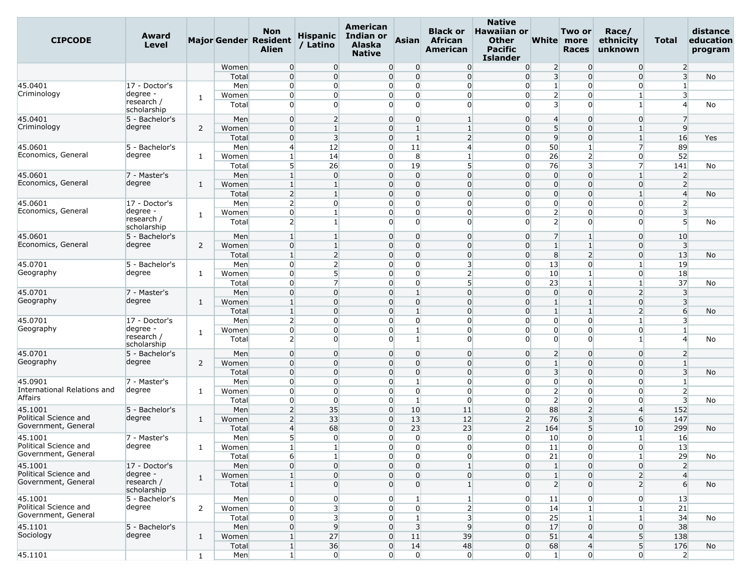| CIPCODE | Award Level | Major | Gender | Non Resident Alien | Hispanic / Latino | American Indian or Alaska Native | Asian | Black or African American | Native Hawaiian or Other Pacific Islander | White | Two or more Races | Race/ ethnicity unknown | Total | distance education program |
|---|---|---|---|---|---|---|---|---|---|---|---|---|---|---|
| | | | Women | 0 | 0 | 0 | 0 | 0 | 0 | 2 | 0 | 0 | 2 | |
| | | | Total | 0 | 0 | 0 | 0 | 0 | 0 | 3 | 0 | 0 | 3 | No |
| 45.0401 Criminology | 17 - Doctor's degree - research / scholarship | 1 | Men | 0 | 0 | 0 | 0 | 0 | 0 | 1 | 0 | 0 | 1 | |
| | | | Women | 0 | 0 | 0 | 0 | 0 | 0 | 2 | 0 | 1 | 3 | |
| | | | Total | 0 | 0 | 0 | 0 | 0 | 0 | 3 | 0 | 1 | 4 | No |
| 45.0401 Criminology | 5 - Bachelor's degree | 2 | Men | 0 | 2 | 0 | 0 | 1 | 0 | 4 | 0 | 0 | 7 | |
| | | | Women | 0 | 1 | 0 | 1 | 1 | 0 | 5 | 0 | 1 | 9 | |
| | | | Total | 0 | 3 | 0 | 1 | 2 | 0 | 9 | 0 | 1 | 16 | Yes |
| 45.0601 Economics, General | 5 - Bachelor's degree | 1 | Men | 4 | 12 | 0 | 11 | 4 | 0 | 50 | 1 | 7 | 89 | |
| | | | Women | 1 | 14 | 0 | 8 | 1 | 0 | 26 | 2 | 0 | 52 | |
| | | | Total | 5 | 26 | 0 | 19 | 5 | 0 | 76 | 3 | 7 | 141 | No |
| 45.0601 Economics, General | 7 - Master's degree | 1 | Men | 1 | 0 | 0 | 0 | 0 | 0 | 0 | 0 | 1 | 2 | |
| | | | Women | 1 | 1 | 0 | 0 | 0 | 0 | 0 | 0 | 0 | 2 | |
| | | | Total | 2 | 1 | 0 | 0 | 0 | 0 | 0 | 0 | 1 | 4 | No |
| 45.0601 Economics, General | 17 - Doctor's degree - research / scholarship | 1 | Men | 2 | 0 | 0 | 0 | 0 | 0 | 0 | 0 | 0 | 2 | |
| | | | Women | 0 | 1 | 0 | 0 | 0 | 0 | 2 | 0 | 0 | 3 | |
| | | | Total | 2 | 1 | 0 | 0 | 0 | 0 | 2 | 0 | 0 | 5 | No |
| 45.0601 Economics, General | 5 - Bachelor's degree | 2 | Men | 1 | 1 | 0 | 0 | 0 | 0 | 7 | 1 | 0 | 10 | |
| | | | Women | 0 | 1 | 0 | 0 | 0 | 0 | 1 | 1 | 0 | 3 | |
| | | | Total | 1 | 2 | 0 | 0 | 0 | 0 | 8 | 2 | 0 | 13 | No |
| 45.0701 Geography | 5 - Bachelor's degree | 1 | Men | 0 | 2 | 0 | 0 | 3 | 0 | 13 | 0 | 1 | 19 | |
| | | | Women | 0 | 5 | 0 | 0 | 2 | 0 | 10 | 1 | 0 | 18 | |
| | | | Total | 0 | 7 | 0 | 0 | 5 | 0 | 23 | 1 | 1 | 37 | No |
| 45.0701 Geography | 7 - Master's degree | 1 | Men | 0 | 0 | 0 | 1 | 0 | 0 | 0 | 0 | 2 | 3 | |
| | | | Women | 1 | 0 | 0 | 0 | 0 | 0 | 1 | 1 | 0 | 3 | |
| | | | Total | 1 | 0 | 0 | 1 | 0 | 0 | 1 | 1 | 2 | 6 | No |
| 45.0701 Geography | 17 - Doctor's degree - research / scholarship | 1 | Men | 2 | 0 | 0 | 0 | 0 | 0 | 0 | 0 | 1 | 3 | |
| | | | Women | 0 | 0 | 0 | 1 | 0 | 0 | 0 | 0 | 0 | 1 | |
| | | | Total | 2 | 0 | 0 | 1 | 0 | 0 | 0 | 0 | 1 | 4 | No |
| 45.0701 Geography | 5 - Bachelor's degree | 2 | Men | 0 | 0 | 0 | 0 | 0 | 0 | 2 | 0 | 0 | 2 | |
| | | | Women | 0 | 0 | 0 | 0 | 0 | 0 | 1 | 0 | 0 | 1 | |
| | | | Total | 0 | 0 | 0 | 0 | 0 | 0 | 3 | 0 | 0 | 3 | No |
| 45.0901 International Relations and Affairs | 7 - Master's degree | 1 | Men | 0 | 0 | 0 | 1 | 0 | 0 | 0 | 0 | 0 | 1 | |
| | | | Women | 0 | 0 | 0 | 0 | 0 | 0 | 2 | 0 | 0 | 2 | |
| | | | Total | 0 | 0 | 0 | 1 | 0 | 0 | 2 | 0 | 0 | 3 | No |
| 45.1001 Political Science and Government, General | 5 - Bachelor's degree | 1 | Men | 2 | 35 | 0 | 10 | 11 | 0 | 88 | 2 | 4 | 152 | |
| | | | Women | 2 | 33 | 0 | 13 | 12 | 2 | 76 | 3 | 6 | 147 | |
| | | | Total | 4 | 68 | 0 | 23 | 23 | 2 | 164 | 5 | 10 | 299 | No |
| 45.1001 Political Science and Government, General | 7 - Master's degree | 1 | Men | 5 | 0 | 0 | 0 | 0 | 0 | 10 | 0 | 1 | 16 | |
| | | | Women | 1 | 1 | 0 | 0 | 0 | 0 | 11 | 0 | 0 | 13 | |
| | | | Total | 6 | 1 | 0 | 0 | 0 | 0 | 21 | 0 | 1 | 29 | No |
| 45.1001 Political Science and Government, General | 17 - Doctor's degree - research / scholarship | 1 | Men | 0 | 0 | 0 | 0 | 1 | 0 | 1 | 0 | 0 | 2 | |
| | | | Women | 1 | 0 | 0 | 0 | 0 | 0 | 1 | 0 | 2 | 4 | |
| | | | Total | 1 | 0 | 0 | 0 | 1 | 0 | 2 | 0 | 2 | 6 | No |
| 45.1001 Political Science and Government, General | 5 - Bachelor's degree | 2 | Men | 0 | 0 | 0 | 1 | 1 | 0 | 11 | 0 | 0 | 13 | |
| | | | Women | 0 | 3 | 0 | 0 | 2 | 0 | 14 | 1 | 1 | 21 | |
| | | | Total | 0 | 3 | 0 | 1 | 3 | 0 | 25 | 1 | 1 | 34 | No |
| 45.1101 Sociology | 5 - Bachelor's degree | 1 | Men | 0 | 9 | 0 | 3 | 9 | 0 | 17 | 0 | 0 | 38 | |
| | | | Women | 1 | 27 | 0 | 11 | 39 | 0 | 51 | 4 | 5 | 138 | |
| | | | Total | 1 | 36 | 0 | 14 | 48 | 0 | 68 | 4 | 5 | 176 | No |
| 45.1101 | | 1 | Men | 1 | 0 | 0 | 0 | 0 | 0 | 1 | 0 | 0 | 2 | |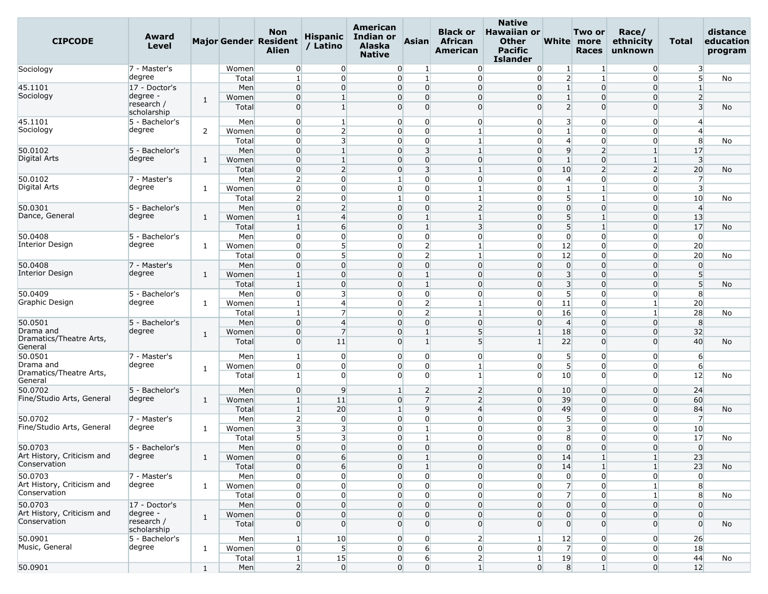| CIPCODE | Award Level | Major | Gender | Non Resident Alien | Hispanic / Latino | American Indian or Alaska Native | Asian | Black or African American | Native Hawaiian or Other Pacific Islander | White | Two or more Races | Race/ ethnicity unknown | Total | distance education program |
|---|---|---|---|---|---|---|---|---|---|---|---|---|---|---|
| Sociology | 7 - Master's degree | | Women | 0 | 0 | 0 | 1 | 0 | 0 | 1 | 1 | 0 | 3 | |
| | | | Total | 1 | 0 | 0 | 1 | 0 | 0 | 2 | 1 | 0 | 5 | No |
| 45.1101 Sociology | 17 - Doctor's degree - research / scholarship | 1 | Men | 0 | 0 | 0 | 0 | 0 | 0 | 1 | 0 | 0 | 1 | |
| | | | Women | 0 | 1 | 0 | 0 | 0 | 0 | 1 | 0 | 0 | 2 | |
| | | | Total | 0 | 1 | 0 | 0 | 0 | 0 | 2 | 0 | 0 | 3 | No |
| 45.1101 Sociology | 5 - Bachelor's degree | 2 | Men | 0 | 1 | 0 | 0 | 0 | 0 | 3 | 0 | 0 | 4 | |
| | | | Women | 0 | 2 | 0 | 0 | 1 | 0 | 1 | 0 | 0 | 4 | |
| | | | Total | 0 | 3 | 0 | 0 | 1 | 0 | 4 | 0 | 0 | 8 | No |
| 50.0102 Digital Arts | 5 - Bachelor's degree | 1 | Men | 0 | 1 | 0 | 3 | 1 | 0 | 9 | 2 | 1 | 17 | |
| | | | Women | 0 | 1 | 0 | 0 | 0 | 0 | 1 | 0 | 1 | 3 | |
| | | | Total | 0 | 2 | 0 | 3 | 1 | 0 | 10 | 2 | 2 | 20 | No |
| 50.0102 Digital Arts | 7 - Master's degree | 1 | Men | 2 | 0 | 1 | 0 | 0 | 0 | 4 | 0 | 0 | 7 | |
| | | | Women | 0 | 0 | 0 | 0 | 1 | 0 | 1 | 1 | 0 | 3 | |
| | | | Total | 2 | 0 | 1 | 0 | 1 | 0 | 5 | 1 | 0 | 10 | No |
| 50.0301 Dance, General | 5 - Bachelor's degree | 1 | Men | 0 | 2 | 0 | 0 | 2 | 0 | 0 | 0 | 0 | 4 | |
| | | | Women | 1 | 4 | 0 | 1 | 1 | 0 | 5 | 1 | 0 | 13 | |
| | | | Total | 1 | 6 | 0 | 1 | 3 | 0 | 5 | 1 | 0 | 17 | No |
| 50.0408 Interior Design | 5 - Bachelor's degree | 1 | Men | 0 | 0 | 0 | 0 | 0 | 0 | 0 | 0 | 0 | 0 | |
| | | | Women | 0 | 5 | 0 | 2 | 1 | 0 | 12 | 0 | 0 | 20 | |
| | | | Total | 0 | 5 | 0 | 2 | 1 | 0 | 12 | 0 | 0 | 20 | No |
| 50.0408 Interior Design | 7 - Master's degree | 1 | Men | 0 | 0 | 0 | 0 | 0 | 0 | 0 | 0 | 0 | 0 | |
| | | | Women | 1 | 0 | 0 | 1 | 0 | 0 | 3 | 0 | 0 | 5 | |
| | | | Total | 1 | 0 | 0 | 1 | 0 | 0 | 3 | 0 | 0 | 5 | No |
| 50.0409 Graphic Design | 5 - Bachelor's degree | 1 | Men | 0 | 3 | 0 | 0 | 0 | 0 | 5 | 0 | 0 | 8 | |
| | | | Women | 1 | 4 | 0 | 2 | 1 | 0 | 11 | 0 | 1 | 20 | |
| | | | Total | 1 | 7 | 0 | 2 | 1 | 0 | 16 | 0 | 1 | 28 | No |
| 50.0501 Drama and Dramatics/Theatre Arts, General | 5 - Bachelor's degree | 1 | Men | 0 | 4 | 0 | 0 | 0 | 0 | 4 | 0 | 0 | 8 | |
| | | | Women | 0 | 7 | 0 | 1 | 5 | 1 | 18 | 0 | 0 | 32 | |
| | | | Total | 0 | 11 | 0 | 1 | 5 | 1 | 22 | 0 | 0 | 40 | No |
| 50.0501 Drama and Dramatics/Theatre Arts, General | 7 - Master's degree | 1 | Men | 1 | 0 | 0 | 0 | 0 | 0 | 5 | 0 | 0 | 6 | |
| | | | Women | 0 | 0 | 0 | 0 | 1 | 0 | 5 | 0 | 0 | 6 | |
| | | | Total | 1 | 0 | 0 | 0 | 1 | 0 | 10 | 0 | 0 | 12 | No |
| 50.0702 Fine/Studio Arts, General | 5 - Bachelor's degree | 1 | Men | 0 | 9 | 1 | 2 | 2 | 0 | 10 | 0 | 0 | 24 | |
| | | | Women | 1 | 11 | 0 | 7 | 2 | 0 | 39 | 0 | 0 | 60 | |
| | | | Total | 1 | 20 | 1 | 9 | 4 | 0 | 49 | 0 | 0 | 84 | No |
| 50.0702 Fine/Studio Arts, General | 7 - Master's degree | 1 | Men | 2 | 0 | 0 | 0 | 0 | 0 | 5 | 0 | 0 | 7 | |
| | | | Women | 3 | 3 | 0 | 1 | 0 | 0 | 3 | 0 | 0 | 10 | |
| | | | Total | 5 | 3 | 0 | 1 | 0 | 0 | 8 | 0 | 0 | 17 | No |
| 50.0703 Art History, Criticism and Conservation | 5 - Bachelor's degree | 1 | Men | 0 | 0 | 0 | 0 | 0 | 0 | 0 | 0 | 0 | 0 | |
| | | | Women | 0 | 6 | 0 | 1 | 0 | 0 | 14 | 1 | 1 | 23 | |
| | | | Total | 0 | 6 | 0 | 1 | 0 | 0 | 14 | 1 | 1 | 23 | No |
| 50.0703 Art History, Criticism and Conservation | 7 - Master's degree | 1 | Men | 0 | 0 | 0 | 0 | 0 | 0 | 0 | 0 | 0 | 0 | |
| | | | Women | 0 | 0 | 0 | 0 | 0 | 0 | 7 | 0 | 1 | 8 | |
| | | | Total | 0 | 0 | 0 | 0 | 0 | 0 | 7 | 0 | 1 | 8 | No |
| 50.0703 Art History, Criticism and Conservation | 17 - Doctor's degree - research / scholarship | 1 | Men | 0 | 0 | 0 | 0 | 0 | 0 | 0 | 0 | 0 | 0 | |
| | | | Women | 0 | 0 | 0 | 0 | 0 | 0 | 0 | 0 | 0 | 0 | |
| | | | Total | 0 | 0 | 0 | 0 | 0 | 0 | 0 | 0 | 0 | 0 | No |
| 50.0901 Music, General | 5 - Bachelor's degree | 1 | Men | 1 | 10 | 0 | 0 | 2 | 1 | 12 | 0 | 0 | 26 | |
| | | | Women | 0 | 5 | 0 | 6 | 0 | 0 | 7 | 0 | 0 | 18 | |
| | | | Total | 1 | 15 | 0 | 6 | 2 | 1 | 19 | 0 | 0 | 44 | No |
| 50.0901 | | 1 | Men | 2 | 0 | 0 | 0 | 1 | 0 | 8 | 1 | 0 | 12 | |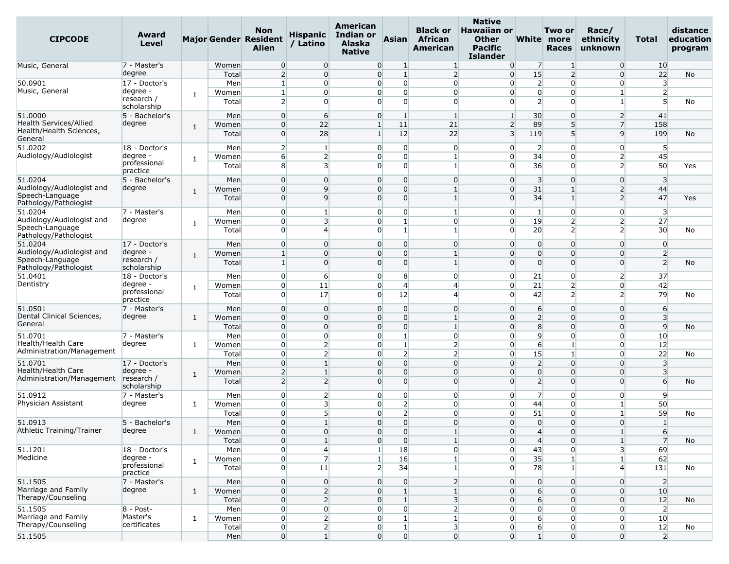| CIPCODE | Award Level | Major | Gender | Non Resident Alien | Hispanic / Latino | American Indian or Alaska Native | Asian | Black or African American | Native Hawaiian or Other Pacific Islander | White | Two or more Races | Race/ ethnicity unknown | Total | distance education program |
|---|---|---|---|---|---|---|---|---|---|---|---|---|---|---|
| Music, General | 7 - Master's degree | | Women | 0 | 0 | 0 | 1 | 1 | 0 | 7 | 1 | 0 | 10 | |
| | | | Total | 2 | 0 | 0 | 1 | 2 | 0 | 15 | 2 | 0 | 22 | No |
| 50.0901 Music, General | 17 - Doctor's degree - research / scholarship | 1 | Men | 1 | 0 | 0 | 0 | 0 | 0 | 2 | 0 | 0 | 3 | |
| | | | Women | 1 | 0 | 0 | 0 | 0 | 0 | 0 | 0 | 1 | 2 | |
| | | | Total | 2 | 0 | 0 | 0 | 0 | 0 | 2 | 0 | 1 | 5 | No |
| 51.0000 Health Services/Allied Health/Health Sciences, General | 5 - Bachelor's degree | 1 | Men | 0 | 6 | 0 | 1 | 1 | 1 | 30 | 0 | 2 | 41 | |
| | | | Women | 0 | 22 | 1 | 11 | 21 | 2 | 89 | 5 | 7 | 158 | |
| | | | Total | 0 | 28 | 1 | 12 | 22 | 3 | 119 | 5 | 9 | 199 | No |
| 51.0202 Audiology/Audiologist | 18 - Doctor's degree - professional practice | 1 | Men | 2 | 1 | 0 | 0 | 0 | 0 | 2 | 0 | 0 | 5 | |
| | | | Women | 6 | 2 | 0 | 0 | 1 | 0 | 34 | 0 | 2 | 45 | |
| | | | Total | 8 | 3 | 0 | 0 | 1 | 0 | 36 | 0 | 2 | 50 | Yes |
| 51.0204 Audiology/Audiologist and Speech-Language Pathology/Pathologist | 5 - Bachelor's degree | 1 | Men | 0 | 0 | 0 | 0 | 0 | 0 | 3 | 0 | 0 | 3 | |
| | | | Women | 0 | 9 | 0 | 0 | 1 | 0 | 31 | 1 | 2 | 44 | |
| | | | Total | 0 | 9 | 0 | 0 | 1 | 0 | 34 | 1 | 2 | 47 | Yes |
| 51.0204 Audiology/Audiologist and Speech-Language Pathology/Pathologist | 7 - Master's degree | 1 | Men | 0 | 1 | 0 | 0 | 1 | 0 | 1 | 0 | 0 | 3 | |
| | | | Women | 0 | 3 | 0 | 1 | 0 | 0 | 19 | 2 | 2 | 27 | |
| | | | Total | 0 | 4 | 0 | 1 | 1 | 0 | 20 | 2 | 2 | 30 | No |
| 51.0204 Audiology/Audiologist and Speech-Language Pathology/Pathologist | 17 - Doctor's degree - research / scholarship | 1 | Men | 0 | 0 | 0 | 0 | 0 | 0 | 0 | 0 | 0 | 0 | |
| | | | Women | 1 | 0 | 0 | 0 | 1 | 0 | 0 | 0 | 0 | 2 | |
| | | | Total | 1 | 0 | 0 | 0 | 1 | 0 | 0 | 0 | 0 | 2 | No |
| 51.0401 Dentistry | 18 - Doctor's degree - professional practice | 1 | Men | 0 | 6 | 0 | 8 | 0 | 0 | 21 | 0 | 2 | 37 | |
| | | | Women | 0 | 11 | 0 | 4 | 4 | 0 | 21 | 2 | 0 | 42 | |
| | | | Total | 0 | 17 | 0 | 12 | 4 | 0 | 42 | 2 | 2 | 79 | No |
| 51.0501 Dental Clinical Sciences, General | 7 - Master's degree | 1 | Men | 0 | 0 | 0 | 0 | 0 | 0 | 6 | 0 | 0 | 6 | |
| | | | Women | 0 | 0 | 0 | 0 | 1 | 0 | 2 | 0 | 0 | 3 | |
| | | | Total | 0 | 0 | 0 | 0 | 1 | 0 | 8 | 0 | 0 | 9 | No |
| 51.0701 Health/Health Care Administration/Management | 7 - Master's degree | 1 | Men | 0 | 0 | 0 | 1 | 0 | 0 | 9 | 0 | 0 | 10 | |
| | | | Women | 0 | 2 | 0 | 1 | 2 | 0 | 6 | 1 | 0 | 12 | |
| | | | Total | 0 | 2 | 0 | 2 | 2 | 0 | 15 | 1 | 0 | 22 | No |
| 51.0701 Health/Health Care Administration/Management | 17 - Doctor's degree - research / scholarship | 1 | Men | 0 | 1 | 0 | 0 | 0 | 0 | 2 | 0 | 0 | 3 | |
| | | | Women | 2 | 1 | 0 | 0 | 0 | 0 | 0 | 0 | 0 | 3 | |
| | | | Total | 2 | 2 | 0 | 0 | 0 | 0 | 2 | 0 | 0 | 6 | No |
| 51.0912 Physician Assistant | 7 - Master's degree | 1 | Men | 0 | 2 | 0 | 0 | 0 | 0 | 7 | 0 | 0 | 9 | |
| | | | Women | 0 | 3 | 0 | 2 | 0 | 0 | 44 | 0 | 1 | 50 | |
| | | | Total | 0 | 5 | 0 | 2 | 0 | 0 | 51 | 0 | 1 | 59 | No |
| 51.0913 Athletic Training/Trainer | 5 - Bachelor's degree | 1 | Men | 0 | 1 | 0 | 0 | 0 | 0 | 0 | 0 | 0 | 1 | |
| | | | Women | 0 | 0 | 0 | 0 | 1 | 0 | 4 | 0 | 1 | 6 | |
| | | | Total | 0 | 1 | 0 | 0 | 1 | 0 | 4 | 0 | 1 | 7 | No |
| 51.1201 Medicine | 18 - Doctor's degree - professional practice | 1 | Men | 0 | 4 | 1 | 18 | 0 | 0 | 43 | 0 | 3 | 69 | |
| | | | Women | 0 | 7 | 1 | 16 | 1 | 0 | 35 | 1 | 1 | 62 | |
| | | | Total | 0 | 11 | 2 | 34 | 1 | 0 | 78 | 1 | 4 | 131 | No |
| 51.1505 Marriage and Family Therapy/Counseling | 7 - Master's degree | 1 | Men | 0 | 0 | 0 | 0 | 2 | 0 | 0 | 0 | 0 | 2 | |
| | | | Women | 0 | 2 | 0 | 1 | 1 | 0 | 6 | 0 | 0 | 10 | |
| | | | Total | 0 | 2 | 0 | 1 | 3 | 0 | 6 | 0 | 0 | 12 | No |
| 51.1505 Marriage and Family Therapy/Counseling | 8 - Post-Master's certificates | 1 | Men | 0 | 0 | 0 | 0 | 2 | 0 | 0 | 0 | 0 | 2 | |
| | | | Women | 0 | 2 | 0 | 1 | 1 | 0 | 6 | 0 | 0 | 10 | |
| | | | Total | 0 | 2 | 0 | 1 | 3 | 0 | 6 | 0 | 0 | 12 | No |
| 51.1505 | | | Men | 0 | 1 | 0 | 0 | 0 | 0 | 1 | 0 | 0 | 2 | |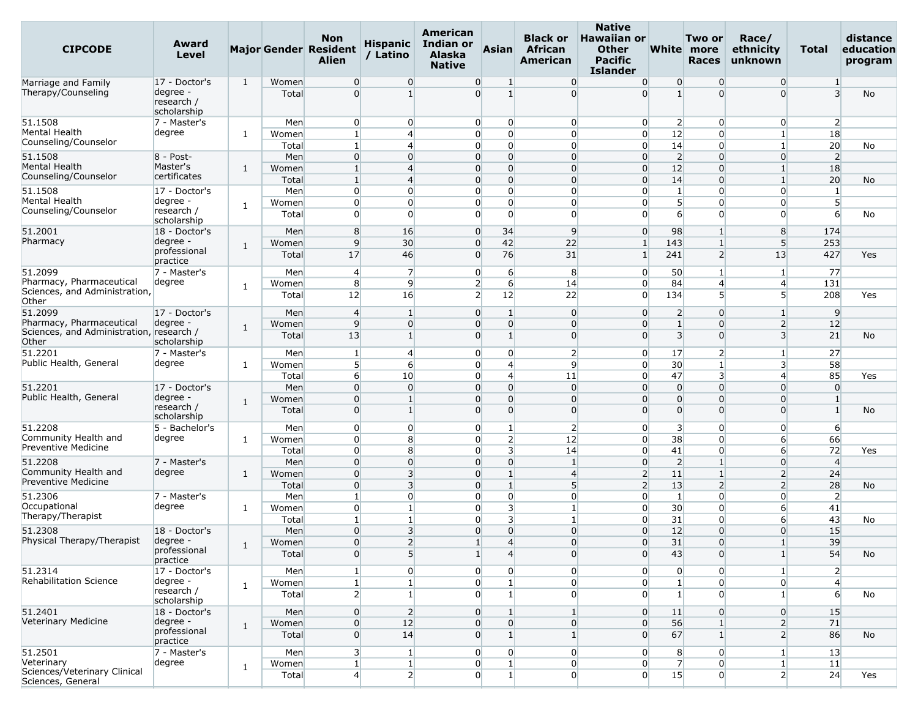| CIPCODE | Award Level | Major | Gender | Non Resident Alien | Hispanic / Latino | American Indian or Alaska Native | Asian | Black or African American | Native Hawaiian or Other Pacific Islander | White | Two or more Races | Race/ ethnicity unknown | Total | distance education program |
|---|---|---|---|---|---|---|---|---|---|---|---|---|---|---|
| Marriage and Family Therapy/Counseling | 17 - Doctor's degree - research / scholarship | 1 | Women | 0 | 0 | 0 | 1 | 0 | 0 | 0 | 0 | 0 | 1 | |
| | | | Total | 0 | 1 | 0 | 1 | 0 | 0 | 1 | 0 | 0 | 3 | No |
| 51.1508 Mental Health Counseling/Counselor | 7 - Master's degree | 1 | Men | 0 | 0 | 0 | 0 | 0 | 0 | 2 | 0 | 0 | 2 | |
| | | | Women | 1 | 4 | 0 | 0 | 0 | 0 | 12 | 0 | 1 | 18 | |
| | | | Total | 1 | 4 | 0 | 0 | 0 | 0 | 14 | 0 | 1 | 20 | No |
| 51.1508 Mental Health Counseling/Counselor | 8 - Post-Master's certificates | 1 | Men | 0 | 0 | 0 | 0 | 0 | 0 | 2 | 0 | 0 | 2 | |
| | | | Women | 1 | 4 | 0 | 0 | 0 | 0 | 12 | 0 | 1 | 18 | |
| | | | Total | 1 | 4 | 0 | 0 | 0 | 0 | 14 | 0 | 1 | 20 | No |
| 51.1508 Mental Health Counseling/Counselor | 17 - Doctor's degree - research / scholarship | 1 | Men | 0 | 0 | 0 | 0 | 0 | 0 | 1 | 0 | 0 | 1 | |
| | | | Women | 0 | 0 | 0 | 0 | 0 | 0 | 5 | 0 | 0 | 5 | |
| | | | Total | 0 | 0 | 0 | 0 | 0 | 0 | 6 | 0 | 0 | 6 | No |
| 51.2001 Pharmacy | 18 - Doctor's degree - professional practice | 1 | Men | 8 | 16 | 0 | 34 | 9 | 0 | 98 | 1 | 8 | 174 | |
| | | | Women | 9 | 30 | 0 | 42 | 22 | 1 | 143 | 1 | 5 | 253 | |
| | | | Total | 17 | 46 | 0 | 76 | 31 | 1 | 241 | 2 | 13 | 427 | Yes |
| 51.2099 Pharmacy, Pharmaceutical Sciences, and Administration, Other | 7 - Master's degree | 1 | Men | 4 | 7 | 0 | 6 | 8 | 0 | 50 | 1 | 1 | 77 | |
| | | | Women | 8 | 9 | 2 | 6 | 14 | 0 | 84 | 4 | 4 | 131 | |
| | | | Total | 12 | 16 | 2 | 12 | 22 | 0 | 134 | 5 | 5 | 208 | Yes |
| 51.2099 Pharmacy, Pharmaceutical Sciences, and Administration, Other | 17 - Doctor's degree - research / scholarship | 1 | Men | 4 | 1 | 0 | 1 | 0 | 0 | 2 | 0 | 1 | 9 | |
| | | | Women | 9 | 0 | 0 | 0 | 0 | 0 | 1 | 0 | 2 | 12 | |
| | | | Total | 13 | 1 | 0 | 1 | 0 | 0 | 3 | 0 | 3 | 21 | No |
| 51.2201 Public Health, General | 7 - Master's degree | 1 | Men | 1 | 4 | 0 | 0 | 2 | 0 | 17 | 2 | 1 | 27 | |
| | | | Women | 5 | 6 | 0 | 4 | 9 | 0 | 30 | 1 | 3 | 58 | |
| | | | Total | 6 | 10 | 0 | 4 | 11 | 0 | 47 | 3 | 4 | 85 | Yes |
| 51.2201 Public Health, General | 17 - Doctor's degree - research / scholarship | 1 | Men | 0 | 0 | 0 | 0 | 0 | 0 | 0 | 0 | 0 | 0 | |
| | | | Women | 0 | 1 | 0 | 0 | 0 | 0 | 0 | 0 | 0 | 1 | |
| | | | Total | 0 | 1 | 0 | 0 | 0 | 0 | 0 | 0 | 0 | 1 | No |
| 51.2208 Community Health and Preventive Medicine | 5 - Bachelor's degree | 1 | Men | 0 | 0 | 0 | 1 | 2 | 0 | 3 | 0 | 0 | 6 | |
| | | | Women | 0 | 8 | 0 | 2 | 12 | 0 | 38 | 0 | 6 | 66 | |
| | | | Total | 0 | 8 | 0 | 3 | 14 | 0 | 41 | 0 | 6 | 72 | Yes |
| 51.2208 Community Health and Preventive Medicine | 7 - Master's degree | 1 | Men | 0 | 0 | 0 | 0 | 1 | 0 | 2 | 1 | 0 | 4 | |
| | | | Women | 0 | 3 | 0 | 1 | 4 | 2 | 11 | 1 | 2 | 24 | |
| | | | Total | 0 | 3 | 0 | 1 | 5 | 2 | 13 | 2 | 2 | 28 | No |
| 51.2306 Occupational Therapy/Therapist | 7 - Master's degree | 1 | Men | 1 | 0 | 0 | 0 | 0 | 0 | 1 | 0 | 0 | 2 | |
| | | | Women | 0 | 1 | 0 | 3 | 1 | 0 | 30 | 0 | 6 | 41 | |
| | | | Total | 1 | 1 | 0 | 3 | 1 | 0 | 31 | 0 | 6 | 43 | No |
| 51.2308 Physical Therapy/Therapist | 18 - Doctor's degree - professional practice | 1 | Men | 0 | 3 | 0 | 0 | 0 | 0 | 12 | 0 | 0 | 15 | |
| | | | Women | 0 | 2 | 1 | 4 | 0 | 0 | 31 | 0 | 1 | 39 | |
| | | | Total | 0 | 5 | 1 | 4 | 0 | 0 | 43 | 0 | 1 | 54 | No |
| 51.2314 Rehabilitation Science | 17 - Doctor's degree - research / scholarship | 1 | Men | 1 | 0 | 0 | 0 | 0 | 0 | 0 | 0 | 1 | 2 | |
| | | | Women | 1 | 1 | 0 | 1 | 0 | 0 | 1 | 0 | 0 | 4 | |
| | | | Total | 2 | 1 | 0 | 1 | 0 | 0 | 1 | 0 | 1 | 6 | No |
| 51.2401 Veterinary Medicine | 18 - Doctor's degree - professional practice | 1 | Men | 0 | 2 | 0 | 1 | 1 | 0 | 11 | 0 | 0 | 15 | |
| | | | Women | 0 | 12 | 0 | 0 | 0 | 0 | 56 | 1 | 2 | 71 | |
| | | | Total | 0 | 14 | 0 | 1 | 1 | 0 | 67 | 1 | 2 | 86 | No |
| 51.2501 Veterinary Sciences/Veterinary Clinical Sciences, General | 7 - Master's degree | 1 | Men | 3 | 1 | 0 | 0 | 0 | 0 | 8 | 0 | 1 | 13 | |
| | | | Women | 1 | 1 | 0 | 1 | 0 | 0 | 7 | 0 | 1 | 11 | |
| | | | Total | 4 | 2 | 0 | 1 | 0 | 0 | 15 | 0 | 2 | 24 | Yes |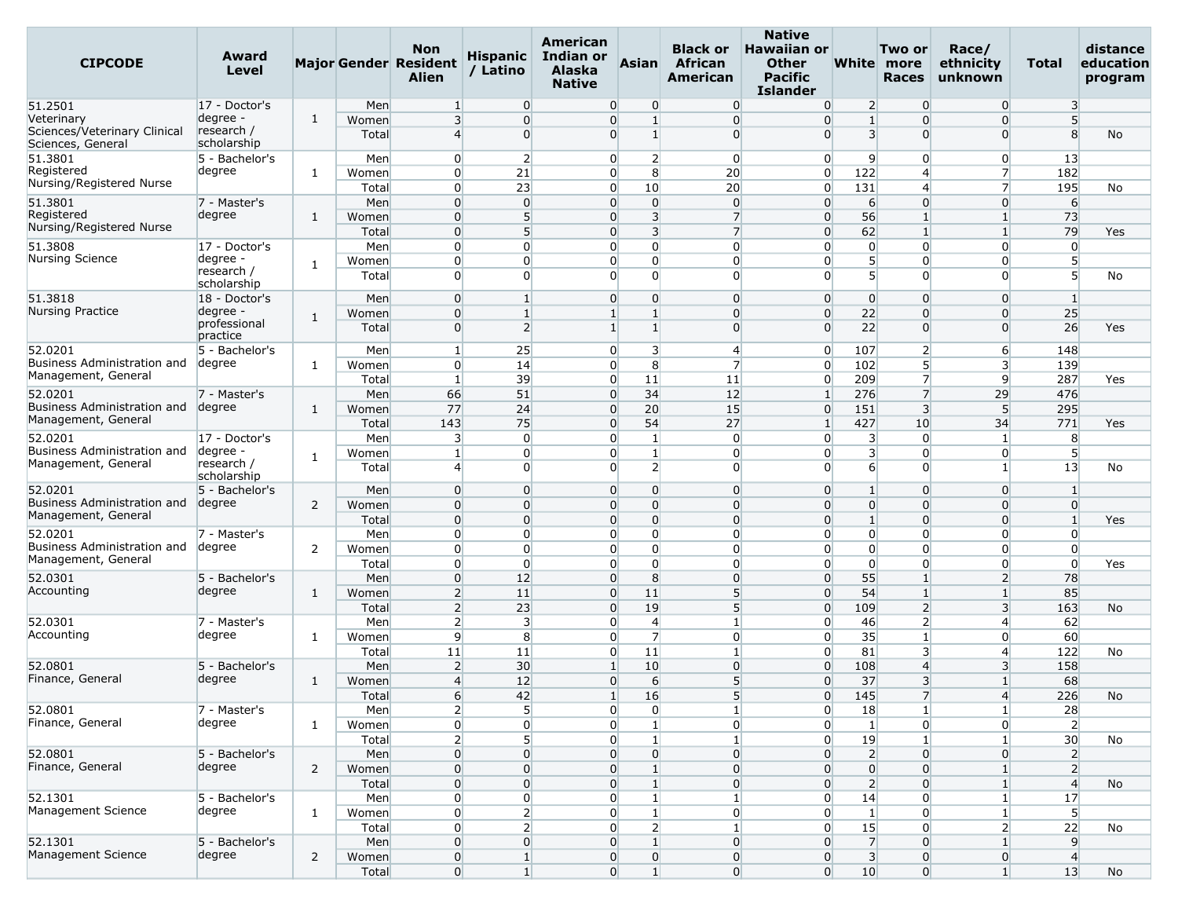| CIPCODE | Award Level | Major | Gender | Non Resident Alien | Hispanic / Latino | American Indian or Alaska Native | Asian | Black or African American | Native Hawaiian or Other Pacific Islander | White | Two or more Races | Race/ ethnicity unknown | Total | distance education program |
|---|---|---|---|---|---|---|---|---|---|---|---|---|---|---|
| 51.2501 Veterinary Sciences/Veterinary Clinical Sciences, General | 17 - Doctor's degree - research / scholarship | 1 | Men | 1 | 0 | 0 | 0 | 0 | 0 | 2 | 0 | 0 | 3 | |
| | | | Women | 3 | 0 | 0 | 1 | 0 | 0 | 1 | 0 | 0 | 5 | |
| | | | Total | 4 | 0 | 0 | 1 | 0 | 0 | 3 | 0 | 0 | 8 | No |
| 51.3801 Registered Nursing/Registered Nurse | 5 - Bachelor's degree | 1 | Men | 0 | 2 | 0 | 2 | 0 | 0 | 9 | 0 | 0 | 13 | |
| | | | Women | 0 | 21 | 0 | 8 | 20 | 0 | 122 | 4 | 7 | 182 | |
| | | | Total | 0 | 23 | 0 | 10 | 20 | 0 | 131 | 4 | 7 | 195 | No |
| 51.3801 Registered Nursing/Registered Nurse | 7 - Master's degree | 1 | Men | 0 | 0 | 0 | 0 | 0 | 0 | 6 | 0 | 0 | 6 | |
| | | | Women | 0 | 5 | 0 | 3 | 7 | 0 | 56 | 1 | 1 | 73 | |
| | | | Total | 0 | 5 | 0 | 3 | 7 | 0 | 62 | 1 | 1 | 79 | Yes |
| 51.3808 Nursing Science | 17 - Doctor's degree - research / scholarship | 1 | Men | 0 | 0 | 0 | 0 | 0 | 0 | 0 | 0 | 0 | 0 | |
| | | | Women | 0 | 0 | 0 | 0 | 0 | 0 | 5 | 0 | 0 | 5 | |
| | | | Total | 0 | 0 | 0 | 0 | 0 | 0 | 5 | 0 | 0 | 5 | No |
| 51.3818 Nursing Practice | 18 - Doctor's degree - professional practice | 1 | Men | 0 | 1 | 0 | 0 | 0 | 0 | 0 | 0 | 0 | 1 | |
| | | | Women | 0 | 1 | 1 | 1 | 0 | 0 | 22 | 0 | 0 | 25 | |
| | | | Total | 0 | 2 | 1 | 1 | 0 | 0 | 22 | 0 | 0 | 26 | Yes |
| 52.0201 Business Administration and Management, General | 5 - Bachelor's degree | 1 | Men | 1 | 25 | 0 | 3 | 4 | 0 | 107 | 2 | 6 | 148 | |
| | | | Women | 0 | 14 | 0 | 8 | 7 | 0 | 102 | 5 | 3 | 139 | |
| | | | Total | 1 | 39 | 0 | 11 | 11 | 0 | 209 | 7 | 9 | 287 | Yes |
| 52.0201 Business Administration and Management, General | 7 - Master's degree | 1 | Men | 66 | 51 | 0 | 34 | 12 | 1 | 276 | 7 | 29 | 476 | |
| | | | Women | 77 | 24 | 0 | 20 | 15 | 0 | 151 | 3 | 5 | 295 | |
| | | | Total | 143 | 75 | 0 | 54 | 27 | 1 | 427 | 10 | 34 | 771 | Yes |
| 52.0201 Business Administration and Management, General | 17 - Doctor's degree - research / scholarship | 1 | Men | 3 | 0 | 0 | 1 | 0 | 0 | 3 | 0 | 1 | 8 | |
| | | | Women | 1 | 0 | 0 | 1 | 0 | 0 | 3 | 0 | 0 | 5 | |
| | | | Total | 4 | 0 | 0 | 2 | 0 | 0 | 6 | 0 | 1 | 13 | No |
| 52.0201 Business Administration and Management, General | 5 - Bachelor's degree | 2 | Men | 0 | 0 | 0 | 0 | 0 | 0 | 1 | 0 | 0 | 1 | |
| | | | Women | 0 | 0 | 0 | 0 | 0 | 0 | 0 | 0 | 0 | 0 | |
| | | | Total | 0 | 0 | 0 | 0 | 0 | 0 | 1 | 0 | 0 | 1 | Yes |
| 52.0201 Business Administration and Management, General | 7 - Master's degree | 2 | Men | 0 | 0 | 0 | 0 | 0 | 0 | 0 | 0 | 0 | 0 | |
| | | | Women | 0 | 0 | 0 | 0 | 0 | 0 | 0 | 0 | 0 | 0 | |
| | | | Total | 0 | 0 | 0 | 0 | 0 | 0 | 0 | 0 | 0 | 0 | Yes |
| 52.0301 Accounting | 5 - Bachelor's degree | 1 | Men | 0 | 12 | 0 | 8 | 0 | 0 | 55 | 1 | 2 | 78 | |
| | | | Women | 2 | 11 | 0 | 11 | 5 | 0 | 54 | 1 | 1 | 85 | |
| | | | Total | 2 | 23 | 0 | 19 | 5 | 0 | 109 | 2 | 3 | 163 | No |
| 52.0301 Accounting | 7 - Master's degree | 1 | Men | 2 | 3 | 0 | 4 | 1 | 0 | 46 | 2 | 4 | 62 | |
| | | | Women | 9 | 8 | 0 | 7 | 0 | 0 | 35 | 1 | 0 | 60 | |
| | | | Total | 11 | 11 | 0 | 11 | 1 | 0 | 81 | 3 | 4 | 122 | No |
| 52.0801 Finance, General | 5 - Bachelor's degree | 1 | Men | 2 | 30 | 1 | 10 | 0 | 0 | 108 | 4 | 3 | 158 | |
| | | | Women | 4 | 12 | 0 | 6 | 5 | 0 | 37 | 3 | 1 | 68 | |
| | | | Total | 6 | 42 | 1 | 16 | 5 | 0 | 145 | 7 | 4 | 226 | No |
| 52.0801 Finance, General | 7 - Master's degree | 1 | Men | 2 | 5 | 0 | 0 | 1 | 0 | 18 | 1 | 1 | 28 | |
| | | | Women | 0 | 0 | 0 | 1 | 0 | 0 | 1 | 0 | 0 | 2 | |
| | | | Total | 2 | 5 | 0 | 1 | 1 | 0 | 19 | 1 | 1 | 30 | No |
| 52.0801 Finance, General | 5 - Bachelor's degree | 2 | Men | 0 | 0 | 0 | 0 | 0 | 0 | 2 | 0 | 0 | 2 | |
| | | | Women | 0 | 0 | 0 | 1 | 0 | 0 | 0 | 0 | 1 | 2 | |
| | | | Total | 0 | 0 | 0 | 1 | 0 | 0 | 2 | 0 | 1 | 4 | No |
| 52.1301 Management Science | 5 - Bachelor's degree | 1 | Men | 0 | 0 | 0 | 1 | 1 | 0 | 14 | 0 | 1 | 17 | |
| | | | Women | 0 | 2 | 0 | 1 | 0 | 0 | 1 | 0 | 1 | 5 | |
| | | | Total | 0 | 2 | 0 | 2 | 1 | 0 | 15 | 0 | 2 | 22 | No |
| 52.1301 Management Science | 5 - Bachelor's degree | 2 | Men | 0 | 0 | 0 | 1 | 0 | 0 | 7 | 0 | 1 | 9 | |
| | | | Women | 0 | 1 | 0 | 0 | 0 | 0 | 3 | 0 | 0 | 4 | |
| | | | Total | 0 | 1 | 0 | 1 | 0 | 0 | 10 | 0 | 1 | 13 | No |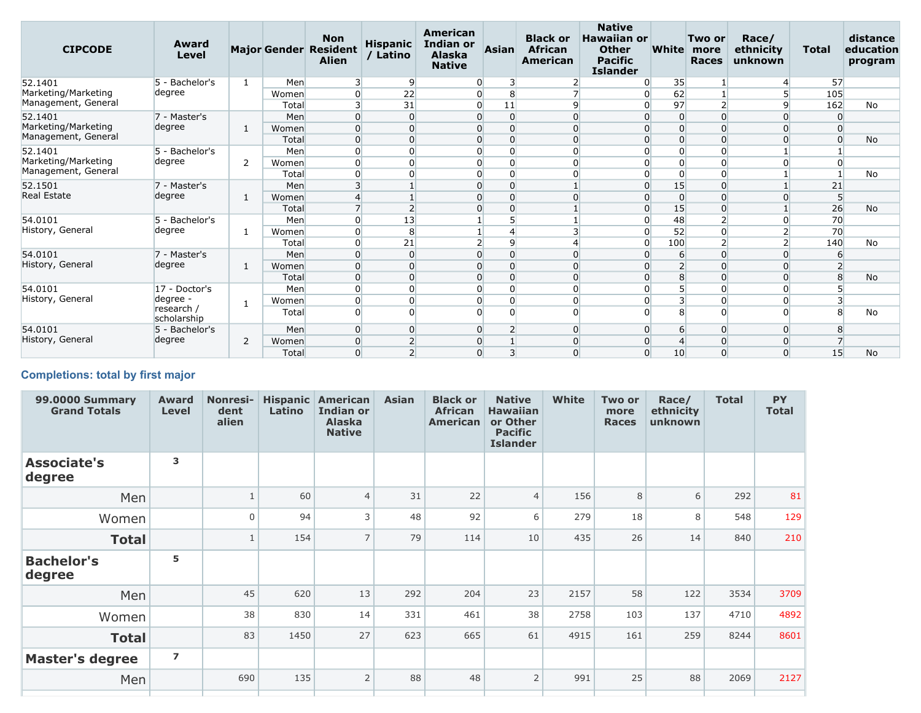| CIPCODE | Award Level | Major | Gender | Non Resident Alien | Hispanic / Latino | American Indian or Alaska Native | Asian | Black or African American | Native Hawaiian or Other Pacific Islander | White | Two or more Races | Race/ ethnicity unknown | Total | distance education program |
|---|---|---|---|---|---|---|---|---|---|---|---|---|---|---|
| 52.1401 Marketing/Marketing Management, General | 5 - Bachelor's degree | 1 | Men | 3 | 9 | 0 | 3 | 2 | 0 | 35 | 1 | 4 | 57 | |
| | | | Women | 0 | 22 | 0 | 8 | 7 | 0 | 62 | 1 | 5 | 105 | |
| | | | Total | 3 | 31 | 0 | 11 | 9 | 0 | 97 | 2 | 9 | 162 | No |
| 52.1401 Marketing/Marketing Management, General | 7 - Master's degree | 1 | Men | 0 | 0 | 0 | 0 | 0 | 0 | 0 | 0 | 0 | 0 | |
| | | | Women | 0 | 0 | 0 | 0 | 0 | 0 | 0 | 0 | 0 | 0 | |
| | | | Total | 0 | 0 | 0 | 0 | 0 | 0 | 0 | 0 | 0 | 0 | No |
| 52.1401 Marketing/Marketing Management, General | 5 - Bachelor's degree | 2 | Men | 0 | 0 | 0 | 0 | 0 | 0 | 0 | 0 | 1 | 1 | |
| | | | Women | 0 | 0 | 0 | 0 | 0 | 0 | 0 | 0 | 0 | 0 | |
| | | | Total | 0 | 0 | 0 | 0 | 0 | 0 | 0 | 0 | 1 | 1 | No |
| 52.1501 Real Estate | 7 - Master's degree | 1 | Men | 3 | 1 | 0 | 0 | 1 | 0 | 15 | 0 | 1 | 21 | |
| | | | Women | 4 | 1 | 0 | 0 | 0 | 0 | 0 | 0 | 0 | 5 | |
| | | | Total | 7 | 2 | 0 | 0 | 1 | 0 | 15 | 0 | 1 | 26 | No |
| 54.0101 History, General | 5 - Bachelor's degree | 1 | Men | 0 | 13 | 1 | 5 | 1 | 0 | 48 | 2 | 0 | 70 | |
| | | | Women | 0 | 8 | 1 | 4 | 3 | 0 | 52 | 0 | 2 | 70 | |
| | | | Total | 0 | 21 | 2 | 9 | 4 | 0 | 100 | 2 | 2 | 140 | No |
| 54.0101 History, General | 7 - Master's degree | 1 | Men | 0 | 0 | 0 | 0 | 0 | 0 | 6 | 0 | 0 | 6 | |
| | | | Women | 0 | 0 | 0 | 0 | 0 | 0 | 2 | 0 | 0 | 2 | |
| | | | Total | 0 | 0 | 0 | 0 | 0 | 0 | 8 | 0 | 0 | 8 | No |
| 54.0101 History, General | 17 - Doctor's degree - research / scholarship | 1 | Men | 0 | 0 | 0 | 0 | 0 | 0 | 5 | 0 | 0 | 5 | |
| | | | Women | 0 | 0 | 0 | 0 | 0 | 0 | 3 | 0 | 0 | 3 | |
| | | | Total | 0 | 0 | 0 | 0 | 0 | 0 | 8 | 0 | 0 | 8 | No |
| 54.0101 History, General | 5 - Bachelor's degree | 2 | Men | 0 | 0 | 0 | 2 | 0 | 0 | 6 | 0 | 0 | 8 | |
| | | | Women | 0 | 2 | 0 | 1 | 0 | 0 | 4 | 0 | 0 | 7 | |
| | | | Total | 0 | 2 | 0 | 3 | 0 | 0 | 10 | 0 | 0 | 15 | No |

## Completions: total by first major

| 99.0000 Summary Grand Totals | Award Level | Nonresident alien | Hispanic Latino | American Indian or Alaska Native | Asian | Black or African American | Native Hawaiian or Other Pacific Islander | White | Two or more Races | Race/ ethnicity unknown | Total | PY Total |
|---|---|---|---|---|---|---|---|---|---|---|---|---|
| **Associate's degree** | 3 | | | | | | | | | | | |
| Men | | 1 | 60 | 4 | 31 | 22 | 4 | 156 | 8 | 6 | 292 | 81 |
| Women | | 0 | 94 | 3 | 48 | 92 | 6 | 279 | 18 | 8 | 548 | 129 |
| **Total** | | 1 | 154 | 7 | 79 | 114 | 10 | 435 | 26 | 14 | 840 | 210 |
| **Bachelor's degree** | 5 | | | | | | | | | | | |
| Men | | 45 | 620 | 13 | 292 | 204 | 23 | 2157 | 58 | 122 | 3534 | 3709 |
| Women | | 38 | 830 | 14 | 331 | 461 | 38 | 2758 | 103 | 137 | 4710 | 4892 |
| **Total** | | 83 | 1450 | 27 | 623 | 665 | 61 | 4915 | 161 | 259 | 8244 | 8601 |
| **Master's degree** | 7 | | | | | | | | | | | |
| Men | | 690 | 135 | 2 | 88 | 48 | 2 | 991 | 25 | 88 | 2069 | 2127 |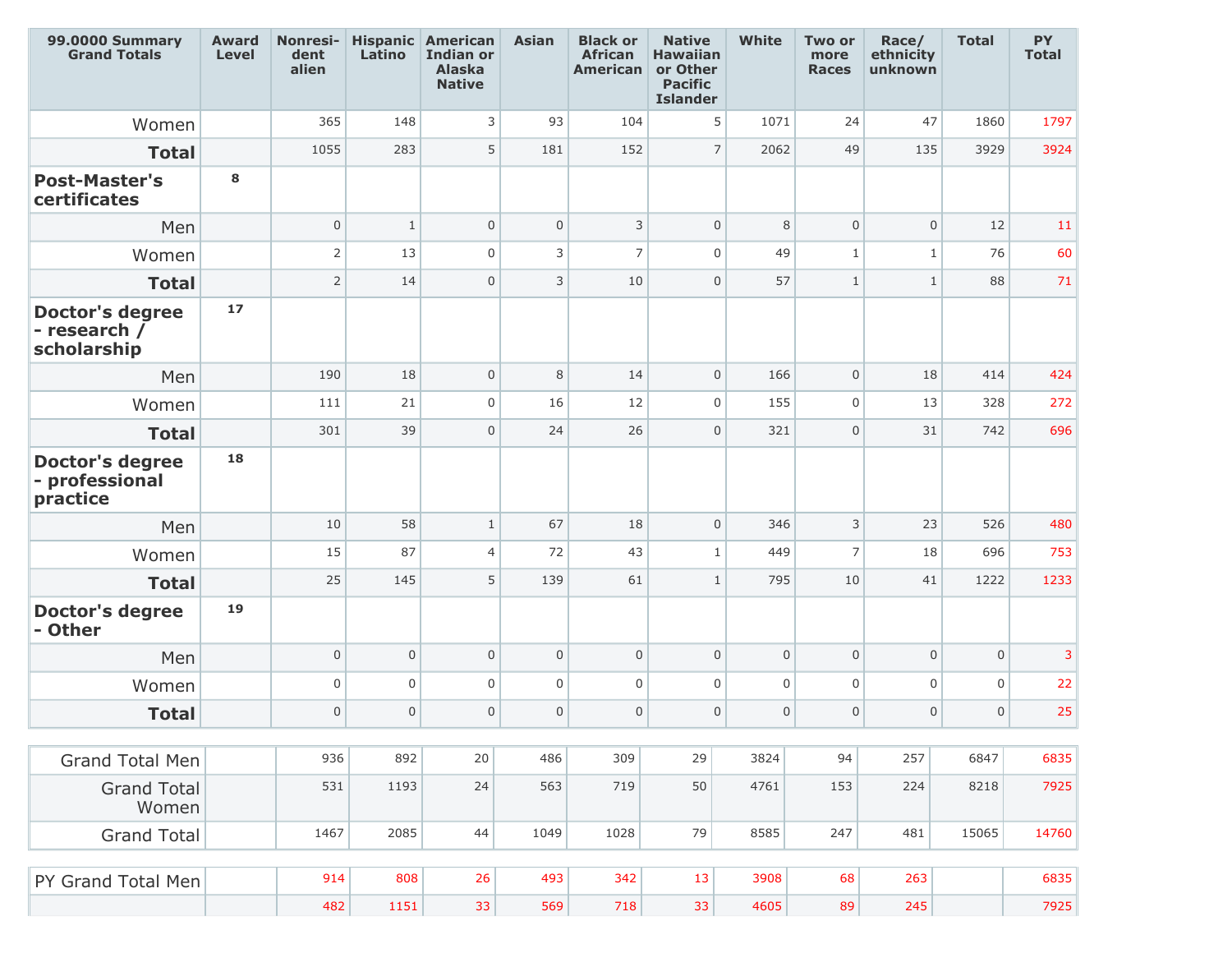| 99.0000 Summary Grand Totals | Award Level | Nonresident alien | Hispanic Latino | American Indian or Alaska Native | Asian | Black or African American | Native Hawaiian or Other Pacific Islander | White | Two or more Races | Race/ ethnicity unknown | Total | PY Total |
|---|---|---|---|---|---|---|---|---|---|---|---|---|
| Women | | 365 | 148 | 3 | 93 | 104 | 5 | 1071 | 24 | 47 | 1860 | 1797 |
| **Total** | | 1055 | 283 | 5 | 181 | 152 | 7 | 2062 | 49 | 135 | 3929 | 3924 |
| **Post-Master's certificates** | 8 | | | | | | | | | | | |
| Men | | 0 | 1 | 0 | 0 | 3 | 0 | 8 | 0 | 0 | 12 | 11 |
| Women | | 2 | 13 | 0 | 3 | 7 | 0 | 49 | 1 | 1 | 76 | 60 |
| **Total** | | 2 | 14 | 0 | 3 | 10 | 0 | 57 | 1 | 1 | 88 | 71 |
| **Doctor's degree - research / scholarship** | 17 | | | | | | | | | | | |
| Men | | 190 | 18 | 0 | 8 | 14 | 0 | 166 | 0 | 18 | 414 | 424 |
| Women | | 111 | 21 | 0 | 16 | 12 | 0 | 155 | 0 | 13 | 328 | 272 |
| **Total** | | 301 | 39 | 0 | 24 | 26 | 0 | 321 | 0 | 31 | 742 | 696 |
| **Doctor's degree - professional practice** | 18 | | | | | | | | | | | |
| Men | | 10 | 58 | 1 | 67 | 18 | 0 | 346 | 3 | 23 | 526 | 480 |
| Women | | 15 | 87 | 4 | 72 | 43 | 1 | 449 | 7 | 18 | 696 | 753 |
| **Total** | | 25 | 145 | 5 | 139 | 61 | 1 | 795 | 10 | 41 | 1222 | 1233 |
| **Doctor's degree - Other** | 19 | | | | | | | | | | | |
| Men | | 0 | 0 | 0 | 0 | 0 | 0 | 0 | 0 | 0 | 0 | 3 |
| Women | | 0 | 0 | 0 | 0 | 0 | 0 | 0 | 0 | 0 | 0 | 22 |
| **Total** | | 0 | 0 | 0 | 0 | 0 | 0 | 0 | 0 | 0 | 0 | 25 |

| | | | | | | | | | | | | |
|---|---|---|---|---|---|---|---|---|---|---|---|---|
| Grand Total Men | | 936 | 892 | 20 | 486 | 309 | 29 | 3824 | 94 | 257 | 6847 | 6835 |
| Grand Total Women | | 531 | 1193 | 24 | 563 | 719 | 50 | 4761 | 153 | 224 | 8218 | 7925 |
| Grand Total | | 1467 | 2085 | 44 | 1049 | 1028 | 79 | 8585 | 247 | 481 | 15065 | 14760 |

| | | | | | | | | | | | | |
|---|---|---|---|---|---|---|---|---|---|---|---|---|
| PY Grand Total Men | | 914 | 808 | 26 | 493 | 342 | 13 | 3908 | 68 | 263 | | 6835 |
| | | 482 | 1151 | 33 | 569 | 718 | 33 | 4605 | 89 | 245 | | 7925 |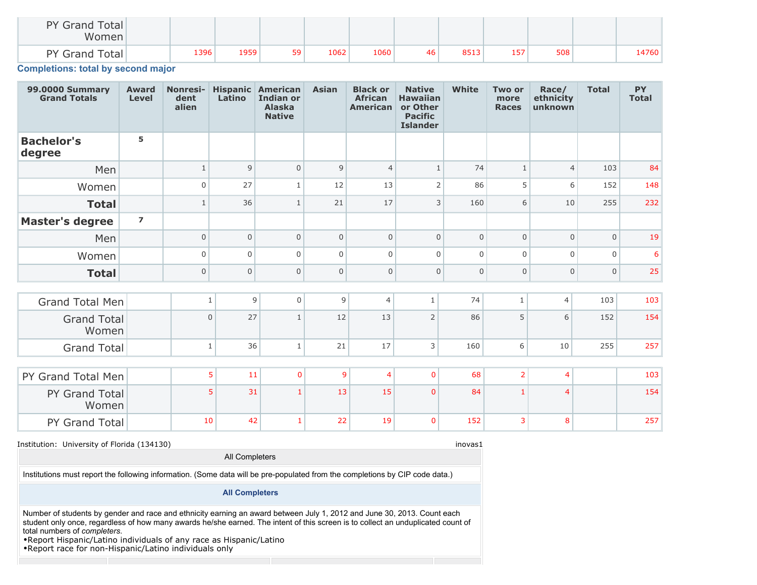| | | | | | | | | | | | |
|---|---|---|---|---|---|---|---|---|---|---|---|
| PY Grand Total Women | | | | | | | | | | | |
| PY Grand Total | | 1396 | 1959 | 59 | 1062 | 1060 | 46 | 8513 | 157 | 508 | | 14760 |

### Completions: total by second major

| 99.0000 Summary Grand Totals | Award Level | Nonresident alien | Hispanic Latino | American Indian or Alaska Native | Asian | Black or African American | Native Hawaiian or Other Pacific Islander | White | Two or more Races | Race/ ethnicity unknown | Total | PY Total |
|---|---|---|---|---|---|---|---|---|---|---|---|---|
| **Bachelor's degree** | 5 | | | | | | | | | | | |
| Men | | 1 | 9 | 0 | 9 | 4 | 1 | 74 | 1 | 4 | 103 | 84 |
| Women | | 0 | 27 | 1 | 12 | 13 | 2 | 86 | 5 | 6 | 152 | 148 |
| **Total** | | 1 | 36 | 1 | 21 | 17 | 3 | 160 | 6 | 10 | 255 | 232 |
| **Master's degree** | 7 | | | | | | | | | | | |
| Men | | 0 | 0 | 0 | 0 | 0 | 0 | 0 | 0 | 0 | 0 | 19 |
| Women | | 0 | 0 | 0 | 0 | 0 | 0 | 0 | 0 | 0 | 0 | 6 |
| **Total** | | 0 | 0 | 0 | 0 | 0 | 0 | 0 | 0 | 0 | 0 | 25 |

| | | | | | | | | | | | |
|---|---|---|---|---|---|---|---|---|---|---|---|
| Grand Total Men | | 1 | 9 | 0 | 9 | 4 | 1 | 74 | 1 | 4 | 103 | 103 |
| Grand Total Women | | 0 | 27 | 1 | 12 | 13 | 2 | 86 | 5 | 6 | 152 | 154 |
| Grand Total | | 1 | 36 | 1 | 21 | 17 | 3 | 160 | 6 | 10 | 255 | 257 |

| | | | | | | | | | | | |
|---|---|---|---|---|---|---|---|---|---|---|---|
| PY Grand Total Men | | 5 | 11 | 0 | 9 | 4 | 0 | 68 | 2 | 4 | | 103 |
| PY Grand Total Women | | 5 | 31 | 1 | 13 | 15 | 0 | 84 | 1 | 4 | | 154 |
| PY Grand Total | | 10 | 42 | 1 | 22 | 19 | 0 | 152 | 3 | 8 | | 257 |

Institution: University of Florida (134130) inovas1

All Completers

Institutions must report the following information. (Some data will be pre-populated from the completions by CIP code data.)

**All Completers**

Number of students by gender and race and ethnicity earning an award between July 1, 2012 and June 30, 2013. Count each student only once, regardless of how many awards he/she earned. The intent of this screen is to collect an unduplicated count of total numbers of *completers*.

- Report Hispanic/Latino individuals of any race as Hispanic/Latino
- Report race for non-Hispanic/Latino individuals only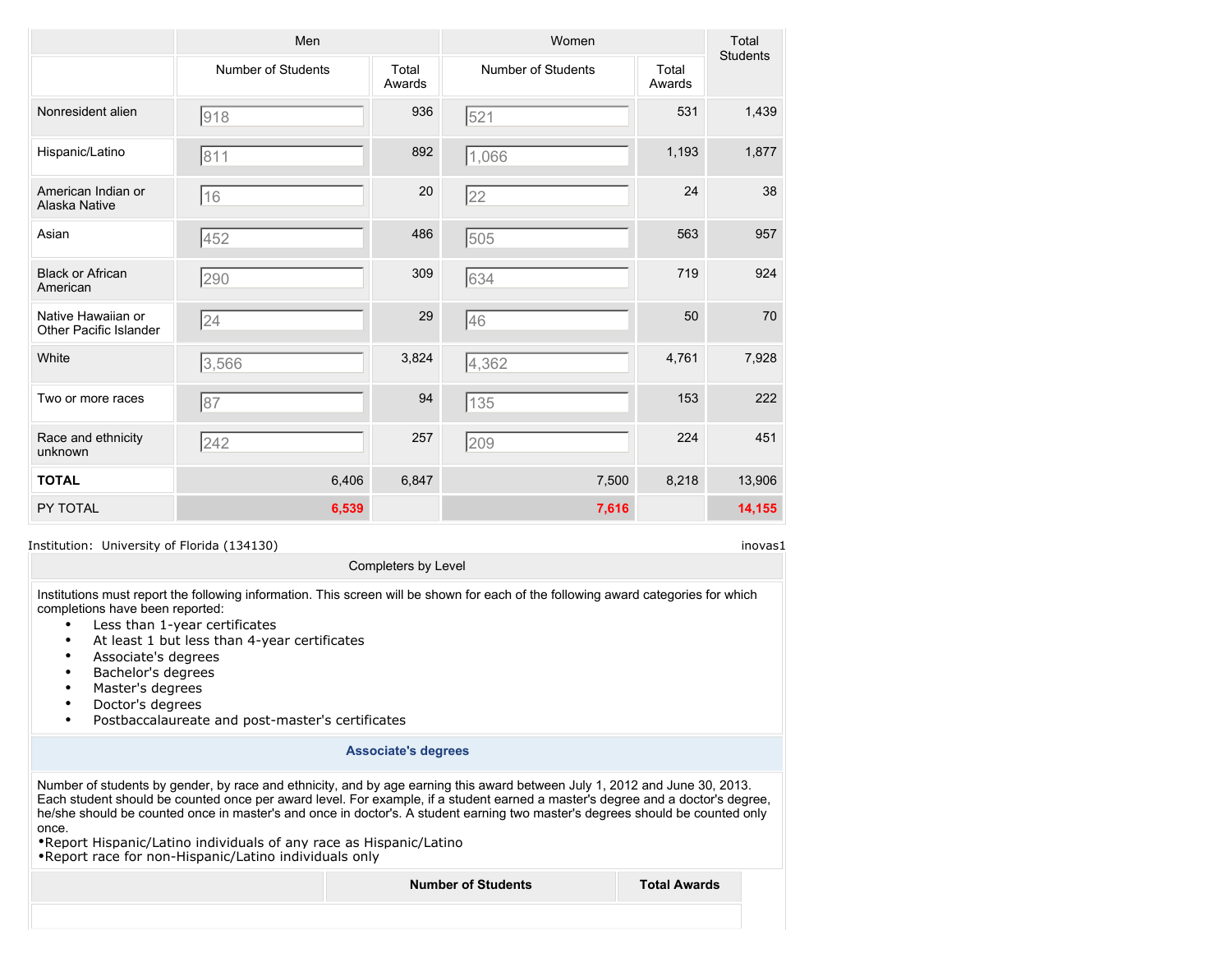| | Men | | Women | | Total Students |
|---|---|---|---|---|---|
| | Number of Students | Total Awards | Number of Students | Total Awards | |
| Nonresident alien | 918 | 936 | 521 | 531 | 1,439 |
| Hispanic/Latino | 811 | 892 | 1,066 | 1,193 | 1,877 |
| American Indian or Alaska Native | 16 | 20 | 22 | 24 | 38 |
| Asian | 452 | 486 | 505 | 563 | 957 |
| Black or African American | 290 | 309 | 634 | 719 | 924 |
| Native Hawaiian or Other Pacific Islander | 24 | 29 | 46 | 50 | 70 |
| White | 3,566 | 3,824 | 4,362 | 4,761 | 7,928 |
| Two or more races | 87 | 94 | 135 | 153 | 222 |
| Race and ethnicity unknown | 242 | 257 | 209 | 224 | 451 |
| **TOTAL** | 6,406 | 6,847 | 7,500 | 8,218 | 13,906 |
| PY TOTAL | 6,539 | | 7,616 | | 14,155 |

Institution: University of Florida (134130) inovas1

Completers by Level

Institutions must report the following information. This screen will be shown for each of the following award categories for which completions have been reported:

- Less than 1-year certificates
- At least 1 but less than 4-year certificates
- Associate's degrees
- Bachelor's degrees
- Master's degrees
- Doctor's degrees
- Postbaccalaureate and post-master's certificates

**Associate's degrees**

Number of students by gender, by race and ethnicity, and by age earning this award between July 1, 2012 and June 30, 2013. Each student should be counted once per award level. For example, if a student earned a master's degree and a doctor's degree, he/she should be counted once in master's and once in doctor's. A student earning two master's degrees should be counted only once.

•Report Hispanic/Latino individuals of any race as Hispanic/Latino
•Report race for non-Hispanic/Latino individuals only

| | **Number of Students** | **Total Awards** |
|---|---|---|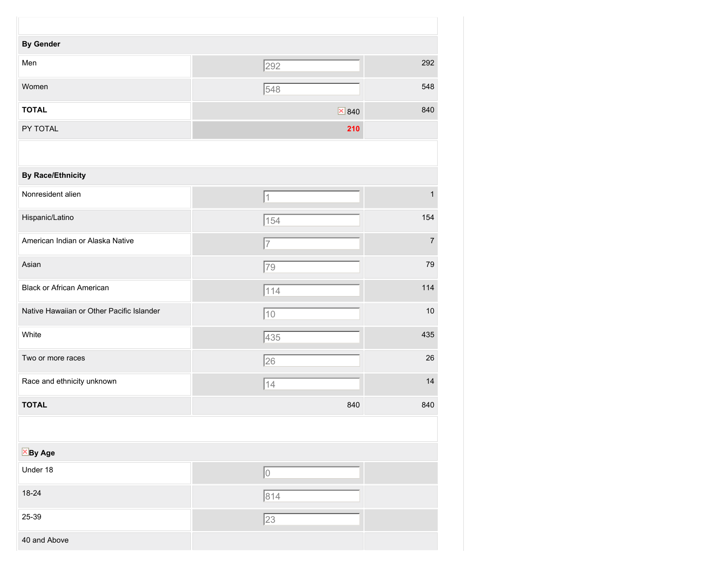| | | |
|---|---|---|
| **By Gender** | | |
| Men | 292 | 292 |
| Women | 548 | 548 |
| **TOTAL** | 840 | 840 |
| PY TOTAL | **210** | |
| | | |
| **By Race/Ethnicity** | | |
| Nonresident alien | 1 | 1 |
| Hispanic/Latino | 154 | 154 |
| American Indian or Alaska Native | 7 | 7 |
| Asian | 79 | 79 |
| Black or African American | 114 | 114 |
| Native Hawaiian or Other Pacific Islander | 10 | 10 |
| White | 435 | 435 |
| Two or more races | 26 | 26 |
| Race and ethnicity unknown | 14 | 14 |
| **TOTAL** | 840 | 840 |
| | | |
| **By Age** | | |
| Under 18 | 0 | |
| 18-24 | 814 | |
| 25-39 | 23 | |
| 40 and Above | | |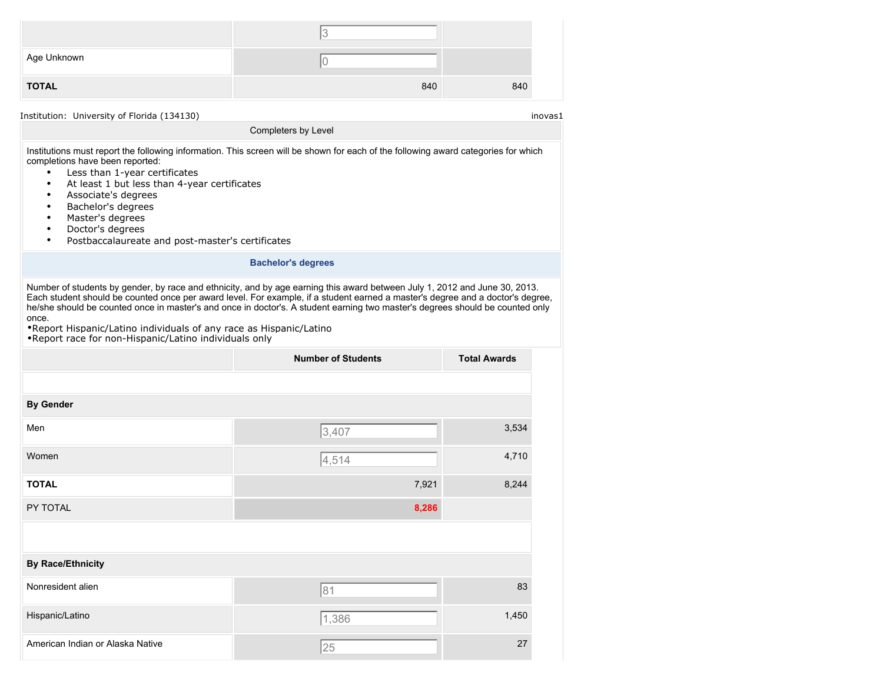| | | |
|---|---|---|
| | 3 | |
| Age Unknown | 0 | |
| **TOTAL** | 840 | 840 |

Institution: University of Florida (134130) inovas1

Completers by Level

Institutions must report the following information. This screen will be shown for each of the following award categories for which completions have been reported:

- Less than 1-year certificates
- At least 1 but less than 4-year certificates
- Associate's degrees
- Bachelor's degrees
- Master's degrees
- Doctor's degrees
- Postbaccalaureate and post-master's certificates

**Bachelor's degrees**

Number of students by gender, by race and ethnicity, and by age earning this award between July 1, 2012 and June 30, 2013. Each student should be counted once per award level. For example, if a student earned a master's degree and a doctor's degree, he/she should be counted once in master's and once in doctor's. A student earning two master's degrees should be counted only once.

•Report Hispanic/Latino individuals of any race as Hispanic/Latino
•Report race for non-Hispanic/Latino individuals only

| | Number of Students | Total Awards |
|---|---|---|
| **By Gender** | | |
| Men | 3,407 | 3,534 |
| Women | 4,514 | 4,710 |
| **TOTAL** | 7,921 | 8,244 |
| PY TOTAL | **8,286** | |
| **By Race/Ethnicity** | | |
| Nonresident alien | 81 | 83 |
| Hispanic/Latino | 1,386 | 1,450 |
| American Indian or Alaska Native | 25 | 27 |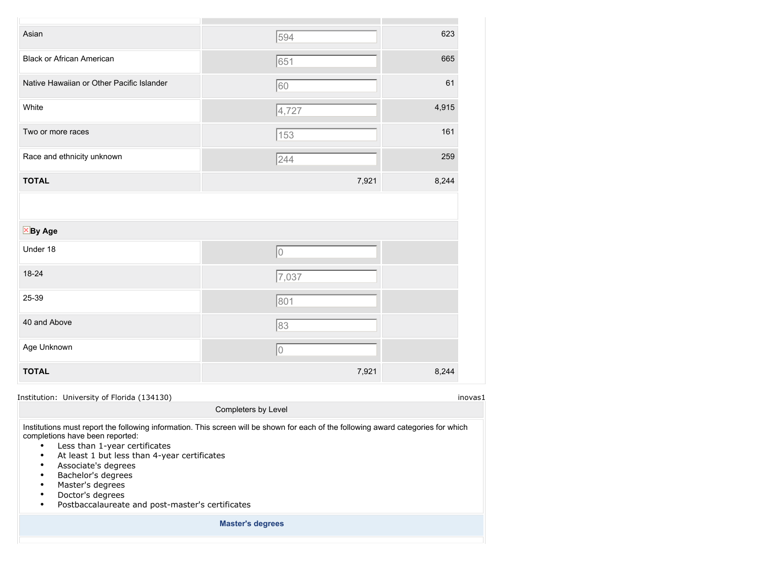| | | |
|---|---|---|
| Asian | 594 | 623 |
| Black or African American | 651 | 665 |
| Native Hawaiian or Other Pacific Islander | 60 | 61 |
| White | 4,727 | 4,915 |
| Two or more races | 153 | 161 |
| Race and ethnicity unknown | 244 | 259 |
| **TOTAL** | 7,921 | 8,244 |

| **By Age** | | |
|---|---|---|
| Under 18 | 0 | |
| 18-24 | 7,037 | |
| 25-39 | 801 | |
| 40 and Above | 83 | |
| Age Unknown | 0 | |
| **TOTAL** | 7,921 | 8,244 |

Institution: University of Florida (134130) inovas1

Completers by Level

Institutions must report the following information. This screen will be shown for each of the following award categories for which completions have been reported:

- Less than 1-year certificates
- At least 1 but less than 4-year certificates
- Associate's degrees
- Bachelor's degrees
- Master's degrees
- Doctor's degrees
- Postbaccalaureate and post-master's certificates

**Master's degrees**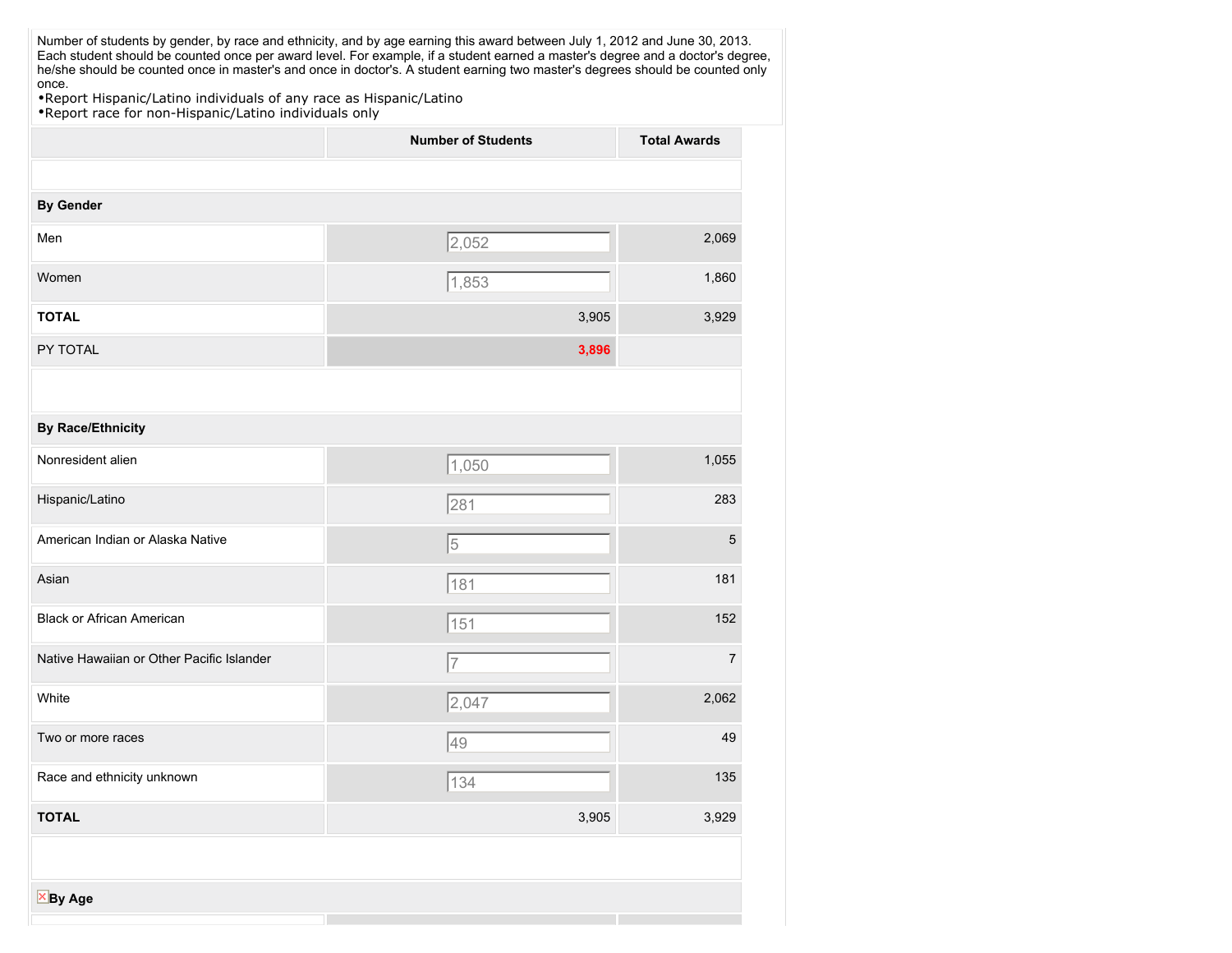Number of students by gender, by race and ethnicity, and by age earning this award between July 1, 2012 and June 30, 2013. Each student should be counted once per award level. For example, if a student earned a master's degree and a doctor's degree, he/she should be counted once in master's and once in doctor's. A student earning two master's degrees should be counted only once.

- Report Hispanic/Latino individuals of any race as Hispanic/Latino
- Report race for non-Hispanic/Latino individuals only

| | Number of Students | Total Awards |
|---|---|---|
| **By Gender** | | |
| Men | 2,052 | 2,069 |
| Women | 1,853 | 1,860 |
| **TOTAL** | 3,905 | 3,929 |
| PY TOTAL | 3,896 | |
| **By Race/Ethnicity** | | |
| Nonresident alien | 1,050 | 1,055 |
| Hispanic/Latino | 281 | 283 |
| American Indian or Alaska Native | 5 | 5 |
| Asian | 181 | 181 |
| Black or African American | 151 | 152 |
| Native Hawaiian or Other Pacific Islander | 7 | 7 |
| White | 2,047 | 2,062 |
| Two or more races | 49 | 49 |
| Race and ethnicity unknown | 134 | 135 |
| **TOTAL** | 3,905 | 3,929 |

**By Age**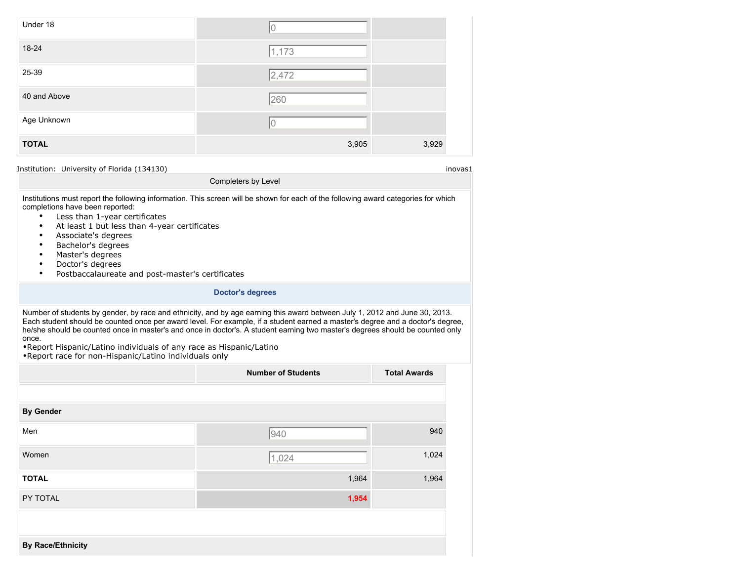| | | |
|---|---|---|
| Under 18 | 0 | |
| 18-24 | 1,173 | |
| 25-39 | 2,472 | |
| 40 and Above | 260 | |
| Age Unknown | 0 | |
| **TOTAL** | 3,905 | 3,929 |

Institution: University of Florida (134130) inovas1

## Completers by Level

Institutions must report the following information. This screen will be shown for each of the following award categories for which completions have been reported:

- Less than 1-year certificates
- At least 1 but less than 4-year certificates
- Associate's degrees
- Bachelor's degrees
- Master's degrees
- Doctor's degrees
- Postbaccalaureate and post-master's certificates

### Doctor's degrees

Number of students by gender, by race and ethnicity, and by age earning this award between July 1, 2012 and June 30, 2013. Each student should be counted once per award level. For example, if a student earned a master's degree and a doctor's degree, he/she should be counted once in master's and once in doctor's. A student earning two master's degrees should be counted only once.
•Report Hispanic/Latino individuals of any race as Hispanic/Latino
•Report race for non-Hispanic/Latino individuals only

| | Number of Students | Total Awards |
|---|---|---|
| **By Gender** | | |
| Men | 940 | 940 |
| Women | 1,024 | 1,024 |
| **TOTAL** | 1,964 | 1,964 |
| PY TOTAL | 1,954 | |
| **By Race/Ethnicity** | | |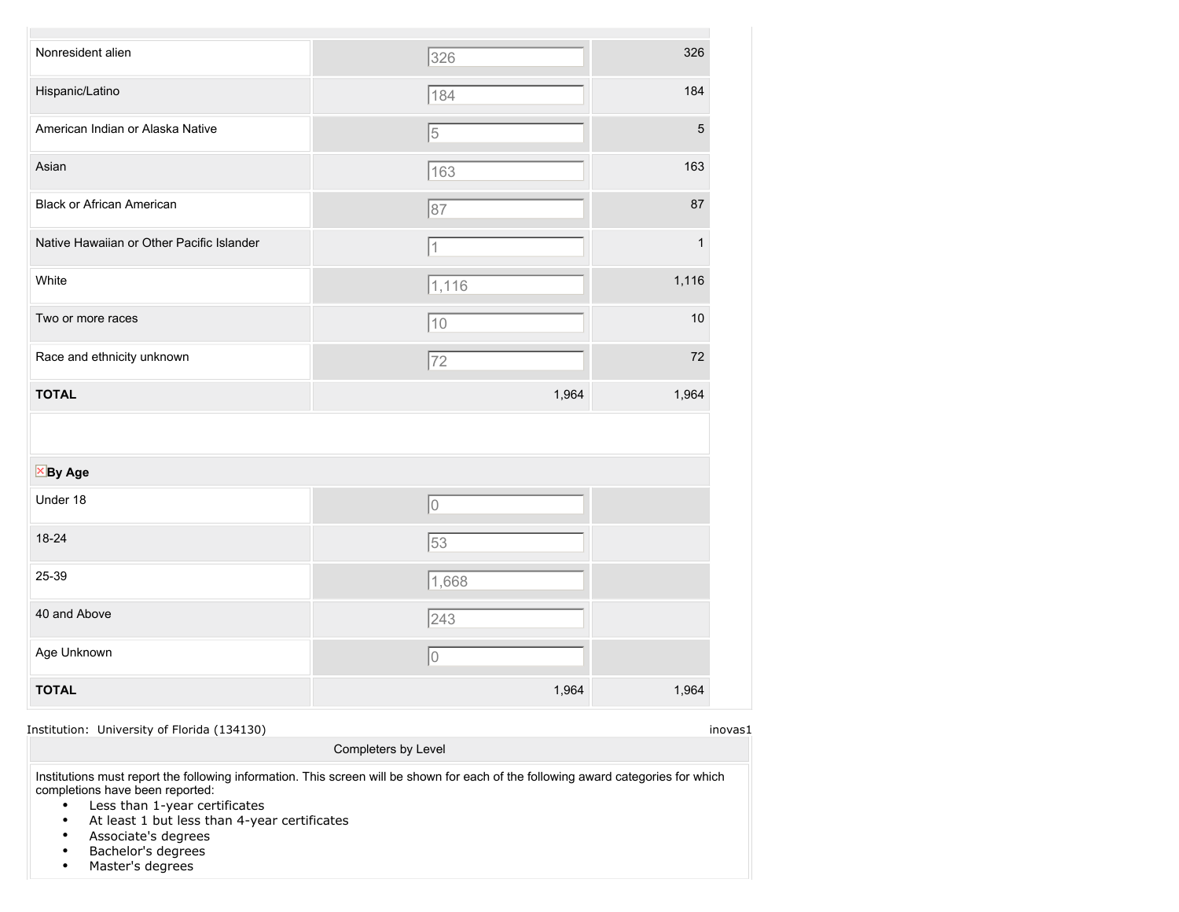| | | |
|---|---|---|
| Nonresident alien | 326 | 326 |
| Hispanic/Latino | 184 | 184 |
| American Indian or Alaska Native | 5 | 5 |
| Asian | 163 | 163 |
| Black or African American | 87 | 87 |
| Native Hawaiian or Other Pacific Islander | 1 | 1 |
| White | 1,116 | 1,116 |
| Two or more races | 10 | 10 |
| Race and ethnicity unknown | 72 | 72 |
| **TOTAL** | 1,964 | 1,964 |

| **By Age** | | |
|---|---|---|
| Under 18 | 0 | |
| 18-24 | 53 | |
| 25-39 | 1,668 | |
| 40 and Above | 243 | |
| Age Unknown | 0 | |
| **TOTAL** | 1,964 | 1,964 |

Institution: University of Florida (134130) inovas1

Completers by Level

Institutions must report the following information. This screen will be shown for each of the following award categories for which completions have been reported:

- Less than 1-year certificates
- At least 1 but less than 4-year certificates
- Associate's degrees
- Bachelor's degrees
- Master's degrees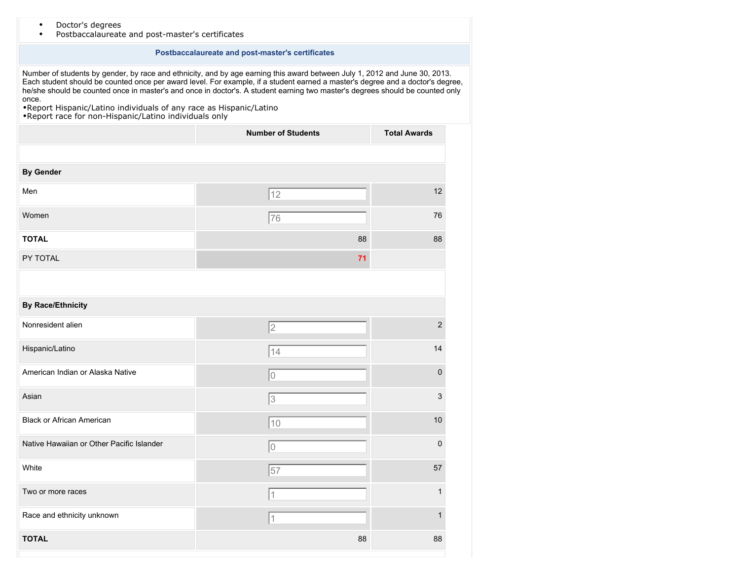- Doctor's degrees
- Postbaccalaureate and post-master's certificates

## Postbaccalaureate and post-master's certificates

Number of students by gender, by race and ethnicity, and by age earning this award between July 1, 2012 and June 30, 2013. Each student should be counted once per award level. For example, if a student earned a master's degree and a doctor's degree, he/she should be counted once in master's and once in doctor's. A student earning two master's degrees should be counted only once.

•Report Hispanic/Latino individuals of any race as Hispanic/Latino
•Report race for non-Hispanic/Latino individuals only

| | Number of Students | Total Awards |
|---|---|---|
| | | |
| **By Gender** | | |
| Men | 12 | 12 |
| Women | 76 | 76 |
| **TOTAL** | 88 | 88 |
| PY TOTAL | 71 | |
| | | |
| **By Race/Ethnicity** | | |
| Nonresident alien | 2 | 2 |
| Hispanic/Latino | 14 | 14 |
| American Indian or Alaska Native | 0 | 0 |
| Asian | 3 | 3 |
| Black or African American | 10 | 10 |
| Native Hawaiian or Other Pacific Islander | 0 | 0 |
| White | 57 | 57 |
| Two or more races | 1 | 1 |
| Race and ethnicity unknown | 1 | 1 |
| **TOTAL** | 88 | 88 |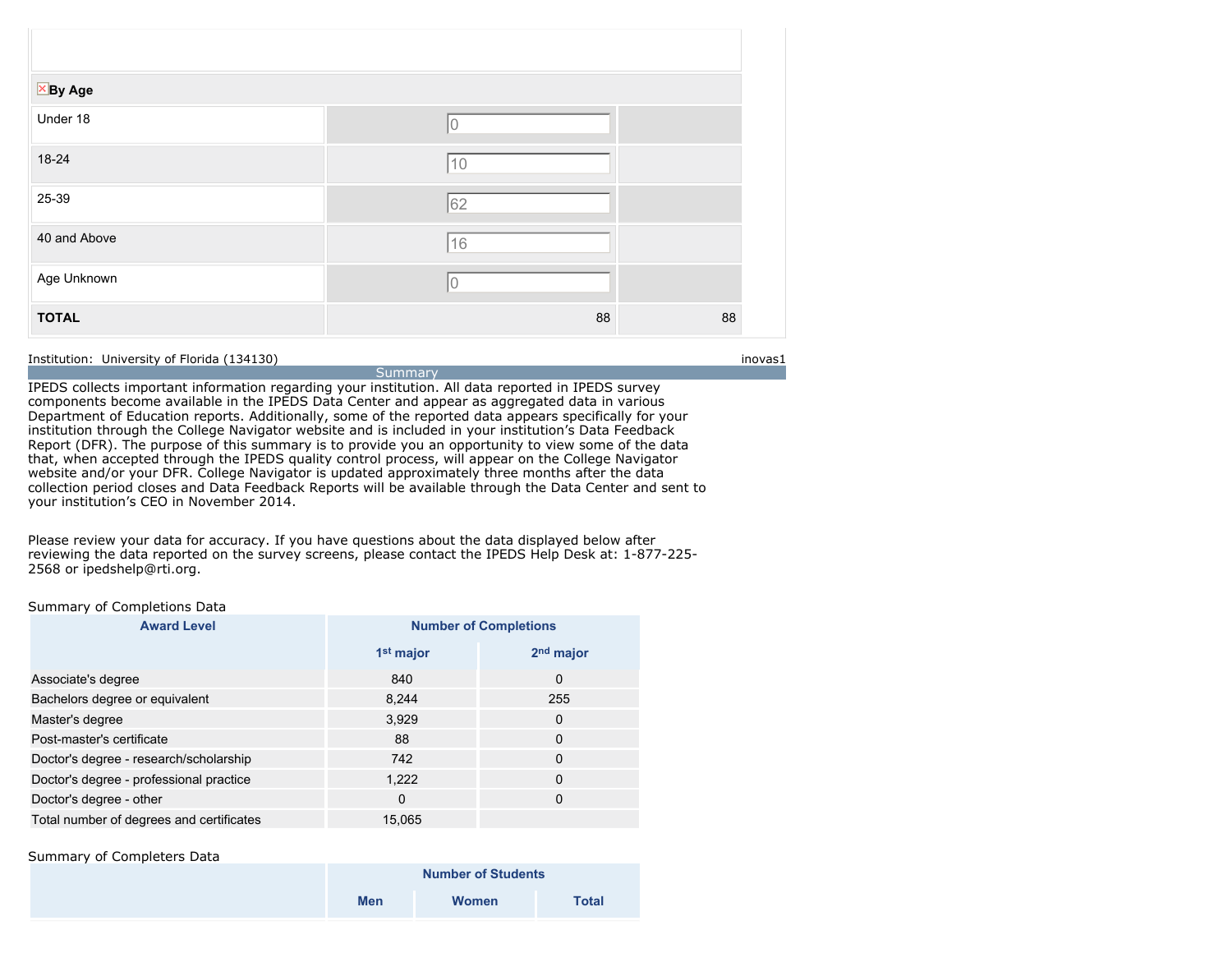### By Age

| | | |
|---|---|---|
| Under 18 | 0 | |
| 18-24 | 10 | |
| 25-39 | 62 | |
| 40 and Above | 16 | |
| Age Unknown | 0 | |
| **TOTAL** | 88 | 88 |

Institution: University of Florida (134130) inovas1

## Summary

IPEDS collects important information regarding your institution. All data reported in IPEDS survey components become available in the IPEDS Data Center and appear as aggregated data in various Department of Education reports. Additionally, some of the reported data appears specifically for your institution through the College Navigator website and is included in your institution's Data Feedback Report (DFR). The purpose of this summary is to provide you an opportunity to view some of the data that, when accepted through the IPEDS quality control process, will appear on the College Navigator website and/or your DFR. College Navigator is updated approximately three months after the data collection period closes and Data Feedback Reports will be available through the Data Center and sent to your institution's CEO in November 2014.

Please review your data for accuracy. If you have questions about the data displayed below after reviewing the data reported on the survey screens, please contact the IPEDS Help Desk at: 1-877-225-2568 or ipedshelp@rti.org.

Summary of Completions Data

| Award Level | Number of Completions | |
|---|---|---|
| | 1st major | 2nd major |
| Associate's degree | 840 | 0 |
| Bachelors degree or equivalent | 8,244 | 255 |
| Master's degree | 3,929 | 0 |
| Post-master's certificate | 88 | 0 |
| Doctor's degree - research/scholarship | 742 | 0 |
| Doctor's degree - professional practice | 1,222 | 0 |
| Doctor's degree - other | 0 | 0 |
| Total number of degrees and certificates | 15,065 | |

Summary of Completers Data

| | Number of Students | | |
|---|---|---|---|
| | Men | Women | Total |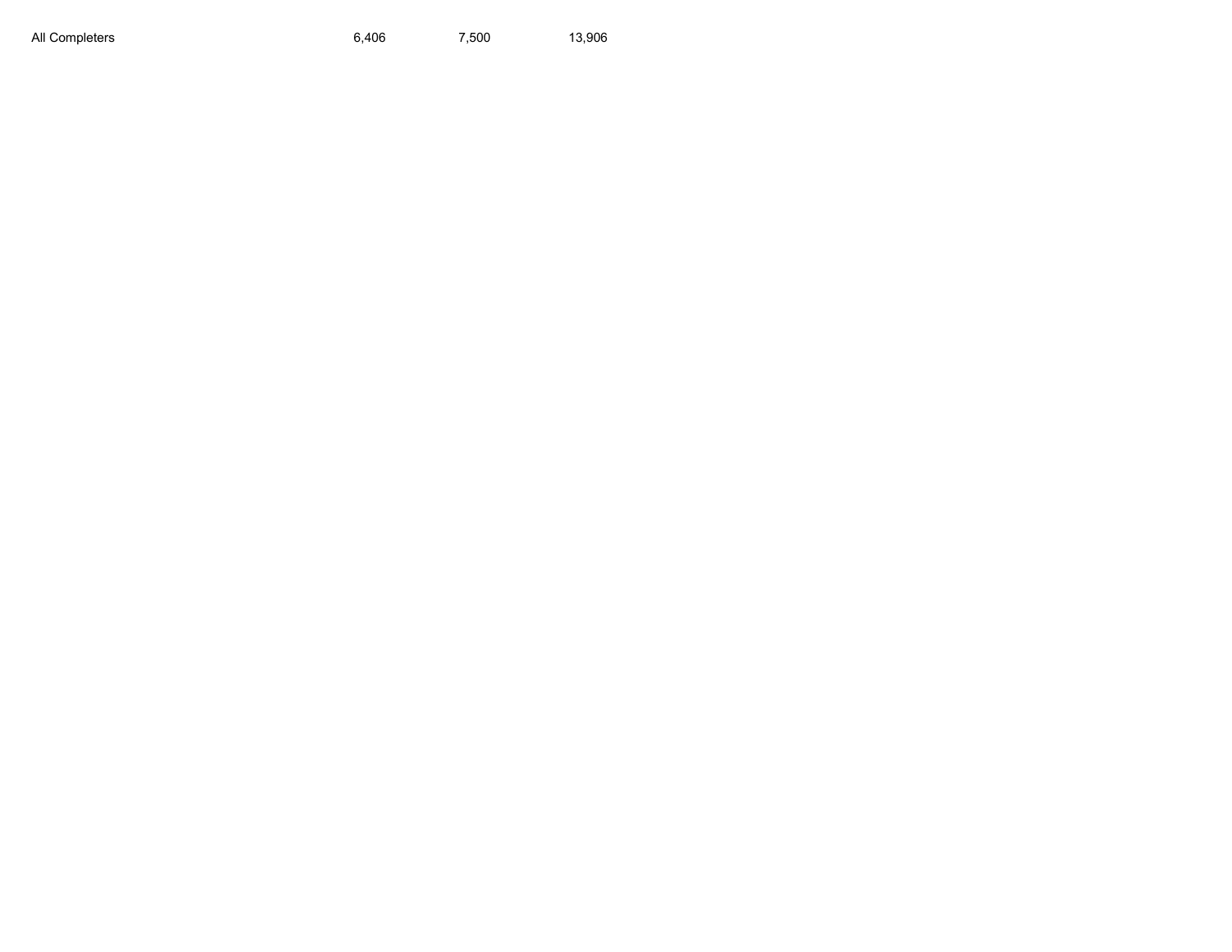| | | | |
|---|---|---|---|
| All Completers | 6,406 | 7,500 | 13,906 |